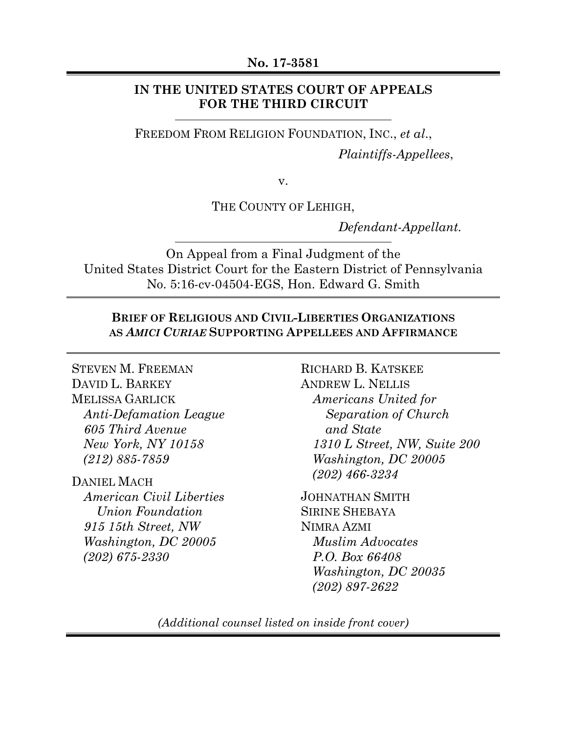**No. 17-3581**

---

**IN THE UNITED STATES COURT OF APPEALS FOR THE THIRD CIRCUIT**

---

FREEDOM FROM RELIGION FOUNDATION, INC., *et al.*,

*Plaintiffs-Appellees*,

v.

THE COUNTY OF LEHIGH,

*Defendant-Appellant.*

---

On Appeal from a Final Judgment of the United States District Court for the Eastern District of Pennsylvania No. 5:16-cv-04504-EGS, Hon. Edward G. Smith

---

**BRIEF OF RELIGIOUS AND CIVIL-LIBERTIES ORGANIZATIONS AS *AMICI CURIAE* SUPPORTING APPELLEES AND AFFIRMANCE**

---

STEVEN M. FREEMAN
DAVID L. BARKEY
MELISSA GARLICK
*Anti-Defamation League*
*605 Third Avenue*
*New York, NY 10158*
*(212) 885-7859*

DANIEL MACH
*American Civil Liberties Union Foundation*
*915 15th Street, NW*
*Washington, DC 20005*
*(202) 675-2330*

RICHARD B. KATSKEE
ANDREW L. NELLIS
*Americans United for Separation of Church and State*
*1310 L Street, NW, Suite 200*
*Washington, DC 20005*
*(202) 466-3234*

JOHNATHAN SMITH
SIRINE SHEBAYA
NIMRA AZMI
*Muslim Advocates*
*P.O. Box 66408*
*Washington, DC 20035*
*(202) 897-2622*

*(Additional counsel listed on inside front cover)*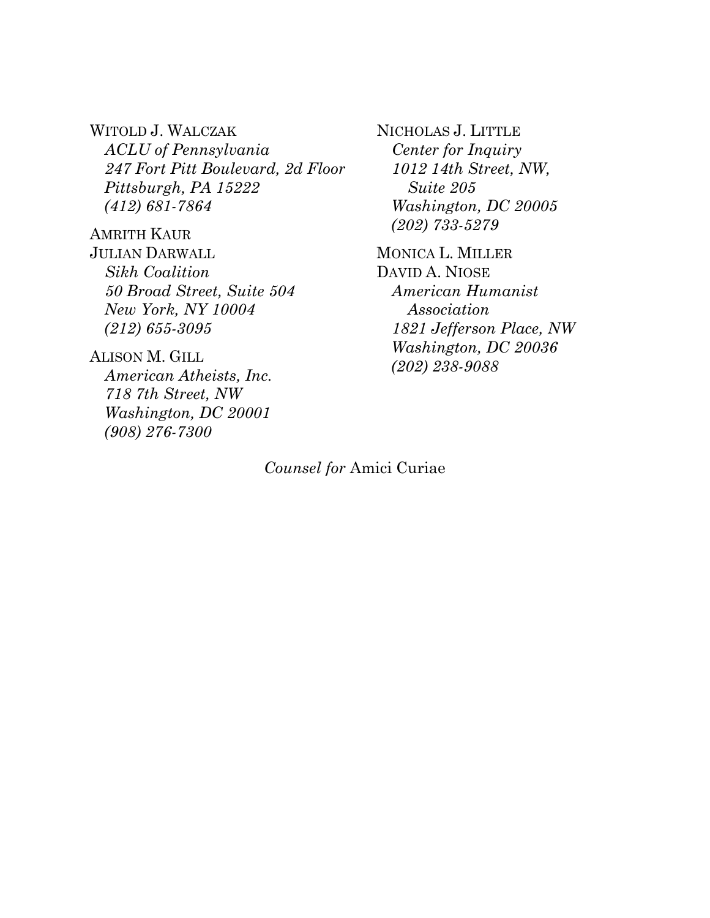WITOLD J. WALCZAK
*ACLU of Pennsylvania*
*247 Fort Pitt Boulevard, 2d Floor*
*Pittsburgh, PA 15222*
*(412) 681-7864*

AMRITH KAUR
JULIAN DARWALL
*Sikh Coalition*
*50 Broad Street, Suite 504*
*New York, NY 10004*
*(212) 655-3095*

ALISON M. GILL
*American Atheists, Inc.*
*718 7th Street, NW*
*Washington, DC 20001*
*(908) 276-7300*

NICHOLAS J. LITTLE
*Center for Inquiry*
*1012 14th Street, NW,*
*Suite 205*
*Washington, DC 20005*
*(202) 733-5279*

MONICA L. MILLER
DAVID A. NIOSE
*American Humanist Association*
*1821 Jefferson Place, NW*
*Washington, DC 20036*
*(202) 238-9088*

*Counsel for* Amici Curiae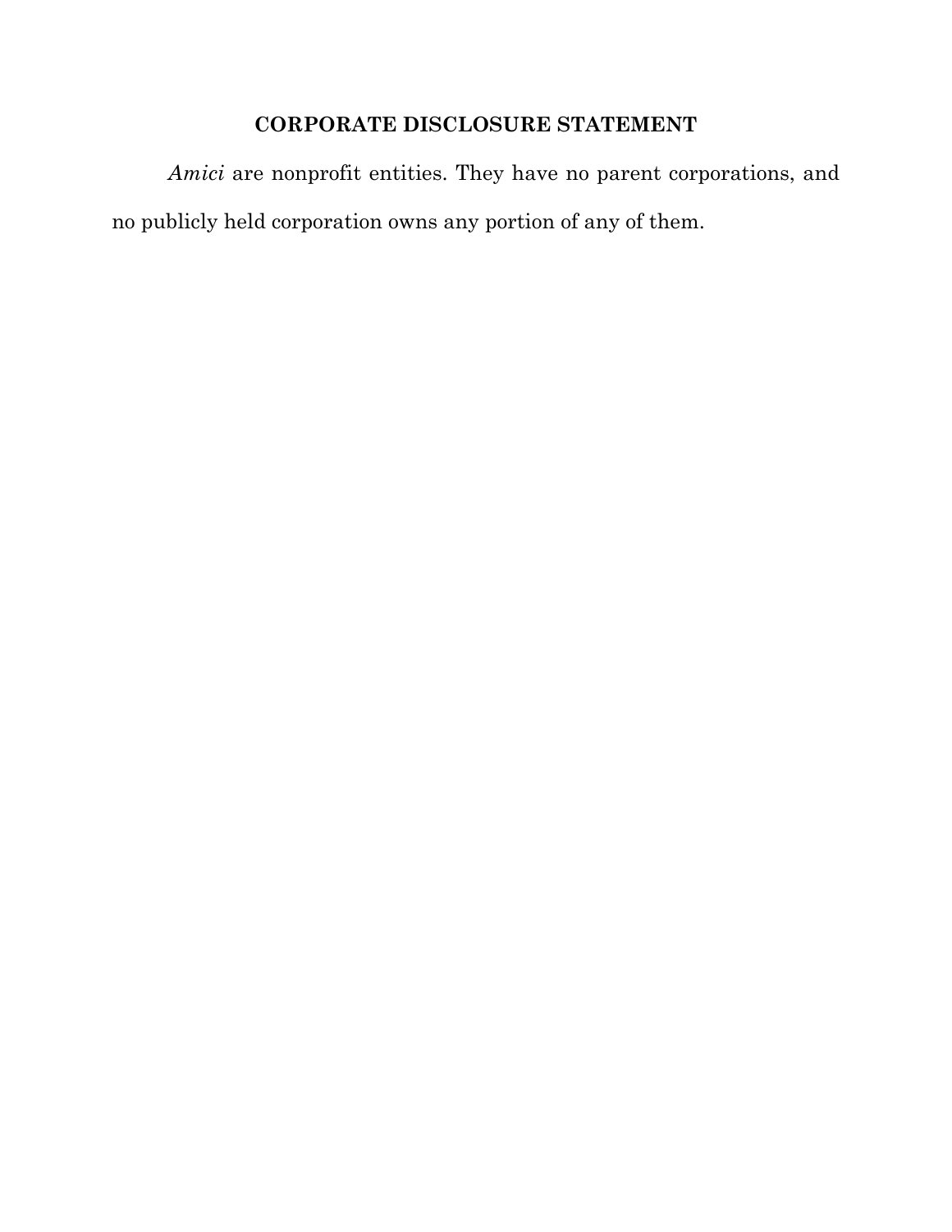## CORPORATE DISCLOSURE STATEMENT

*Amici* are nonprofit entities. They have no parent corporations, and no publicly held corporation owns any portion of any of them.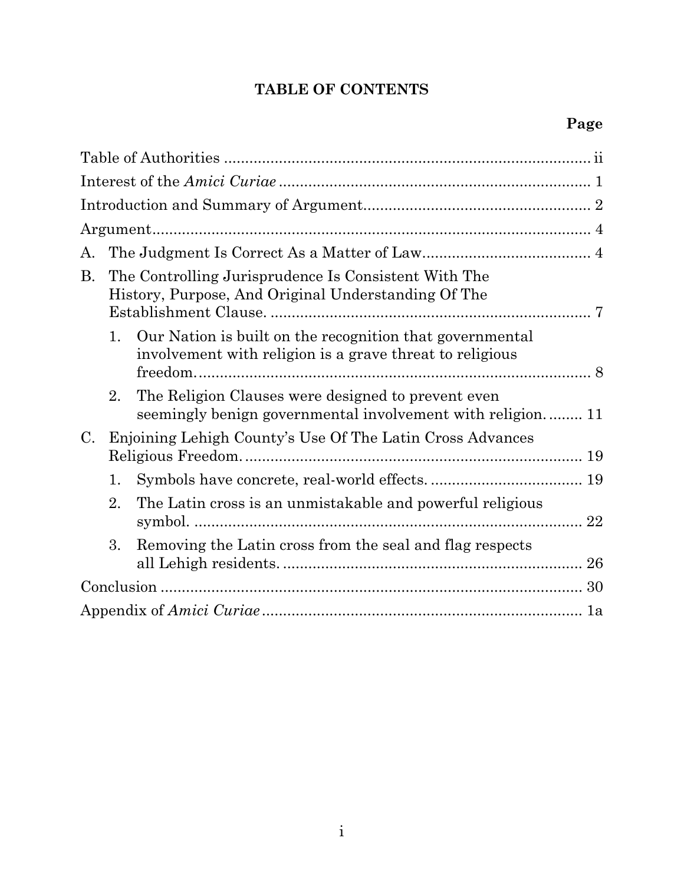# TABLE OF CONTENTS

| | Page |
|---|---|
| Table of Authorities | ii |
| Interest of the *Amici Curiae* | 1 |
| Introduction and Summary of Argument | 2 |
| Argument | 4 |
| A. The Judgment Is Correct As a Matter of Law | 4 |
| B. The Controlling Jurisprudence Is Consistent With The History, Purpose, And Original Understanding Of The Establishment Clause. | 7 |
| 1. Our Nation is built on the recognition that governmental involvement with religion is a grave threat to religious freedom. | 8 |
| 2. The Religion Clauses were designed to prevent even seemingly benign governmental involvement with religion. | 11 |
| C. Enjoining Lehigh County's Use Of The Latin Cross Advances Religious Freedom. | 19 |
| 1. Symbols have concrete, real-world effects. | 19 |
| 2. The Latin cross is an unmistakable and powerful religious symbol. | 22 |
| 3. Removing the Latin cross from the seal and flag respects all Lehigh residents. | 26 |
| Conclusion | 30 |
| Appendix of *Amici Curiae* | 1a |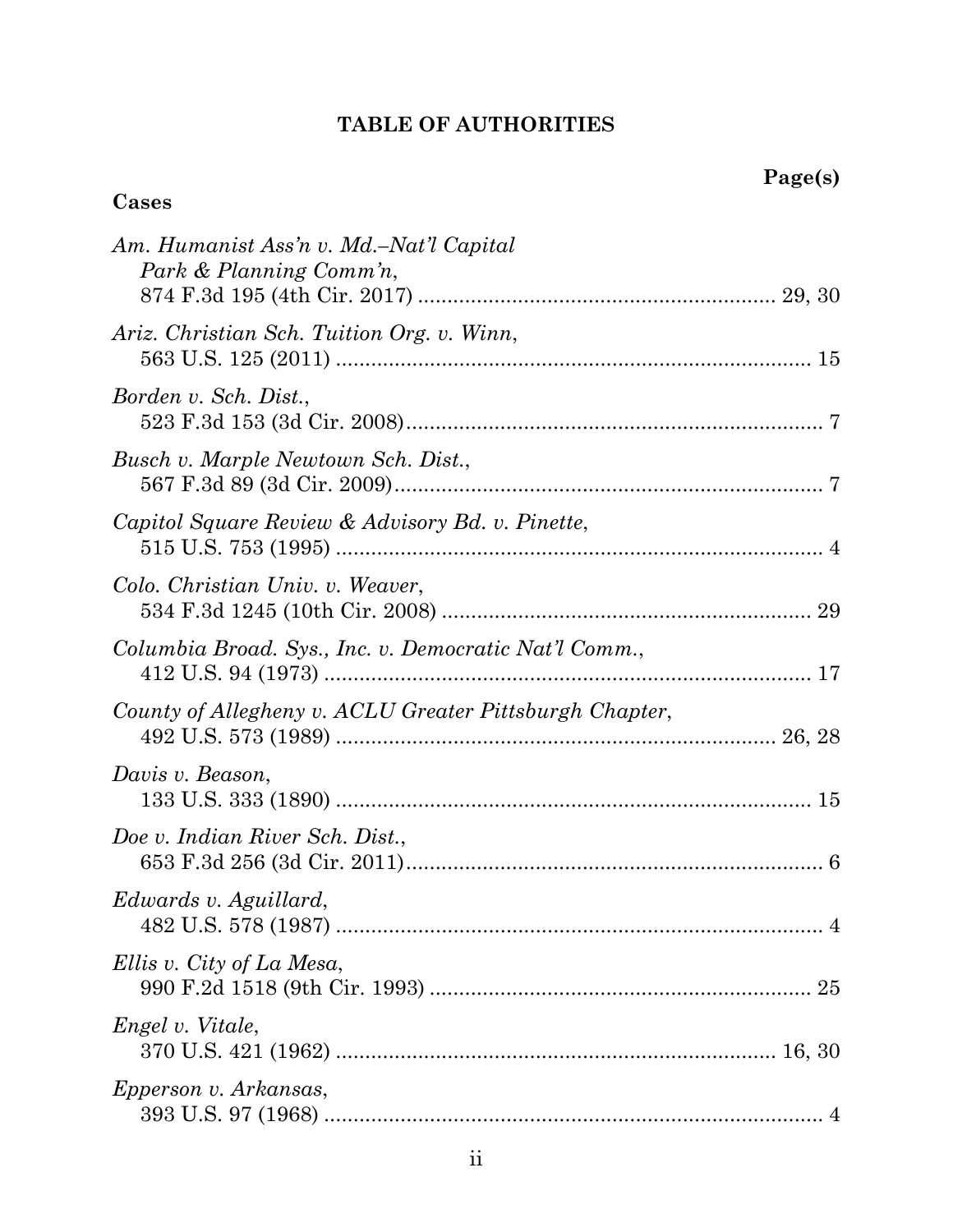## TABLE OF AUTHORITIES

**Page(s)**

### Cases

*Am. Humanist Ass'n v. Md.–Nat'l Capital Park & Planning Comm'n*, 874 F.3d 195 (4th Cir. 2017) ............ 29, 30

*Ariz. Christian Sch. Tuition Org. v. Winn*, 563 U.S. 125 (2011) ............ 15

*Borden v. Sch. Dist.*, 523 F.3d 153 (3d Cir. 2008) ............ 7

*Busch v. Marple Newtown Sch. Dist.*, 567 F.3d 89 (3d Cir. 2009) ............ 7

*Capitol Square Review & Advisory Bd. v. Pinette*, 515 U.S. 753 (1995) ............ 4

*Colo. Christian Univ. v. Weaver*, 534 F.3d 1245 (10th Cir. 2008) ............ 29

*Columbia Broad. Sys., Inc. v. Democratic Nat'l Comm.*, 412 U.S. 94 (1973) ............ 17

*County of Allegheny v. ACLU Greater Pittsburgh Chapter*, 492 U.S. 573 (1989) ............ 26, 28

*Davis v. Beason*, 133 U.S. 333 (1890) ............ 15

*Doe v. Indian River Sch. Dist.*, 653 F.3d 256 (3d Cir. 2011) ............ 6

*Edwards v. Aguillard*, 482 U.S. 578 (1987) ............ 4

*Ellis v. City of La Mesa*, 990 F.2d 1518 (9th Cir. 1993) ............ 25

*Engel v. Vitale*, 370 U.S. 421 (1962) ............ 16, 30

*Epperson v. Arkansas*, 393 U.S. 97 (1968) ............ 4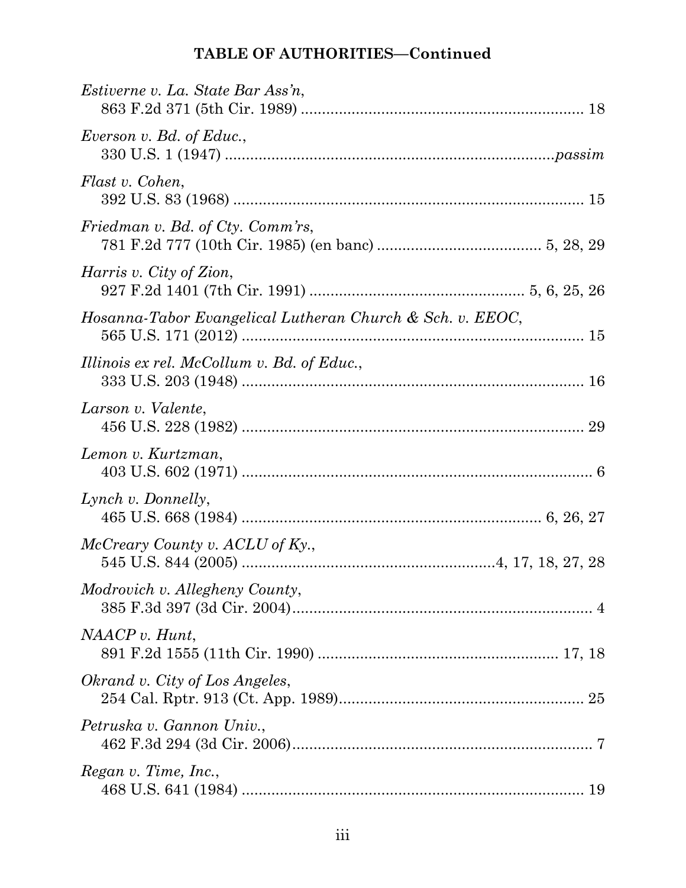**TABLE OF AUTHORITIES—Continued**

*Estiverne v. La. State Bar Ass'n*,
863 F.2d 371 (5th Cir. 1989) .................................................................. 18

*Everson v. Bd. of Educ.*,
330 U.S. 1 (1947) .............................................................................*passim*

*Flast v. Cohen*,
392 U.S. 83 (1968) .................................................................................. 15

*Friedman v. Bd. of Cty. Comm'rs*,
781 F.2d 777 (10th Cir. 1985) (en banc) ....................................... 5, 28, 29

*Harris v. City of Zion*,
927 F.2d 1401 (7th Cir. 1991) .................................................. 5, 6, 25, 26

*Hosanna-Tabor Evangelical Lutheran Church & Sch. v. EEOC*,
565 U.S. 171 (2012) ................................................................................ 15

*Illinois ex rel. McCollum v. Bd. of Educ.*,
333 U.S. 203 (1948) ................................................................................ 16

*Larson v. Valente*,
456 U.S. 228 (1982) ................................................................................ 29

*Lemon v. Kurtzman*,
403 U.S. 602 (1971) .................................................................................. 6

*Lynch v. Donnelly*,
465 U.S. 668 (1984) ...................................................................... 6, 26, 27

*McCreary County v. ACLU of Ky.*,
545 U.S. 844 (2005) .........................................................4, 17, 18, 27, 28

*Modrovich v. Allegheny County*,
385 F.3d 397 (3d Cir. 2004)....................................................................... 4

*NAACP v. Hunt*,
891 F.2d 1555 (11th Cir. 1990) ........................................................ 17, 18

*Okrand v. City of Los Angeles*,
254 Cal. Rptr. 913 (Ct. App. 1989)........................................................... 25

*Petruska v. Gannon Univ.*,
462 F.3d 294 (3d Cir. 2006)....................................................................... 7

*Regan v. Time, Inc.*,
468 U.S. 641 (1984) ................................................................................ 19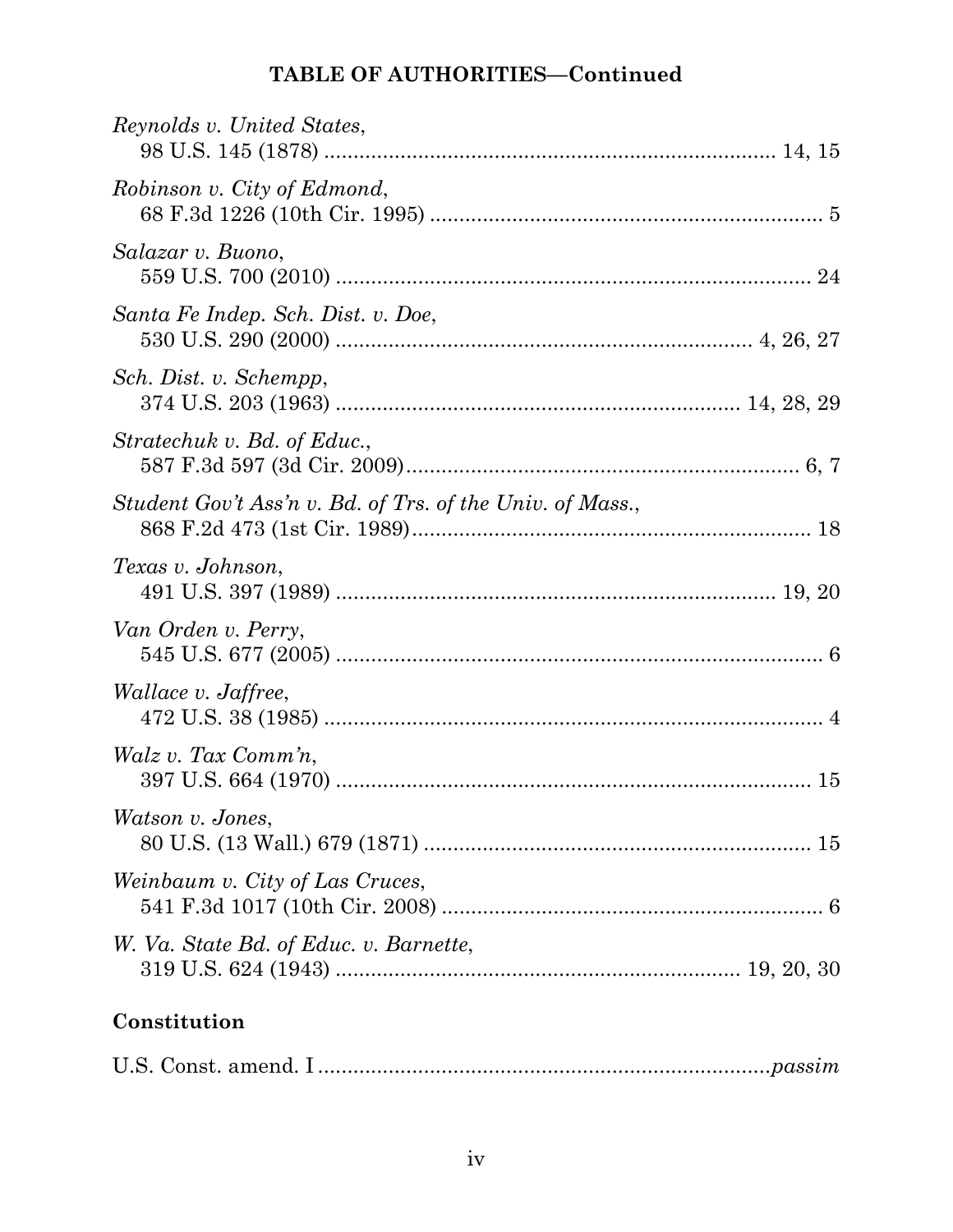**TABLE OF AUTHORITIES—Continued**

*Reynolds v. United States*,
98 U.S. 145 (1878) ........................................................................ 14, 15

*Robinson v. City of Edmond*,
68 F.3d 1226 (10th Cir. 1995) .................................................................. 5

*Salazar v. Buono*,
559 U.S. 700 (2010) ................................................................................ 24

*Santa Fe Indep. Sch. Dist. v. Doe*,
530 U.S. 290 (2000) ...................................................................... 4, 26, 27

*Sch. Dist. v. Schempp*,
374 U.S. 203 (1963) .................................................................... 14, 28, 29

*Stratechuk v. Bd. of Educ.*,
587 F.3d 597 (3d Cir. 2009)................................................................... 6, 7

*Student Gov't Ass'n v. Bd. of Trs. of the Univ. of Mass.*,
868 F.2d 473 (1st Cir. 1989).................................................................... 18

*Texas v. Johnson*,
491 U.S. 397 (1989) .......................................................................... 19, 20

*Van Orden v. Perry*,
545 U.S. 677 (2005) .................................................................................. 6

*Wallace v. Jaffree*,
472 U.S. 38 (1985) .................................................................................... 4

*Walz v. Tax Comm'n*,
397 U.S. 664 (1970) ................................................................................ 15

*Watson v. Jones*,
80 U.S. (13 Wall.) 679 (1871) ................................................................. 15

*Weinbaum v. City of Las Cruces*,
541 F.3d 1017 (10th Cir. 2008) ................................................................. 6

*W. Va. State Bd. of Educ. v. Barnette*,
319 U.S. 624 (1943) .................................................................... 19, 20, 30

**Constitution**

U.S. Const. amend. I ............................................................................*passim*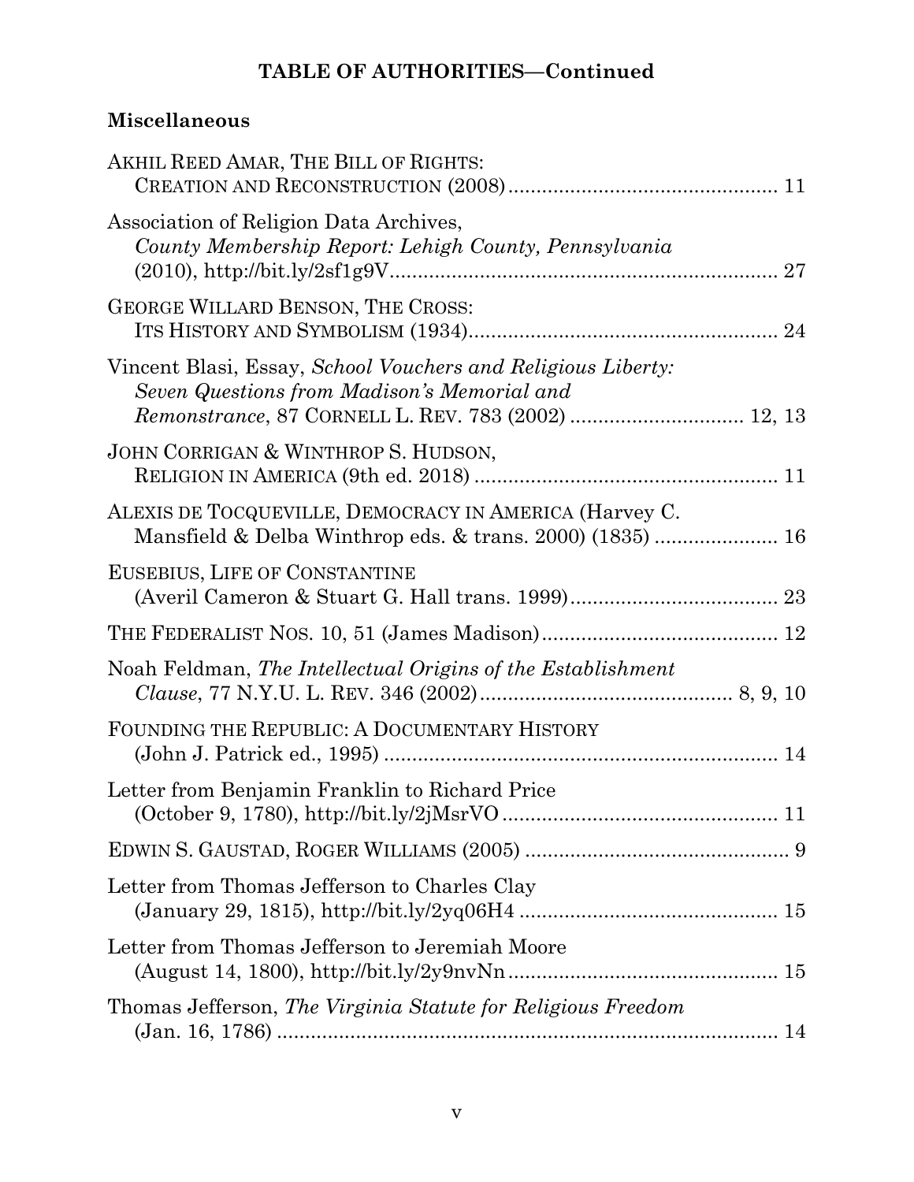## TABLE OF AUTHORITIES—Continued

### Miscellaneous

AKHIL REED AMAR, THE BILL OF RIGHTS: CREATION AND RECONSTRUCTION (2008) ........................................ 11

Association of Religion Data Archives, *County Membership Report: Lehigh County, Pennsylvania* (2010), http://bit.ly/2sf1g9V ........................................ 27

GEORGE WILLARD BENSON, THE CROSS: ITS HISTORY AND SYMBOLISM (1934) ........................................ 24

Vincent Blasi, Essay, *School Vouchers and Religious Liberty: Seven Questions from Madison's Memorial and Remonstrance*, 87 CORNELL L. REV. 783 (2002) ........................................ 12, 13

JOHN CORRIGAN & WINTHROP S. HUDSON, RELIGION IN AMERICA (9th ed. 2018) ........................................ 11

ALEXIS DE TOCQUEVILLE, DEMOCRACY IN AMERICA (Harvey C. Mansfield & Delba Winthrop eds. & trans. 2000) (1835) ........................................ 16

EUSEBIUS, LIFE OF CONSTANTINE (Averil Cameron & Stuart G. Hall trans. 1999) ........................................ 23

THE FEDERALIST NOS. 10, 51 (James Madison) ........................................ 12

Noah Feldman, *The Intellectual Origins of the Establishment Clause*, 77 N.Y.U. L. REV. 346 (2002) ........................................ 8, 9, 10

FOUNDING THE REPUBLIC: A DOCUMENTARY HISTORY (John J. Patrick ed., 1995) ........................................ 14

Letter from Benjamin Franklin to Richard Price (October 9, 1780), http://bit.ly/2jMsrVO ........................................ 11

EDWIN S. GAUSTAD, ROGER WILLIAMS (2005) ........................................ 9

Letter from Thomas Jefferson to Charles Clay (January 29, 1815), http://bit.ly/2yq06H4 ........................................ 15

Letter from Thomas Jefferson to Jeremiah Moore (August 14, 1800), http://bit.ly/2y9nvNn ........................................ 15

Thomas Jefferson, *The Virginia Statute for Religious Freedom* (Jan. 16, 1786) ........................................ 14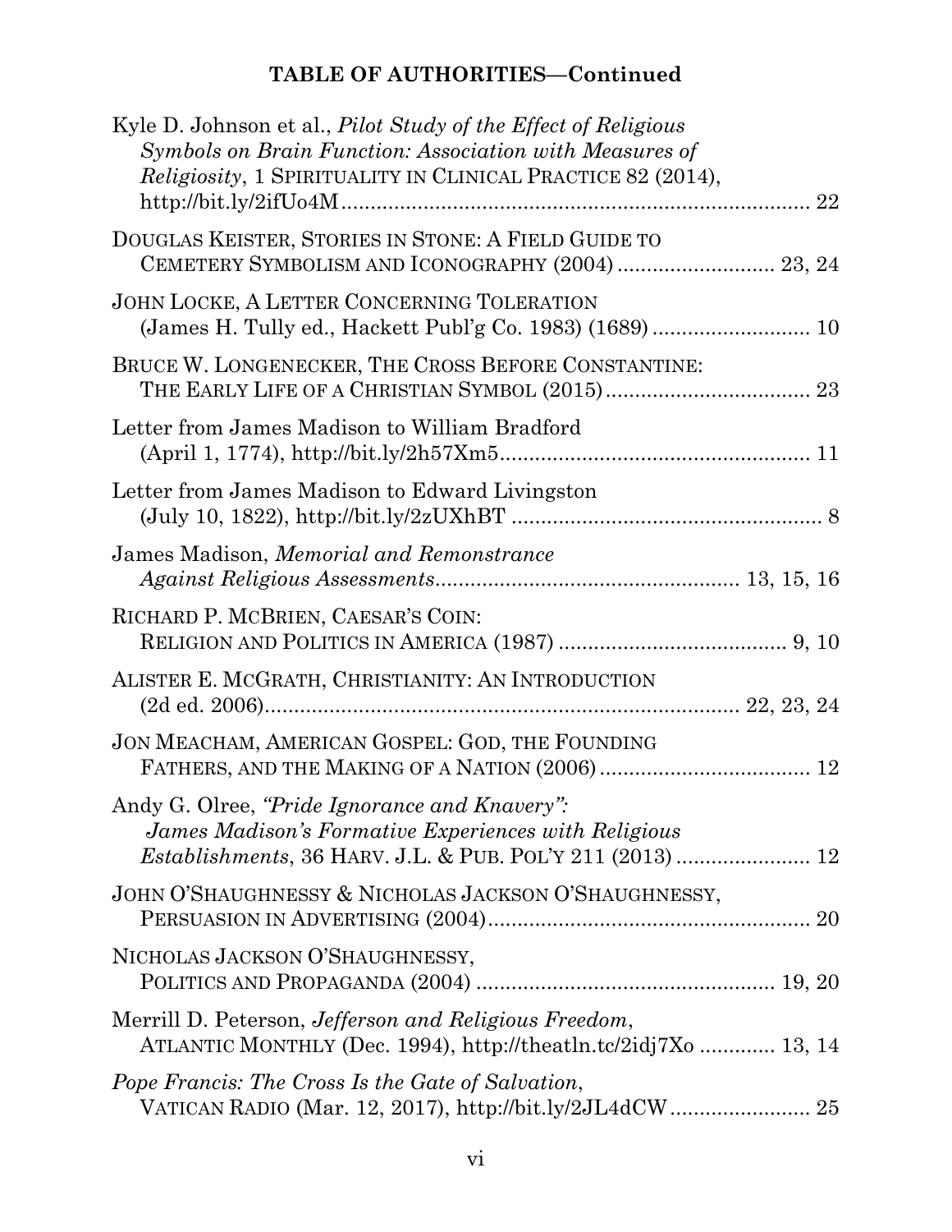## TABLE OF AUTHORITIES—Continued

Kyle D. Johnson et al., *Pilot Study of the Effect of Religious Symbols on Brain Function: Association with Measures of Religiosity*, 1 SPIRITUALITY IN CLINICAL PRACTICE 82 (2014), http://bit.ly/2ifUo4M ........................................ 22

DOUGLAS KEISTER, STORIES IN STONE: A FIELD GUIDE TO CEMETERY SYMBOLISM AND ICONOGRAPHY (2004) ........................ 23, 24

JOHN LOCKE, A LETTER CONCERNING TOLERATION (James H. Tully ed., Hackett Publ'g Co. 1983) (1689) ........................ 10

BRUCE W. LONGENECKER, THE CROSS BEFORE CONSTANTINE: THE EARLY LIFE OF A CHRISTIAN SYMBOL (2015) ........................ 23

Letter from James Madison to William Bradford (April 1, 1774), http://bit.ly/2h57Xm5 ........................ 11

Letter from James Madison to Edward Livingston (July 10, 1822), http://bit.ly/2zUXhBT ........................ 8

James Madison, *Memorial and Remonstrance Against Religious Assessments* ........................ 13, 15, 16

RICHARD P. MCBRIEN, CAESAR'S COIN: RELIGION AND POLITICS IN AMERICA (1987) ........................ 9, 10

ALISTER E. MCGRATH, CHRISTIANITY: AN INTRODUCTION (2d ed. 2006) ........................ 22, 23, 24

JON MEACHAM, AMERICAN GOSPEL: GOD, THE FOUNDING FATHERS, AND THE MAKING OF A NATION (2006) ........................ 12

Andy G. Olree, *"Pride Ignorance and Knavery": James Madison's Formative Experiences with Religious Establishments*, 36 HARV. J.L. & PUB. POL'Y 211 (2013) ........................ 12

JOHN O'SHAUGHNESSY & NICHOLAS JACKSON O'SHAUGHNESSY, PERSUASION IN ADVERTISING (2004) ........................ 20

NICHOLAS JACKSON O'SHAUGHNESSY, POLITICS AND PROPAGANDA (2004) ........................ 19, 20

Merrill D. Peterson, *Jefferson and Religious Freedom*, ATLANTIC MONTHLY (Dec. 1994), http://theatln.tc/2idj7Xo ........................ 13, 14

*Pope Francis: The Cross Is the Gate of Salvation*, VATICAN RADIO (Mar. 12, 2017), http://bit.ly/2JL4dCW ........................ 25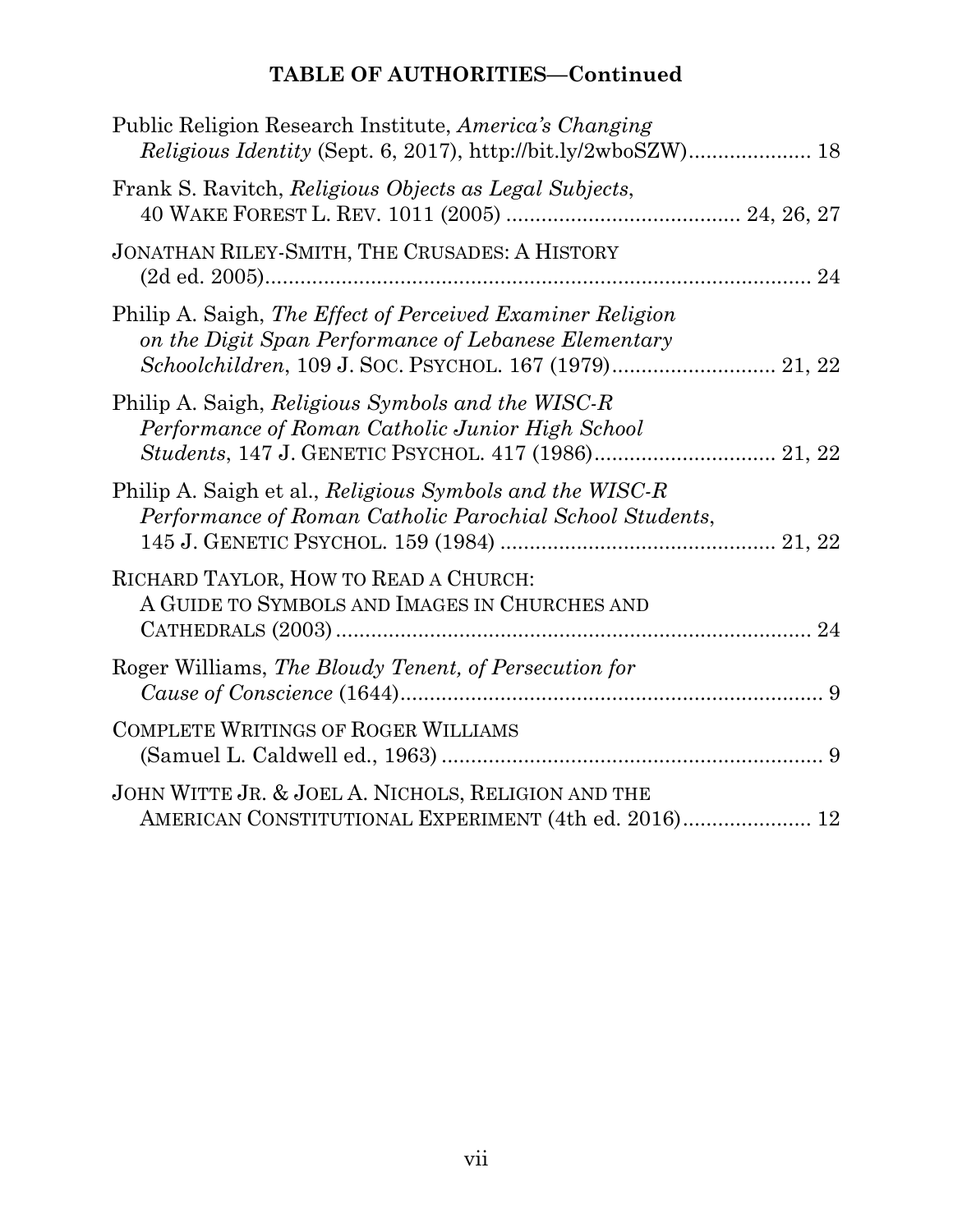**TABLE OF AUTHORITIES—Continued**

Public Religion Research Institute, *America's Changing Religious Identity* (Sept. 6, 2017), http://bit.ly/2wboSZW).................... 18

Frank S. Ravitch, *Religious Objects as Legal Subjects*, 40 WAKE FOREST L. REV. 1011 (2005) ........................................ 24, 26, 27

JONATHAN RILEY-SMITH, THE CRUSADES: A HISTORY (2d ed. 2005)............................................................................................ 24

Philip A. Saigh, *The Effect of Perceived Examiner Religion on the Digit Span Performance of Lebanese Elementary Schoolchildren*, 109 J. SOC. PSYCHOL. 167 (1979)............................ 21, 22

Philip A. Saigh, *Religious Symbols and the WISC-R Performance of Roman Catholic Junior High School Students*, 147 J. GENETIC PSYCHOL. 417 (1986)............................... 21, 22

Philip A. Saigh et al., *Religious Symbols and the WISC-R Performance of Roman Catholic Parochial School Students*, 145 J. GENETIC PSYCHOL. 159 (1984) ............................................... 21, 22

RICHARD TAYLOR, HOW TO READ A CHURCH: A GUIDE TO SYMBOLS AND IMAGES IN CHURCHES AND CATHEDRALS (2003) ................................................................................ 24

Roger Williams, *The Bloudy Tenent, of Persecution for Cause of Conscience* (1644)........................................................................ 9

COMPLETE WRITINGS OF ROGER WILLIAMS (Samuel L. Caldwell ed., 1963) ................................................................. 9

JOHN WITTE JR. & JOEL A. NICHOLS, RELIGION AND THE AMERICAN CONSTITUTIONAL EXPERIMENT (4th ed. 2016)...................... 12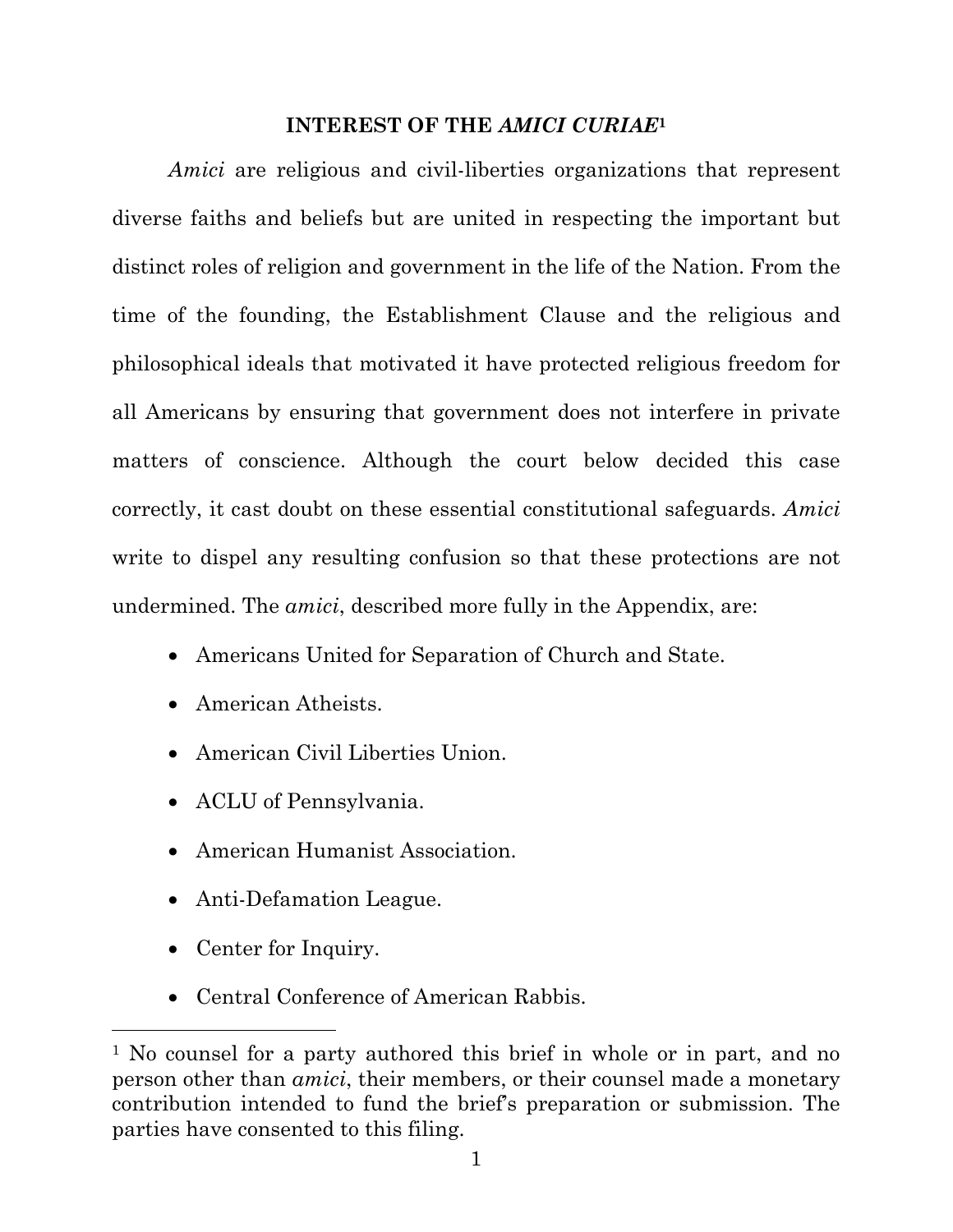## INTEREST OF THE *AMICI CURIAE*[1]

*Amici* are religious and civil-liberties organizations that represent diverse faiths and beliefs but are united in respecting the important but distinct roles of religion and government in the life of the Nation. From the time of the founding, the Establishment Clause and the religious and philosophical ideals that motivated it have protected religious freedom for all Americans by ensuring that government does not interfere in private matters of conscience. Although the court below decided this case correctly, it cast doubt on these essential constitutional safeguards. *Amici* write to dispel any resulting confusion so that these protections are not undermined. The *amici*, described more fully in the Appendix, are:

- Americans United for Separation of Church and State.
- American Atheists.
- American Civil Liberties Union.
- ACLU of Pennsylvania.
- American Humanist Association.
- Anti-Defamation League.
- Center for Inquiry.
- Central Conference of American Rabbis.

---

[1] No counsel for a party authored this brief in whole or in part, and no person other than *amici*, their members, or their counsel made a monetary contribution intended to fund the brief's preparation or submission. The parties have consented to this filing.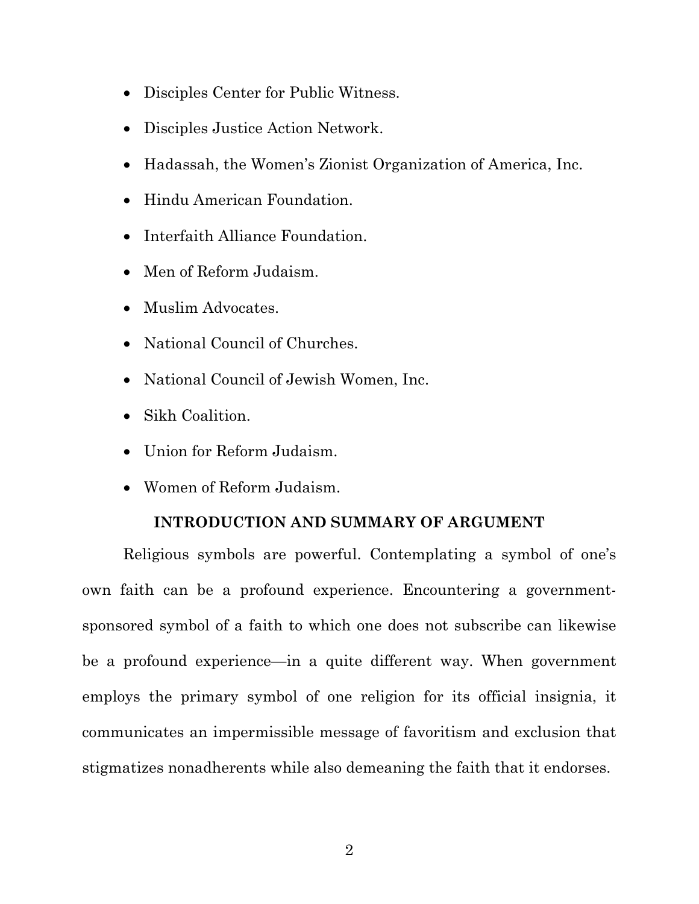- Disciples Center for Public Witness.
- Disciples Justice Action Network.
- Hadassah, the Women's Zionist Organization of America, Inc.
- Hindu American Foundation.
- Interfaith Alliance Foundation.
- Men of Reform Judaism.
- Muslim Advocates.
- National Council of Churches.
- National Council of Jewish Women, Inc.
- Sikh Coalition.
- Union for Reform Judaism.
- Women of Reform Judaism.

## INTRODUCTION AND SUMMARY OF ARGUMENT

Religious symbols are powerful. Contemplating a symbol of one's own faith can be a profound experience. Encountering a government-sponsored symbol of a faith to which one does not subscribe can likewise be a profound experience—in a quite different way. When government employs the primary symbol of one religion for its official insignia, it communicates an impermissible message of favoritism and exclusion that stigmatizes nonadherents while also demeaning the faith that it endorses.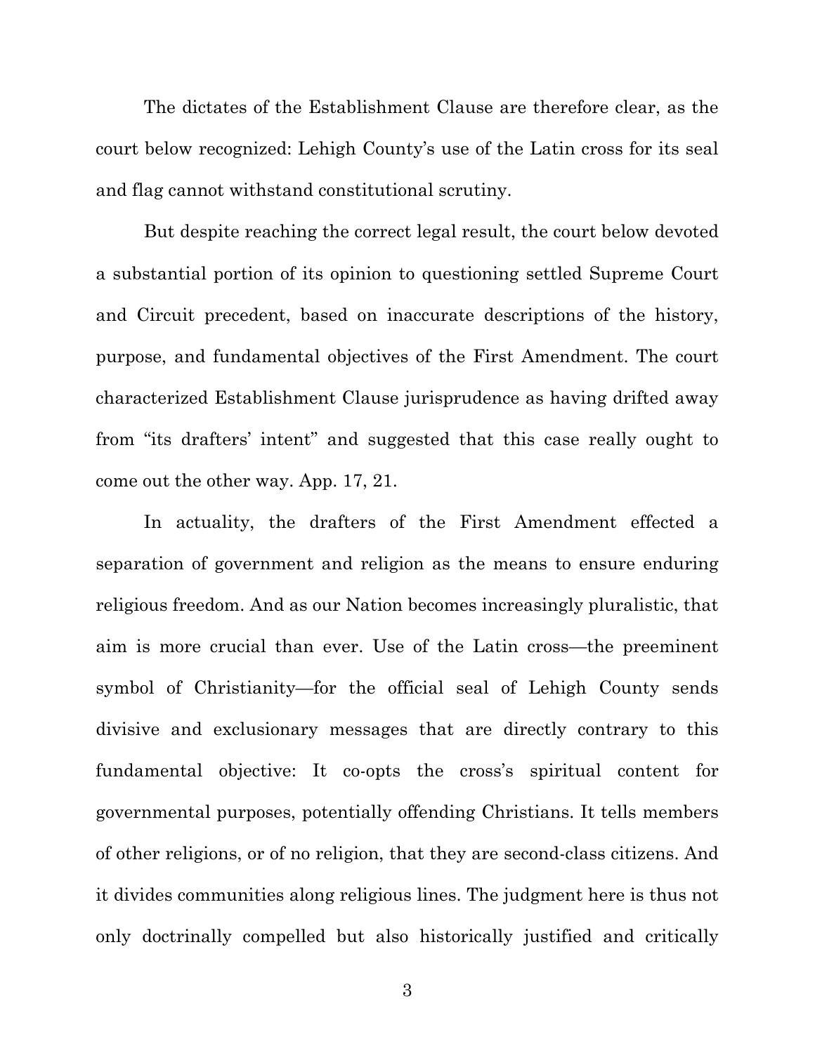The dictates of the Establishment Clause are therefore clear, as the court below recognized: Lehigh County's use of the Latin cross for its seal and flag cannot withstand constitutional scrutiny.

But despite reaching the correct legal result, the court below devoted a substantial portion of its opinion to questioning settled Supreme Court and Circuit precedent, based on inaccurate descriptions of the history, purpose, and fundamental objectives of the First Amendment. The court characterized Establishment Clause jurisprudence as having drifted away from "its drafters' intent" and suggested that this case really ought to come out the other way. App. 17, 21.

In actuality, the drafters of the First Amendment effected a separation of government and religion as the means to ensure enduring religious freedom. And as our Nation becomes increasingly pluralistic, that aim is more crucial than ever. Use of the Latin cross—the preeminent symbol of Christianity—for the official seal of Lehigh County sends divisive and exclusionary messages that are directly contrary to this fundamental objective: It co-opts the cross's spiritual content for governmental purposes, potentially offending Christians. It tells members of other religions, or of no religion, that they are second-class citizens. And it divides communities along religious lines. The judgment here is thus not only doctrinally compelled but also historically justified and critically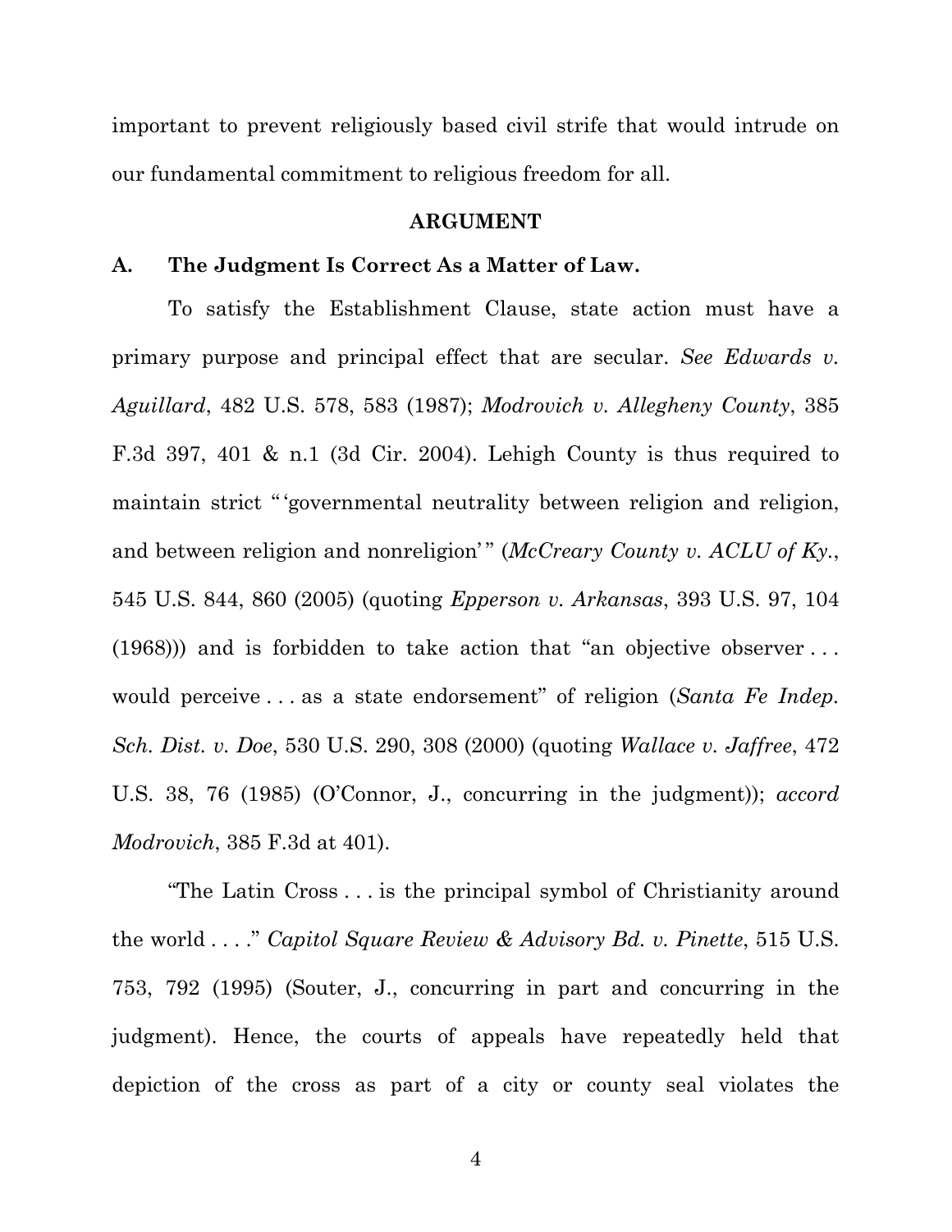important to prevent religiously based civil strife that would intrude on our fundamental commitment to religious freedom for all.

## ARGUMENT

### A. The Judgment Is Correct As a Matter of Law.

To satisfy the Establishment Clause, state action must have a primary purpose and principal effect that are secular. *See Edwards v. Aguillard*, 482 U.S. 578, 583 (1987); *Modrovich v. Allegheny County*, 385 F.3d 397, 401 & n.1 (3d Cir. 2004). Lehigh County is thus required to maintain strict "'governmental neutrality between religion and religion, and between religion and nonreligion'" (*McCreary County v. ACLU of Ky.*, 545 U.S. 844, 860 (2005) (quoting *Epperson v. Arkansas*, 393 U.S. 97, 104 (1968))) and is forbidden to take action that "an objective observer . . . would perceive . . . as a state endorsement" of religion (*Santa Fe Indep. Sch. Dist. v. Doe*, 530 U.S. 290, 308 (2000) (quoting *Wallace v. Jaffree*, 472 U.S. 38, 76 (1985) (O'Connor, J., concurring in the judgment)); *accord Modrovich*, 385 F.3d at 401).

"The Latin Cross . . . is the principal symbol of Christianity around the world . . . ." *Capitol Square Review & Advisory Bd. v. Pinette*, 515 U.S. 753, 792 (1995) (Souter, J., concurring in part and concurring in the judgment). Hence, the courts of appeals have repeatedly held that depiction of the cross as part of a city or county seal violates the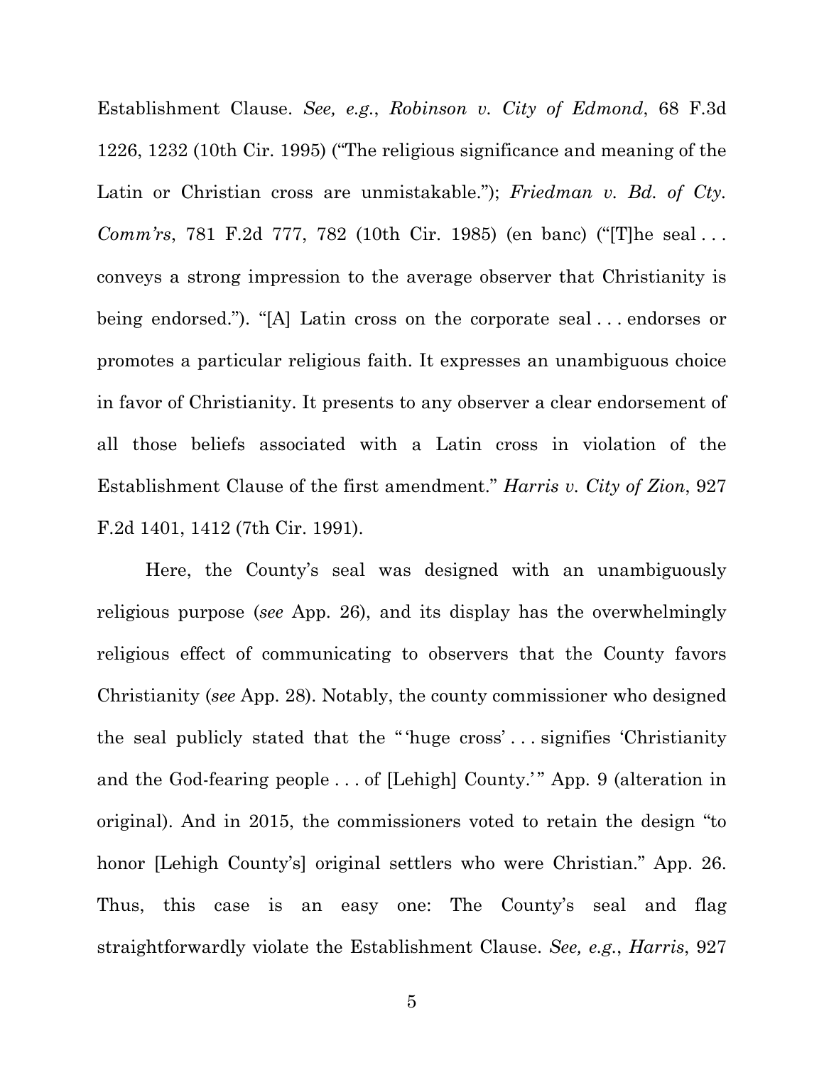Establishment Clause. *See, e.g.*, *Robinson v. City of Edmond*, 68 F.3d 1226, 1232 (10th Cir. 1995) ("The religious significance and meaning of the Latin or Christian cross are unmistakable."); *Friedman v. Bd. of Cty. Comm'rs*, 781 F.2d 777, 782 (10th Cir. 1985) (en banc) ("[T]he seal . . . conveys a strong impression to the average observer that Christianity is being endorsed."). "[A] Latin cross on the corporate seal . . . endorses or promotes a particular religious faith. It expresses an unambiguous choice in favor of Christianity. It presents to any observer a clear endorsement of all those beliefs associated with a Latin cross in violation of the Establishment Clause of the first amendment." *Harris v. City of Zion*, 927 F.2d 1401, 1412 (7th Cir. 1991).

Here, the County's seal was designed with an unambiguously religious purpose (*see* App. 26), and its display has the overwhelmingly religious effect of communicating to observers that the County favors Christianity (*see* App. 28). Notably, the county commissioner who designed the seal publicly stated that the "'huge cross' . . . signifies 'Christianity and the God-fearing people . . . of [Lehigh] County.'" App. 9 (alteration in original). And in 2015, the commissioners voted to retain the design "to honor [Lehigh County's] original settlers who were Christian." App. 26. Thus, this case is an easy one: The County's seal and flag straightforwardly violate the Establishment Clause. *See, e.g.*, *Harris*, 927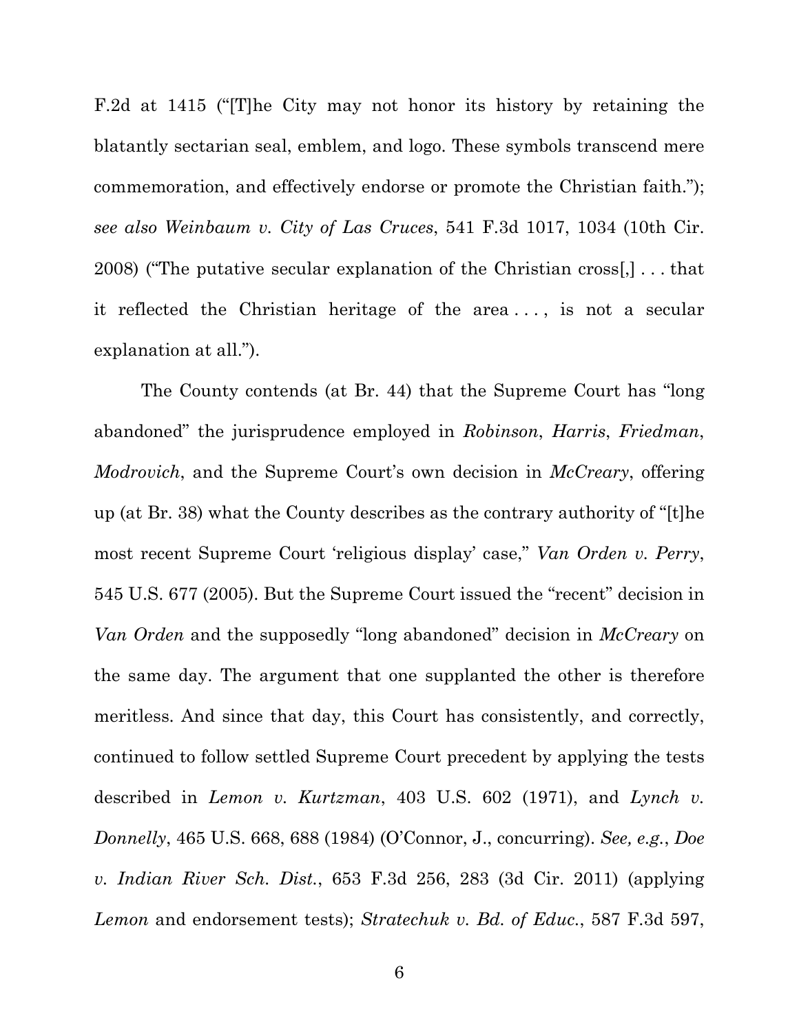F.2d at 1415 ("[T]he City may not honor its history by retaining the blatantly sectarian seal, emblem, and logo. These symbols transcend mere commemoration, and effectively endorse or promote the Christian faith."); *see also Weinbaum v. City of Las Cruces*, 541 F.3d 1017, 1034 (10th Cir. 2008) ("The putative secular explanation of the Christian cross[,] . . . that it reflected the Christian heritage of the area . . . , is not a secular explanation at all.").

The County contends (at Br. 44) that the Supreme Court has "long abandoned" the jurisprudence employed in *Robinson*, *Harris*, *Friedman*, *Modrovich*, and the Supreme Court's own decision in *McCreary*, offering up (at Br. 38) what the County describes as the contrary authority of "[t]he most recent Supreme Court 'religious display' case," *Van Orden v. Perry*, 545 U.S. 677 (2005). But the Supreme Court issued the "recent" decision in *Van Orden* and the supposedly "long abandoned" decision in *McCreary* on the same day. The argument that one supplanted the other is therefore meritless. And since that day, this Court has consistently, and correctly, continued to follow settled Supreme Court precedent by applying the tests described in *Lemon v. Kurtzman*, 403 U.S. 602 (1971), and *Lynch v. Donnelly*, 465 U.S. 668, 688 (1984) (O'Connor, J., concurring). *See, e.g.*, *Doe v. Indian River Sch. Dist.*, 653 F.3d 256, 283 (3d Cir. 2011) (applying *Lemon* and endorsement tests); *Stratechuk v. Bd. of Educ.*, 587 F.3d 597,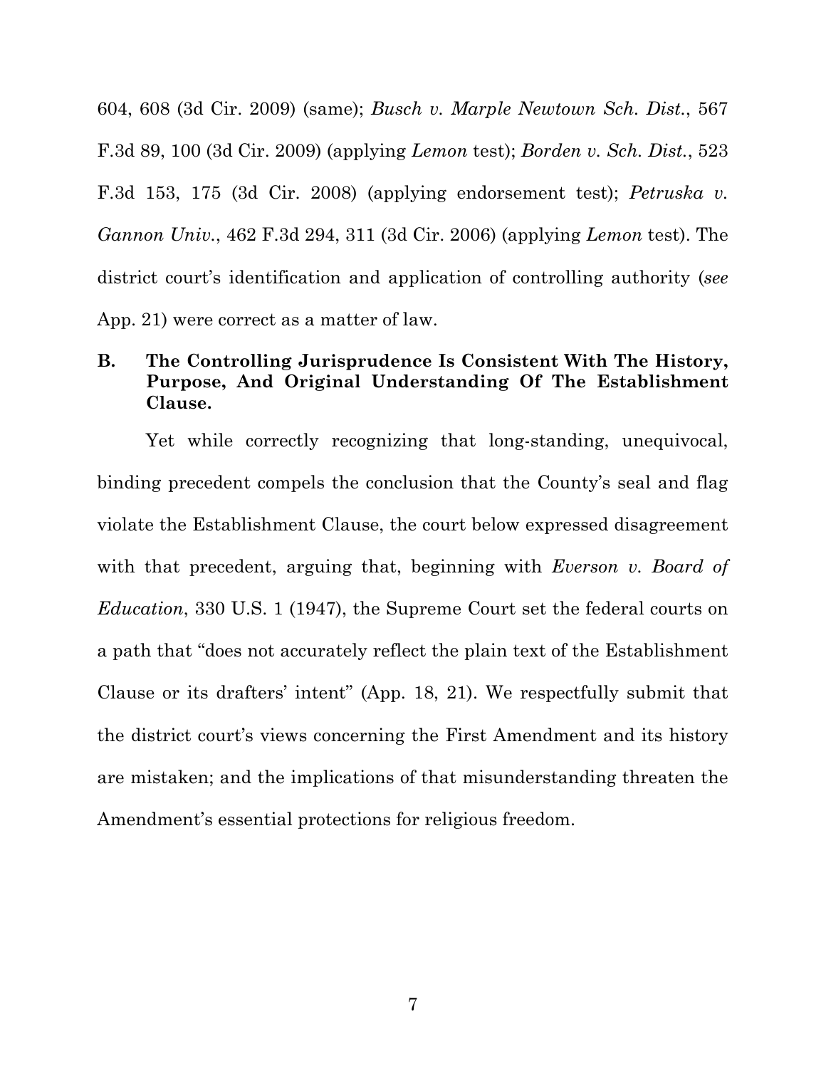604, 608 (3d Cir. 2009) (same); *Busch v. Marple Newtown Sch. Dist.*, 567 F.3d 89, 100 (3d Cir. 2009) (applying *Lemon* test); *Borden v. Sch. Dist.*, 523 F.3d 153, 175 (3d Cir. 2008) (applying endorsement test); *Petruska v. Gannon Univ.*, 462 F.3d 294, 311 (3d Cir. 2006) (applying *Lemon* test). The district court's identification and application of controlling authority (*see* App. 21) were correct as a matter of law.

### B. The Controlling Jurisprudence Is Consistent With The History, Purpose, And Original Understanding Of The Establishment Clause.

Yet while correctly recognizing that long-standing, unequivocal, binding precedent compels the conclusion that the County's seal and flag violate the Establishment Clause, the court below expressed disagreement with that precedent, arguing that, beginning with *Everson v. Board of Education*, 330 U.S. 1 (1947), the Supreme Court set the federal courts on a path that "does not accurately reflect the plain text of the Establishment Clause or its drafters' intent" (App. 18, 21). We respectfully submit that the district court's views concerning the First Amendment and its history are mistaken; and the implications of that misunderstanding threaten the Amendment's essential protections for religious freedom.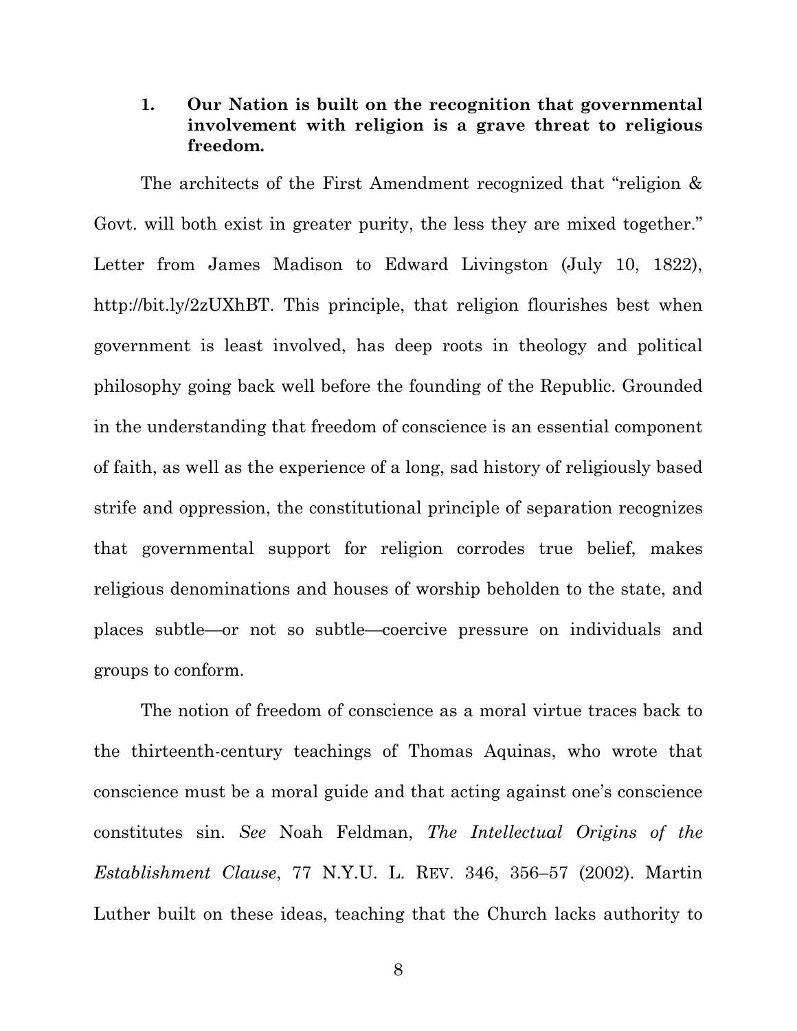### 1. Our Nation is built on the recognition that governmental involvement with religion is a grave threat to religious freedom.

The architects of the First Amendment recognized that "religion & Govt. will both exist in greater purity, the less they are mixed together." Letter from James Madison to Edward Livingston (July 10, 1822), http://bit.ly/2zUXhBT. This principle, that religion flourishes best when government is least involved, has deep roots in theology and political philosophy going back well before the founding of the Republic. Grounded in the understanding that freedom of conscience is an essential component of faith, as well as the experience of a long, sad history of religiously based strife and oppression, the constitutional principle of separation recognizes that governmental support for religion corrodes true belief, makes religious denominations and houses of worship beholden to the state, and places subtle—or not so subtle—coercive pressure on individuals and groups to conform.

The notion of freedom of conscience as a moral virtue traces back to the thirteenth-century teachings of Thomas Aquinas, who wrote that conscience must be a moral guide and that acting against one's conscience constitutes sin. *See* Noah Feldman, *The Intellectual Origins of the Establishment Clause*, 77 N.Y.U. L. REV. 346, 356–57 (2002). Martin Luther built on these ideas, teaching that the Church lacks authority to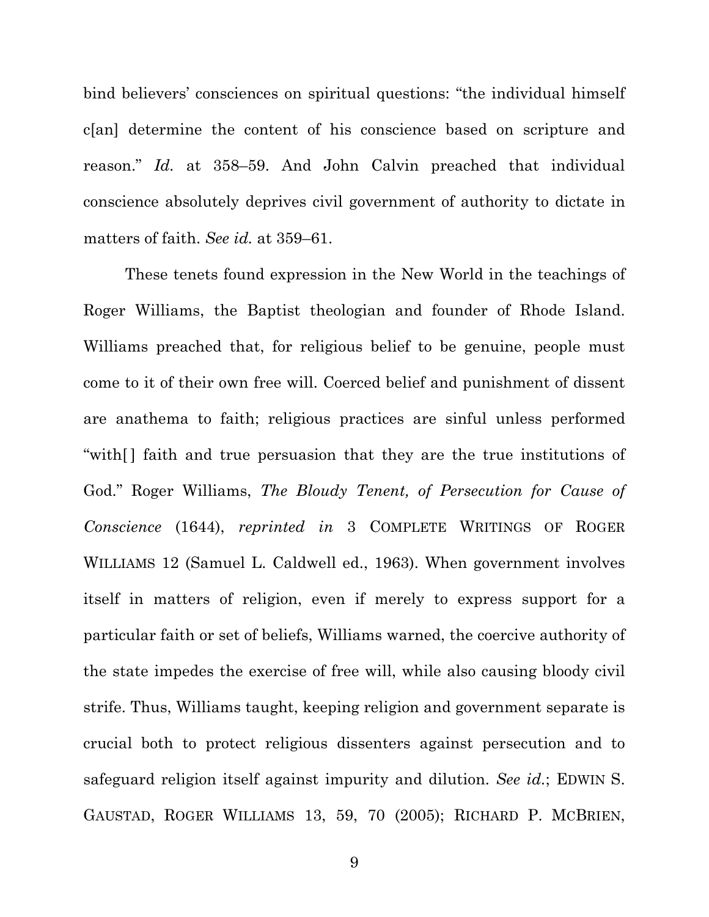bind believers' consciences on spiritual questions: "the individual himself c[an] determine the content of his conscience based on scripture and reason." *Id.* at 358–59. And John Calvin preached that individual conscience absolutely deprives civil government of authority to dictate in matters of faith. *See id.* at 359–61.

These tenets found expression in the New World in the teachings of Roger Williams, the Baptist theologian and founder of Rhode Island. Williams preached that, for religious belief to be genuine, people must come to it of their own free will. Coerced belief and punishment of dissent are anathema to faith; religious practices are sinful unless performed "with[ ] faith and true persuasion that they are the true institutions of God." Roger Williams, *The Bloudy Tenent, of Persecution for Cause of Conscience* (1644), *reprinted in* 3 COMPLETE WRITINGS OF ROGER WILLIAMS 12 (Samuel L. Caldwell ed., 1963). When government involves itself in matters of religion, even if merely to express support for a particular faith or set of beliefs, Williams warned, the coercive authority of the state impedes the exercise of free will, while also causing bloody civil strife. Thus, Williams taught, keeping religion and government separate is crucial both to protect religious dissenters against persecution and to safeguard religion itself against impurity and dilution. *See id.*; EDWIN S. GAUSTAD, ROGER WILLIAMS 13, 59, 70 (2005); RICHARD P. MCBRIEN,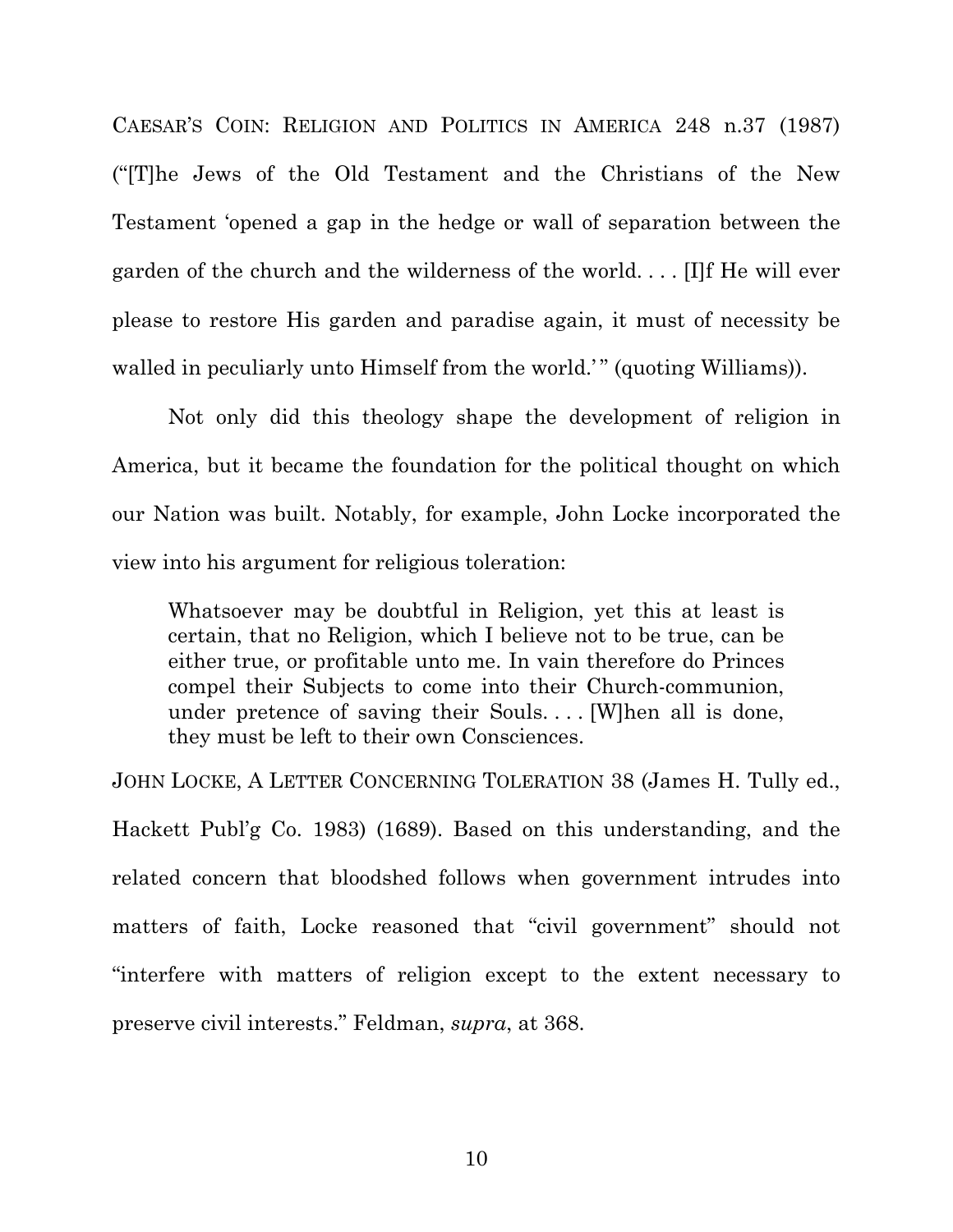CAESAR'S COIN: RELIGION AND POLITICS IN AMERICA 248 n.37 (1987) ("[T]he Jews of the Old Testament and the Christians of the New Testament 'opened a gap in the hedge or wall of separation between the garden of the church and the wilderness of the world. . . . [I]f He will ever please to restore His garden and paradise again, it must of necessity be walled in peculiarly unto Himself from the world.' " (quoting Williams)).

Not only did this theology shape the development of religion in America, but it became the foundation for the political thought on which our Nation was built. Notably, for example, John Locke incorporated the view into his argument for religious toleration:

> Whatsoever may be doubtful in Religion, yet this at least is certain, that no Religion, which I believe not to be true, can be either true, or profitable unto me. In vain therefore do Princes compel their Subjects to come into their Church-communion, under pretence of saving their Souls. . . . [W]hen all is done, they must be left to their own Consciences.

JOHN LOCKE, A LETTER CONCERNING TOLERATION 38 (James H. Tully ed., Hackett Publ'g Co. 1983) (1689). Based on this understanding, and the related concern that bloodshed follows when government intrudes into matters of faith, Locke reasoned that "civil government" should not "interfere with matters of religion except to the extent necessary to preserve civil interests." Feldman, *supra*, at 368.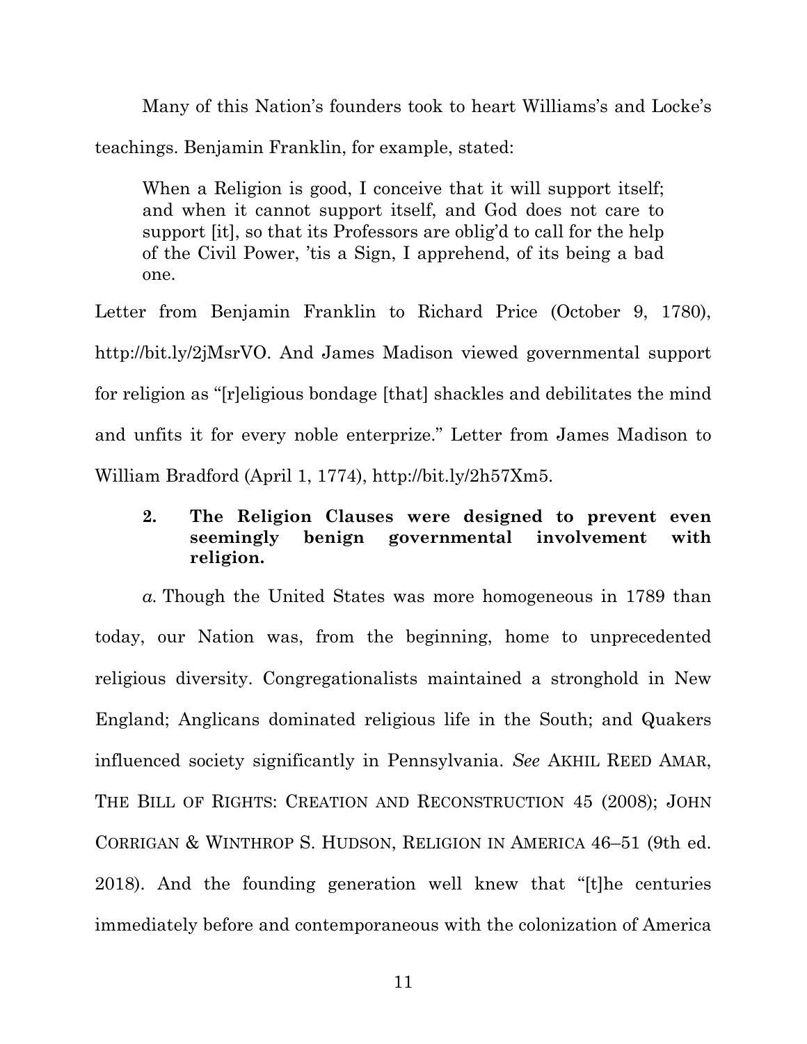Many of this Nation's founders took to heart Williams's and Locke's teachings. Benjamin Franklin, for example, stated:

> When a Religion is good, I conceive that it will support itself; and when it cannot support itself, and God does not care to support [it], so that its Professors are oblig'd to call for the help of the Civil Power, 'tis a Sign, I apprehend, of its being a bad one.

Letter from Benjamin Franklin to Richard Price (October 9, 1780), http://bit.ly/2jMsrVO. And James Madison viewed governmental support for religion as "[r]eligious bondage [that] shackles and debilitates the mind and unfits it for every noble enterprize." Letter from James Madison to William Bradford (April 1, 1774), http://bit.ly/2h57Xm5.

### 2. The Religion Clauses were designed to prevent even seemingly benign governmental involvement with religion.

*a.* Though the United States was more homogeneous in 1789 than today, our Nation was, from the beginning, home to unprecedented religious diversity. Congregationalists maintained a stronghold in New England; Anglicans dominated religious life in the South; and Quakers influenced society significantly in Pennsylvania. *See* AKHIL REED AMAR, THE BILL OF RIGHTS: CREATION AND RECONSTRUCTION 45 (2008); JOHN CORRIGAN & WINTHROP S. HUDSON, RELIGION IN AMERICA 46–51 (9th ed. 2018). And the founding generation well knew that "[t]he centuries immediately before and contemporaneous with the colonization of America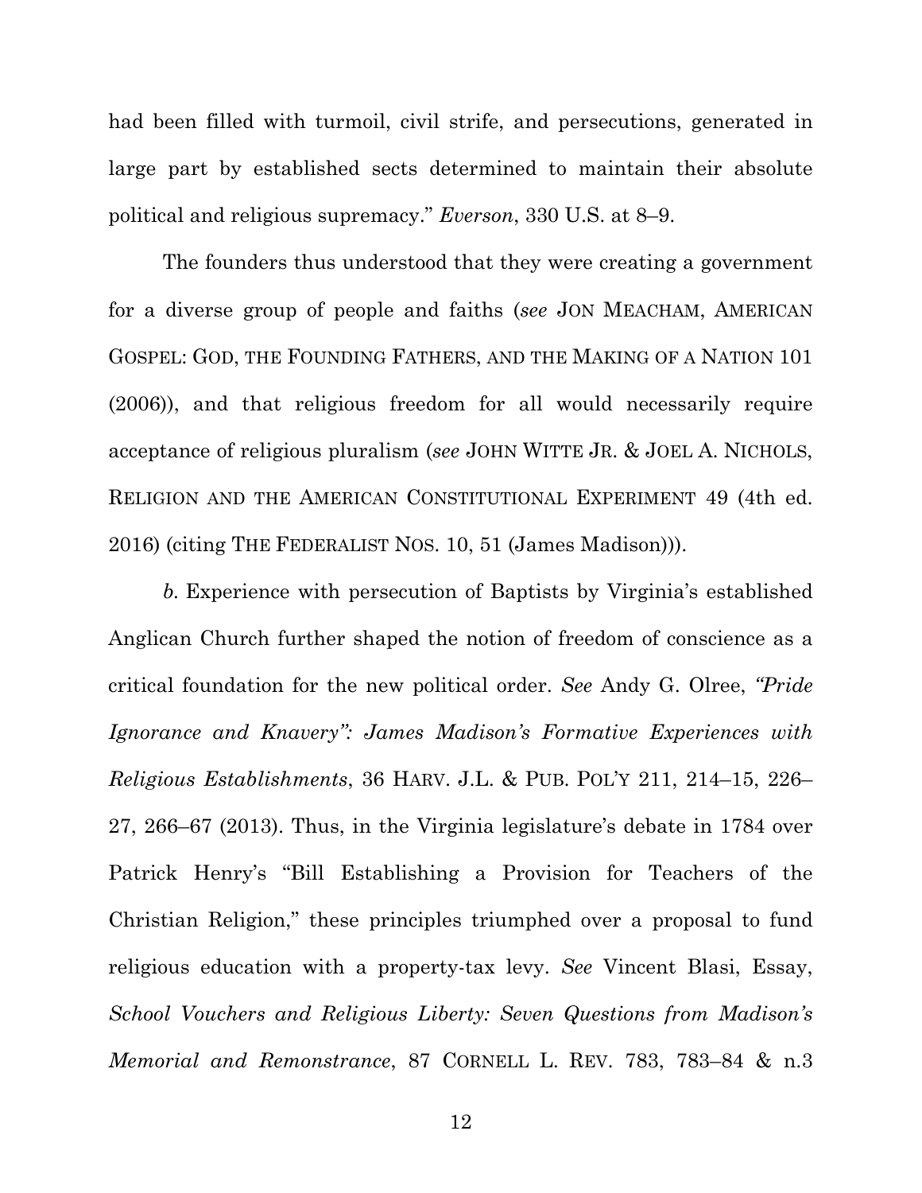had been filled with turmoil, civil strife, and persecutions, generated in large part by established sects determined to maintain their absolute political and religious supremacy." *Everson*, 330 U.S. at 8–9.

The founders thus understood that they were creating a government for a diverse group of people and faiths (*see* JON MEACHAM, AMERICAN GOSPEL: GOD, THE FOUNDING FATHERS, AND THE MAKING OF A NATION 101 (2006)), and that religious freedom for all would necessarily require acceptance of religious pluralism (*see* JOHN WITTE JR. & JOEL A. NICHOLS, RELIGION AND THE AMERICAN CONSTITUTIONAL EXPERIMENT 49 (4th ed. 2016) (citing THE FEDERALIST NOS. 10, 51 (James Madison))).

*b*. Experience with persecution of Baptists by Virginia's established Anglican Church further shaped the notion of freedom of conscience as a critical foundation for the new political order. *See* Andy G. Olree, *"Pride Ignorance and Knavery": James Madison's Formative Experiences with Religious Establishments*, 36 HARV. J.L. & PUB. POL'Y 211, 214–15, 226–27, 266–67 (2013). Thus, in the Virginia legislature's debate in 1784 over Patrick Henry's "Bill Establishing a Provision for Teachers of the Christian Religion," these principles triumphed over a proposal to fund religious education with a property-tax levy. *See* Vincent Blasi, Essay, *School Vouchers and Religious Liberty: Seven Questions from Madison's Memorial and Remonstrance*, 87 CORNELL L. REV. 783, 783–84 & n.3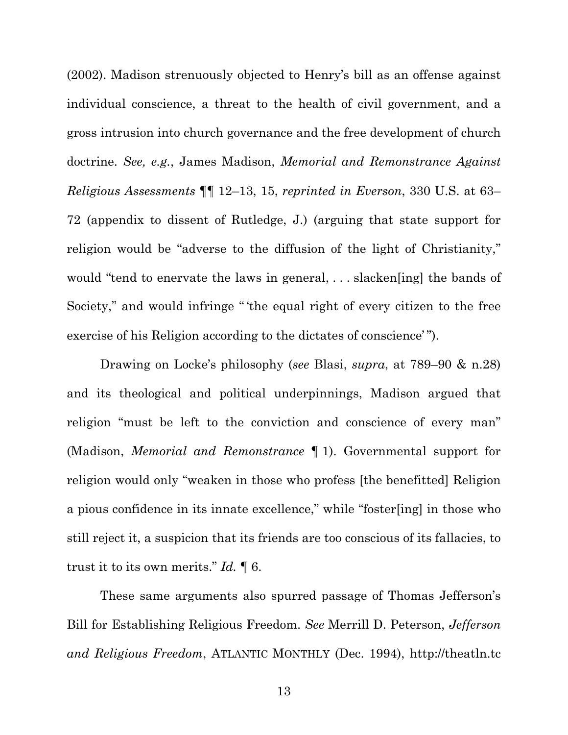(2002). Madison strenuously objected to Henry's bill as an offense against individual conscience, a threat to the health of civil government, and a gross intrusion into church governance and the free development of church doctrine. *See, e.g.*, James Madison, *Memorial and Remonstrance Against Religious Assessments* ¶¶ 12–13, 15, *reprinted in Everson*, 330 U.S. at 63–72 (appendix to dissent of Rutledge, J.) (arguing that state support for religion would be "adverse to the diffusion of the light of Christianity," would "tend to enervate the laws in general, . . . slacken[ing] the bands of Society," and would infringe "'the equal right of every citizen to the free exercise of his Religion according to the dictates of conscience'").

Drawing on Locke's philosophy (*see* Blasi, *supra*, at 789–90 & n.28) and its theological and political underpinnings, Madison argued that religion "must be left to the conviction and conscience of every man" (Madison, *Memorial and Remonstrance* ¶ 1). Governmental support for religion would only "weaken in those who profess [the benefitted] Religion a pious confidence in its innate excellence," while "foster[ing] in those who still reject it, a suspicion that its friends are too conscious of its fallacies, to trust it to its own merits." *Id.* ¶ 6.

These same arguments also spurred passage of Thomas Jefferson's Bill for Establishing Religious Freedom. *See* Merrill D. Peterson, *Jefferson and Religious Freedom*, ATLANTIC MONTHLY (Dec. 1994), http://theatln.tc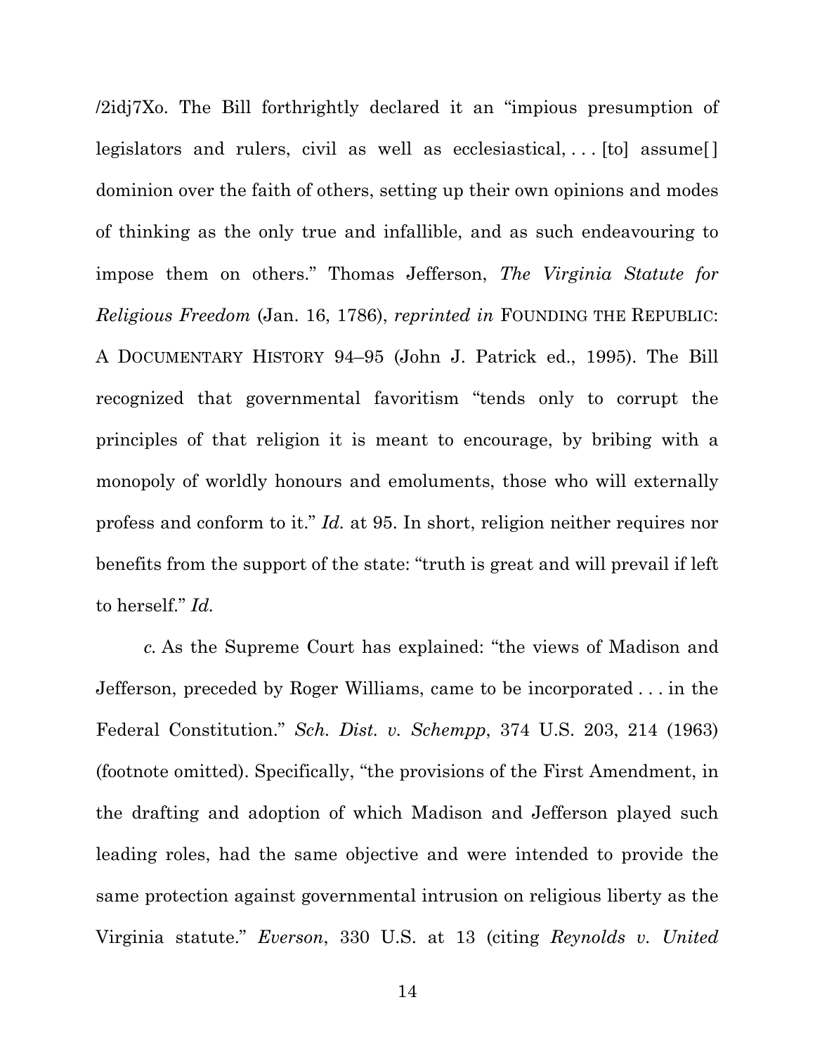/2idj7Xo. The Bill forthrightly declared it an "impious presumption of legislators and rulers, civil as well as ecclesiastical, . . . [to] assume[] dominion over the faith of others, setting up their own opinions and modes of thinking as the only true and infallible, and as such endeavouring to impose them on others." Thomas Jefferson, *The Virginia Statute for Religious Freedom* (Jan. 16, 1786), *reprinted in* FOUNDING THE REPUBLIC: A DOCUMENTARY HISTORY 94–95 (John J. Patrick ed., 1995). The Bill recognized that governmental favoritism "tends only to corrupt the principles of that religion it is meant to encourage, by bribing with a monopoly of worldly honours and emoluments, those who will externally profess and conform to it." *Id.* at 95. In short, religion neither requires nor benefits from the support of the state: "truth is great and will prevail if left to herself." *Id.*

*c.* As the Supreme Court has explained: "the views of Madison and Jefferson, preceded by Roger Williams, came to be incorporated . . . in the Federal Constitution." *Sch. Dist. v. Schempp*, 374 U.S. 203, 214 (1963) (footnote omitted). Specifically, "the provisions of the First Amendment, in the drafting and adoption of which Madison and Jefferson played such leading roles, had the same objective and were intended to provide the same protection against governmental intrusion on religious liberty as the Virginia statute." *Everson*, 330 U.S. at 13 (citing *Reynolds v. United*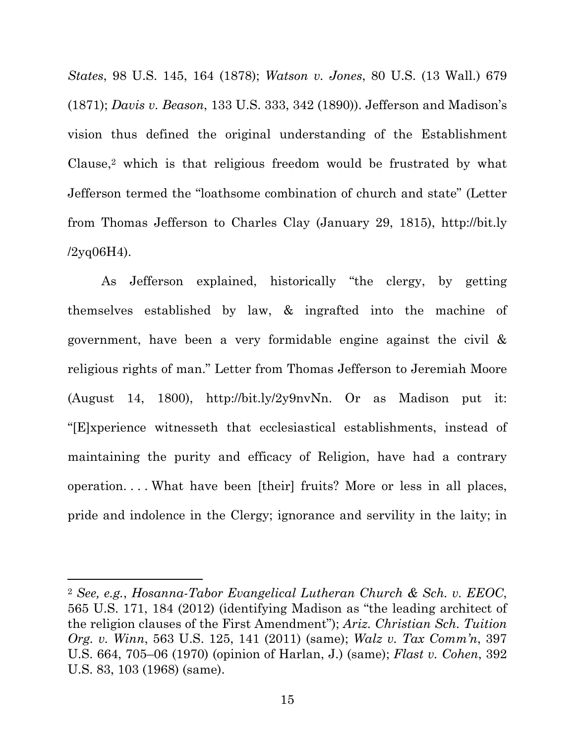*States*, 98 U.S. 145, 164 (1878); *Watson v. Jones*, 80 U.S. (13 Wall.) 679 (1871); *Davis v. Beason*, 133 U.S. 333, 342 (1890)). Jefferson and Madison's vision thus defined the original understanding of the Establishment Clause,[2] which is that religious freedom would be frustrated by what Jefferson termed the "loathsome combination of church and state" (Letter from Thomas Jefferson to Charles Clay (January 29, 1815), http://bit.ly /2yq06H4).

As Jefferson explained, historically "the clergy, by getting themselves established by law, & ingrafted into the machine of government, have been a very formidable engine against the civil & religious rights of man." Letter from Thomas Jefferson to Jeremiah Moore (August 14, 1800), http://bit.ly/2y9nvNn. Or as Madison put it: "[E]xperience witnesseth that ecclesiastical establishments, instead of maintaining the purity and efficacy of Religion, have had a contrary operation. . . . What have been [their] fruits? More or less in all places, pride and indolence in the Clergy; ignorance and servility in the laity; in

---

[2] *See, e.g.*, *Hosanna-Tabor Evangelical Lutheran Church & Sch. v. EEOC*, 565 U.S. 171, 184 (2012) (identifying Madison as "the leading architect of the religion clauses of the First Amendment"); *Ariz. Christian Sch. Tuition Org. v. Winn*, 563 U.S. 125, 141 (2011) (same); *Walz v. Tax Comm'n*, 397 U.S. 664, 705–06 (1970) (opinion of Harlan, J.) (same); *Flast v. Cohen*, 392 U.S. 83, 103 (1968) (same).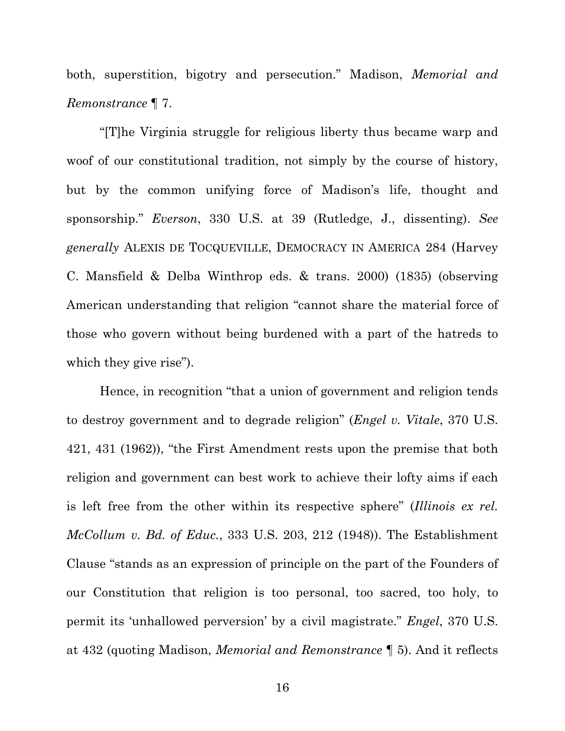both, superstition, bigotry and persecution." Madison, *Memorial and Remonstrance* ¶ 7.

"[T]he Virginia struggle for religious liberty thus became warp and woof of our constitutional tradition, not simply by the course of history, but by the common unifying force of Madison's life, thought and sponsorship." *Everson*, 330 U.S. at 39 (Rutledge, J., dissenting). *See generally* ALEXIS DE TOCQUEVILLE, DEMOCRACY IN AMERICA 284 (Harvey C. Mansfield & Delba Winthrop eds. & trans. 2000) (1835) (observing American understanding that religion "cannot share the material force of those who govern without being burdened with a part of the hatreds to which they give rise").

Hence, in recognition "that a union of government and religion tends to destroy government and to degrade religion" (*Engel v. Vitale*, 370 U.S. 421, 431 (1962)), "the First Amendment rests upon the premise that both religion and government can best work to achieve their lofty aims if each is left free from the other within its respective sphere" (*Illinois ex rel. McCollum v. Bd. of Educ.*, 333 U.S. 203, 212 (1948)). The Establishment Clause "stands as an expression of principle on the part of the Founders of our Constitution that religion is too personal, too sacred, too holy, to permit its 'unhallowed perversion' by a civil magistrate." *Engel*, 370 U.S. at 432 (quoting Madison, *Memorial and Remonstrance* ¶ 5). And it reflects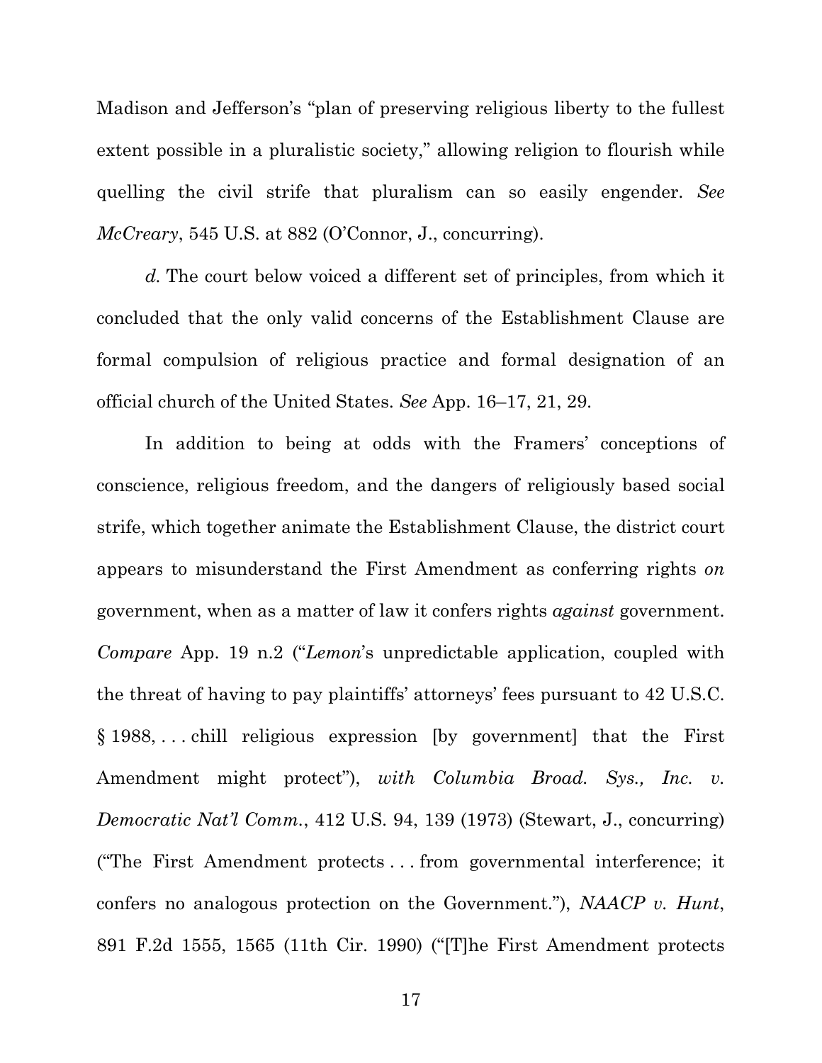Madison and Jefferson's "plan of preserving religious liberty to the fullest extent possible in a pluralistic society," allowing religion to flourish while quelling the civil strife that pluralism can so easily engender. *See McCreary*, 545 U.S. at 882 (O'Connor, J., concurring).

*d.* The court below voiced a different set of principles, from which it concluded that the only valid concerns of the Establishment Clause are formal compulsion of religious practice and formal designation of an official church of the United States. *See* App. 16–17, 21, 29.

In addition to being at odds with the Framers' conceptions of conscience, religious freedom, and the dangers of religiously based social strife, which together animate the Establishment Clause, the district court appears to misunderstand the First Amendment as conferring rights *on* government, when as a matter of law it confers rights *against* government. *Compare* App. 19 n.2 ("*Lemon*'s unpredictable application, coupled with the threat of having to pay plaintiffs' attorneys' fees pursuant to 42 U.S.C. § 1988, . . . chill religious expression [by government] that the First Amendment might protect"), *with Columbia Broad. Sys., Inc. v. Democratic Nat'l Comm.*, 412 U.S. 94, 139 (1973) (Stewart, J., concurring) ("The First Amendment protects . . . from governmental interference; it confers no analogous protection on the Government."), *NAACP v. Hunt*, 891 F.2d 1555, 1565 (11th Cir. 1990) ("[T]he First Amendment protects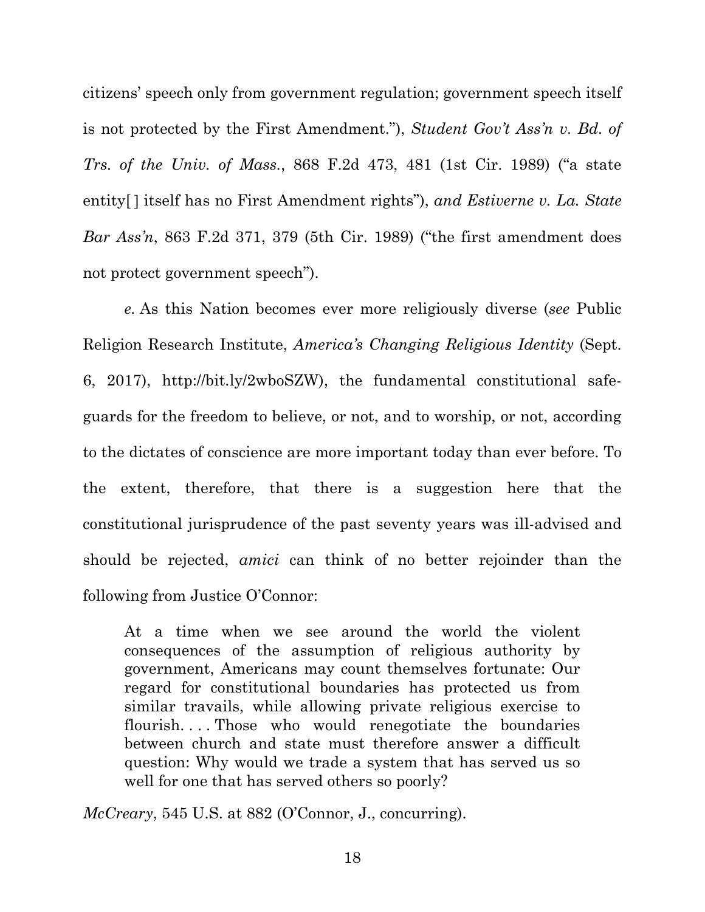citizens' speech only from government regulation; government speech itself is not protected by the First Amendment."), *Student Gov't Ass'n v. Bd. of Trs. of the Univ. of Mass.*, 868 F.2d 473, 481 (1st Cir. 1989) ("a state entity[ ] itself has no First Amendment rights"), *and Estiverne v. La. State Bar Ass'n*, 863 F.2d 371, 379 (5th Cir. 1989) ("the first amendment does not protect government speech").

*e.* As this Nation becomes ever more religiously diverse (*see* Public Religion Research Institute, *America's Changing Religious Identity* (Sept. 6, 2017), http://bit.ly/2wboSZW), the fundamental constitutional safeguards for the freedom to believe, or not, and to worship, or not, according to the dictates of conscience are more important today than ever before. To the extent, therefore, that there is a suggestion here that the constitutional jurisprudence of the past seventy years was ill-advised and should be rejected, *amici* can think of no better rejoinder than the following from Justice O'Connor:

> At a time when we see around the world the violent consequences of the assumption of religious authority by government, Americans may count themselves fortunate: Our regard for constitutional boundaries has protected us from similar travails, while allowing private religious exercise to flourish. . . . Those who would renegotiate the boundaries between church and state must therefore answer a difficult question: Why would we trade a system that has served us so well for one that has served others so poorly?

*McCreary*, 545 U.S. at 882 (O'Connor, J., concurring).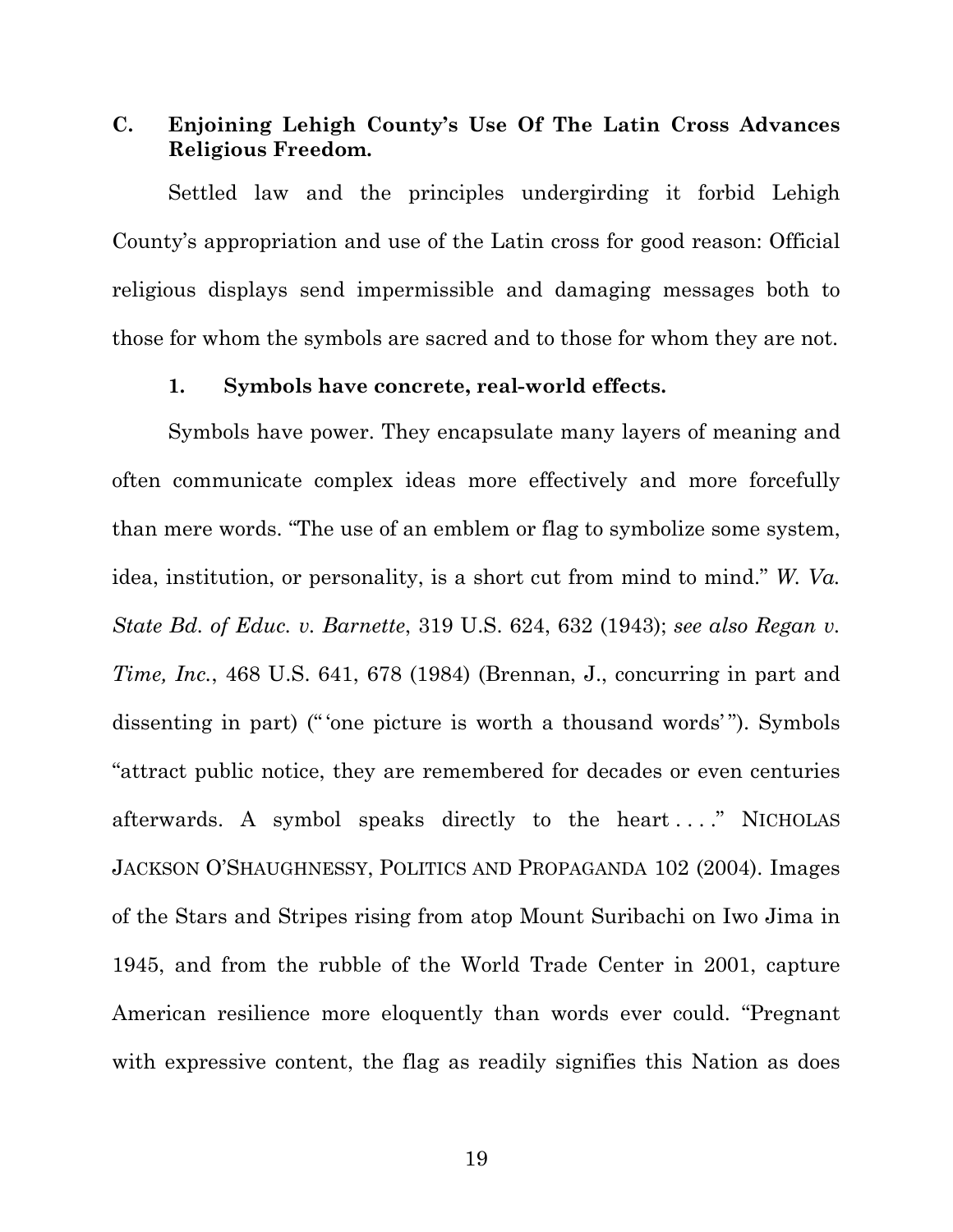### C. Enjoining Lehigh County's Use Of The Latin Cross Advances Religious Freedom.

Settled law and the principles undergirding it forbid Lehigh County's appropriation and use of the Latin cross for good reason: Official religious displays send impermissible and damaging messages both to those for whom the symbols are sacred and to those for whom they are not.

#### 1. Symbols have concrete, real-world effects.

Symbols have power. They encapsulate many layers of meaning and often communicate complex ideas more effectively and more forcefully than mere words. "The use of an emblem or flag to symbolize some system, idea, institution, or personality, is a short cut from mind to mind." *W. Va. State Bd. of Educ. v. Barnette*, 319 U.S. 624, 632 (1943); *see also Regan v. Time, Inc.*, 468 U.S. 641, 678 (1984) (Brennan, J., concurring in part and dissenting in part) ("'one picture is worth a thousand words'"). Symbols "attract public notice, they are remembered for decades or even centuries afterwards. A symbol speaks directly to the heart . . . ." NICHOLAS JACKSON O'SHAUGHNESSY, POLITICS AND PROPAGANDA 102 (2004). Images of the Stars and Stripes rising from atop Mount Suribachi on Iwo Jima in 1945, and from the rubble of the World Trade Center in 2001, capture American resilience more eloquently than words ever could. "Pregnant with expressive content, the flag as readily signifies this Nation as does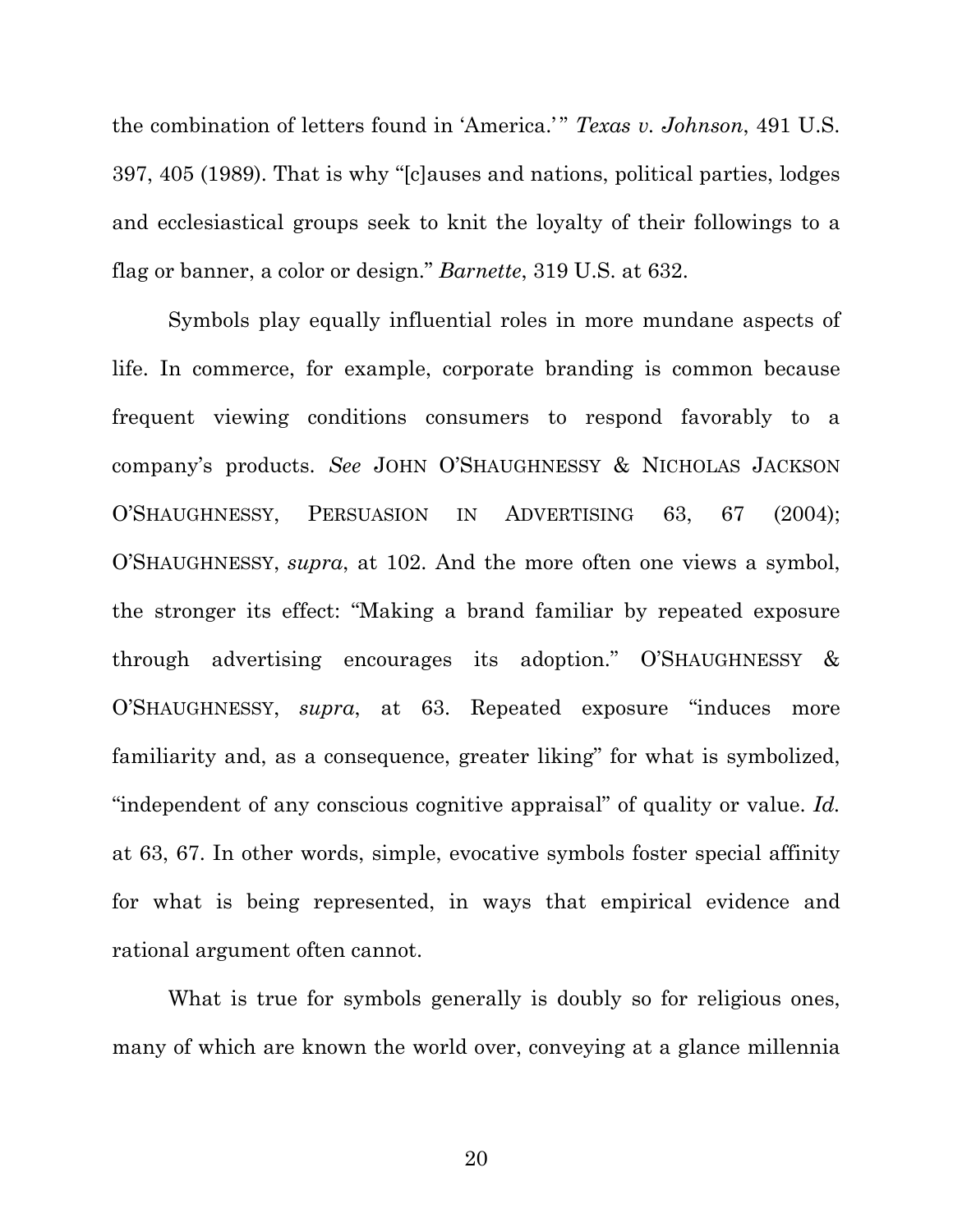the combination of letters found in 'America.' " *Texas v. Johnson*, 491 U.S. 397, 405 (1989). That is why "[c]auses and nations, political parties, lodges and ecclesiastical groups seek to knit the loyalty of their followings to a flag or banner, a color or design." *Barnette*, 319 U.S. at 632.

Symbols play equally influential roles in more mundane aspects of life. In commerce, for example, corporate branding is common because frequent viewing conditions consumers to respond favorably to a company's products. *See* JOHN O'SHAUGHNESSY & NICHOLAS JACKSON O'SHAUGHNESSY, PERSUASION IN ADVERTISING 63, 67 (2004); O'SHAUGHNESSY, *supra*, at 102. And the more often one views a symbol, the stronger its effect: "Making a brand familiar by repeated exposure through advertising encourages its adoption." O'SHAUGHNESSY & O'SHAUGHNESSY, *supra*, at 63. Repeated exposure "induces more familiarity and, as a consequence, greater liking" for what is symbolized, "independent of any conscious cognitive appraisal" of quality or value. *Id.* at 63, 67. In other words, simple, evocative symbols foster special affinity for what is being represented, in ways that empirical evidence and rational argument often cannot.

What is true for symbols generally is doubly so for religious ones, many of which are known the world over, conveying at a glance millennia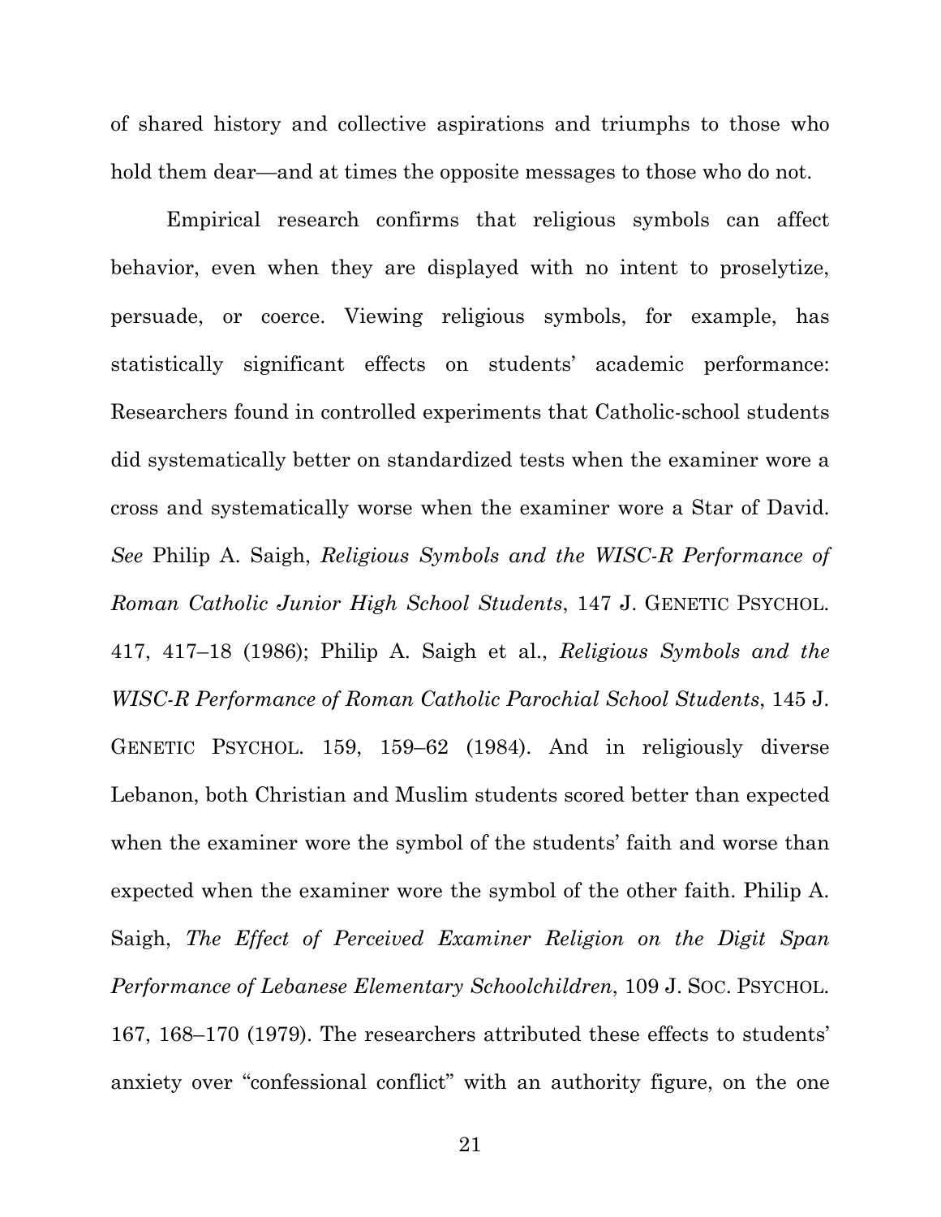of shared history and collective aspirations and triumphs to those who hold them dear—and at times the opposite messages to those who do not.

Empirical research confirms that religious symbols can affect behavior, even when they are displayed with no intent to proselytize, persuade, or coerce. Viewing religious symbols, for example, has statistically significant effects on students' academic performance: Researchers found in controlled experiments that Catholic-school students did systematically better on standardized tests when the examiner wore a cross and systematically worse when the examiner wore a Star of David. *See* Philip A. Saigh, *Religious Symbols and the WISC-R Performance of Roman Catholic Junior High School Students*, 147 J. GENETIC PSYCHOL. 417, 417–18 (1986); Philip A. Saigh et al., *Religious Symbols and the WISC-R Performance of Roman Catholic Parochial School Students*, 145 J. GENETIC PSYCHOL. 159, 159–62 (1984). And in religiously diverse Lebanon, both Christian and Muslim students scored better than expected when the examiner wore the symbol of the students' faith and worse than expected when the examiner wore the symbol of the other faith. Philip A. Saigh, *The Effect of Perceived Examiner Religion on the Digit Span Performance of Lebanese Elementary Schoolchildren*, 109 J. SOC. PSYCHOL. 167, 168–170 (1979). The researchers attributed these effects to students' anxiety over "confessional conflict" with an authority figure, on the one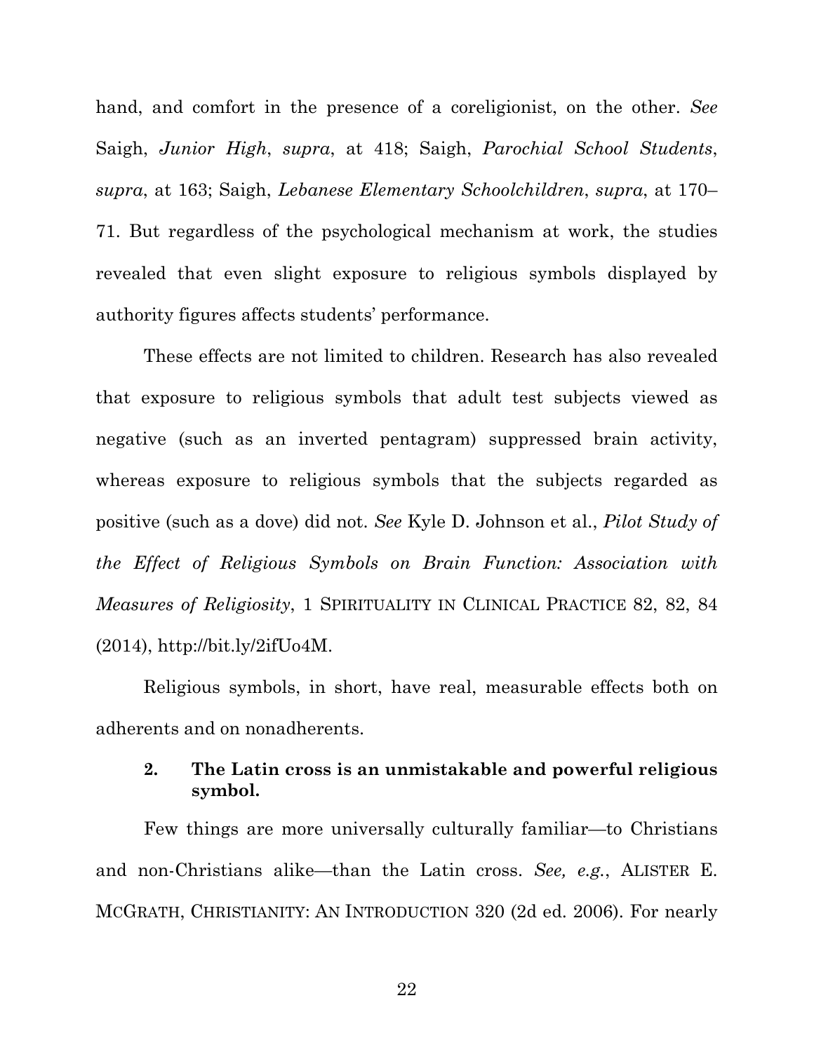hand, and comfort in the presence of a coreligionist, on the other. *See* Saigh, *Junior High*, *supra*, at 418; Saigh, *Parochial School Students*, *supra*, at 163; Saigh, *Lebanese Elementary Schoolchildren*, *supra*, at 170–71. But regardless of the psychological mechanism at work, the studies revealed that even slight exposure to religious symbols displayed by authority figures affects students' performance.

These effects are not limited to children. Research has also revealed that exposure to religious symbols that adult test subjects viewed as negative (such as an inverted pentagram) suppressed brain activity, whereas exposure to religious symbols that the subjects regarded as positive (such as a dove) did not. *See* Kyle D. Johnson et al., *Pilot Study of the Effect of Religious Symbols on Brain Function: Association with Measures of Religiosity*, 1 SPIRITUALITY IN CLINICAL PRACTICE 82, 82, 84 (2014), http://bit.ly/2ifUo4M.

Religious symbols, in short, have real, measurable effects both on adherents and on nonadherents.

### 2. The Latin cross is an unmistakable and powerful religious symbol.

Few things are more universally culturally familiar—to Christians and non-Christians alike—than the Latin cross. *See, e.g.*, ALISTER E. MCGRATH, CHRISTIANITY: AN INTRODUCTION 320 (2d ed. 2006). For nearly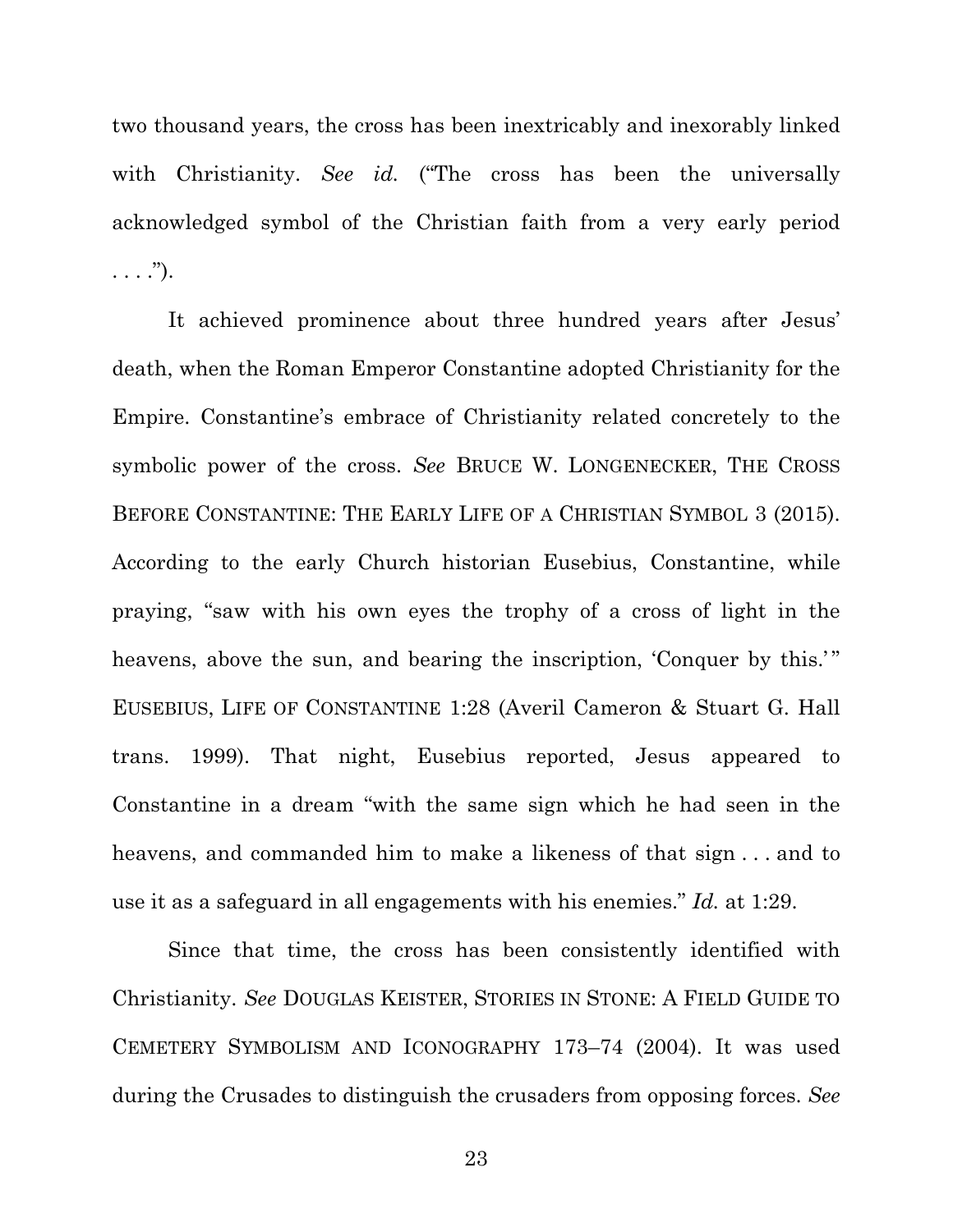two thousand years, the cross has been inextricably and inexorably linked with Christianity. *See id.* ("The cross has been the universally acknowledged symbol of the Christian faith from a very early period . . . .").

It achieved prominence about three hundred years after Jesus' death, when the Roman Emperor Constantine adopted Christianity for the Empire. Constantine's embrace of Christianity related concretely to the symbolic power of the cross. *See* BRUCE W. LONGENECKER, THE CROSS BEFORE CONSTANTINE: THE EARLY LIFE OF A CHRISTIAN SYMBOL 3 (2015). According to the early Church historian Eusebius, Constantine, while praying, "saw with his own eyes the trophy of a cross of light in the heavens, above the sun, and bearing the inscription, 'Conquer by this.'" EUSEBIUS, LIFE OF CONSTANTINE 1:28 (Averil Cameron & Stuart G. Hall trans. 1999). That night, Eusebius reported, Jesus appeared to Constantine in a dream "with the same sign which he had seen in the heavens, and commanded him to make a likeness of that sign . . . and to use it as a safeguard in all engagements with his enemies." *Id.* at 1:29.

Since that time, the cross has been consistently identified with Christianity. *See* DOUGLAS KEISTER, STORIES IN STONE: A FIELD GUIDE TO CEMETERY SYMBOLISM AND ICONOGRAPHY 173–74 (2004). It was used during the Crusades to distinguish the crusaders from opposing forces. *See*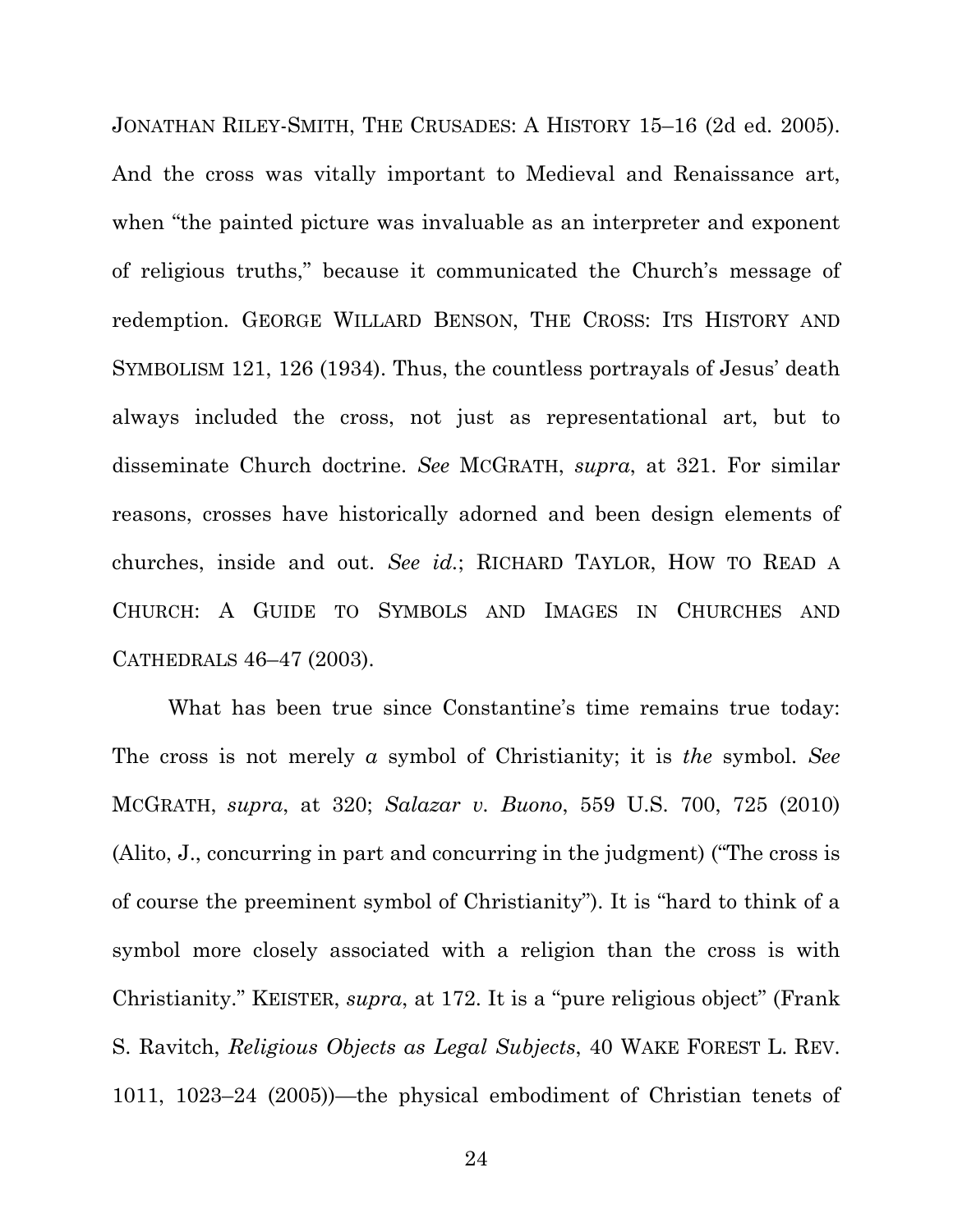JONATHAN RILEY-SMITH, THE CRUSADES: A HISTORY 15–16 (2d ed. 2005). And the cross was vitally important to Medieval and Renaissance art, when "the painted picture was invaluable as an interpreter and exponent of religious truths," because it communicated the Church's message of redemption. GEORGE WILLARD BENSON, THE CROSS: ITS HISTORY AND SYMBOLISM 121, 126 (1934). Thus, the countless portrayals of Jesus' death always included the cross, not just as representational art, but to disseminate Church doctrine. *See* MCGRATH, *supra*, at 321. For similar reasons, crosses have historically adorned and been design elements of churches, inside and out. *See id.*; RICHARD TAYLOR, HOW TO READ A CHURCH: A GUIDE TO SYMBOLS AND IMAGES IN CHURCHES AND CATHEDRALS 46–47 (2003).

What has been true since Constantine's time remains true today: The cross is not merely *a* symbol of Christianity; it is *the* symbol. *See* MCGRATH, *supra*, at 320; *Salazar v. Buono*, 559 U.S. 700, 725 (2010) (Alito, J., concurring in part and concurring in the judgment) ("The cross is of course the preeminent symbol of Christianity"). It is "hard to think of a symbol more closely associated with a religion than the cross is with Christianity." KEISTER, *supra*, at 172. It is a "pure religious object" (Frank S. Ravitch, *Religious Objects as Legal Subjects*, 40 WAKE FOREST L. REV. 1011, 1023–24 (2005))—the physical embodiment of Christian tenets of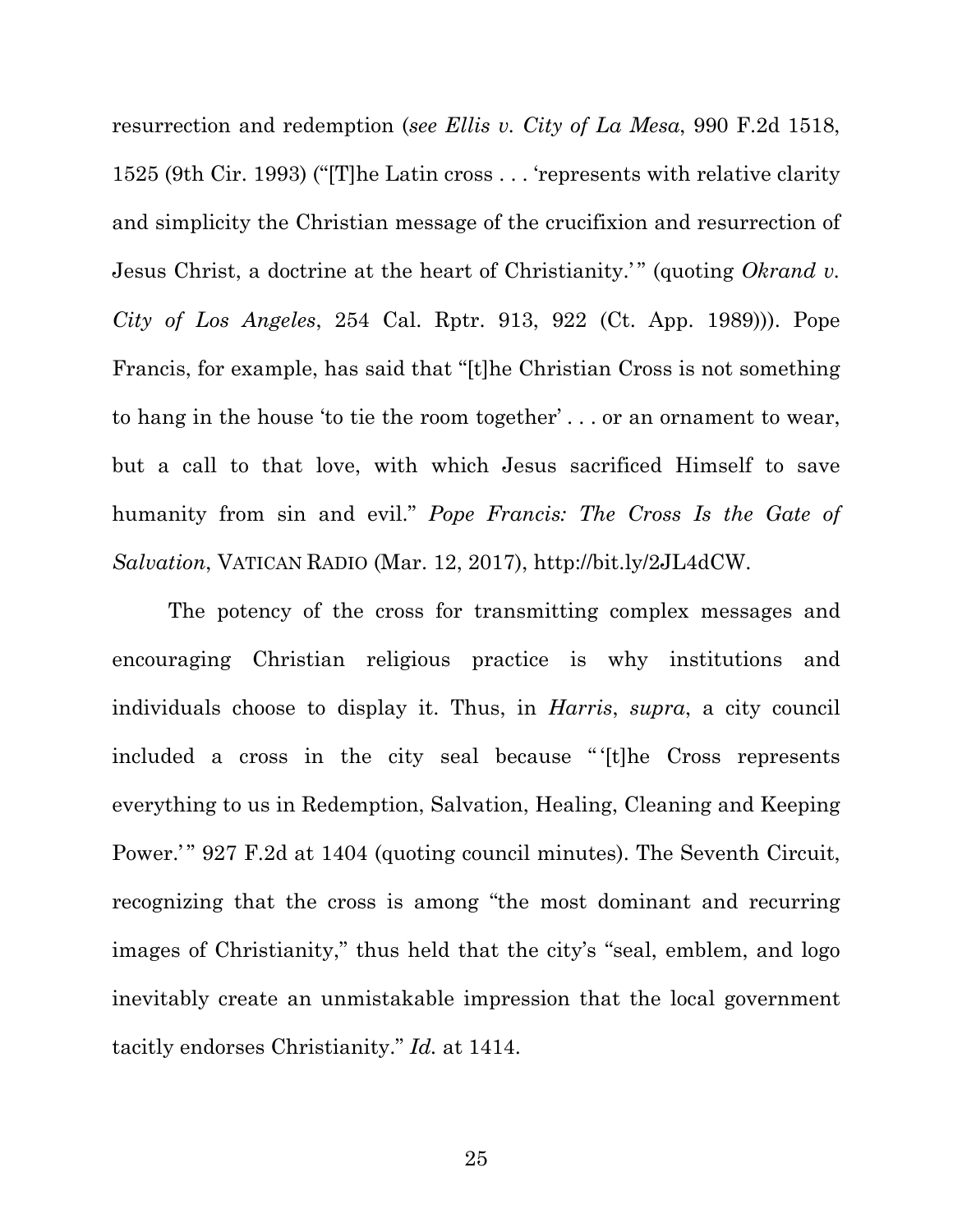resurrection and redemption (*see Ellis v. City of La Mesa*, 990 F.2d 1518, 1525 (9th Cir. 1993) ("[T]he Latin cross . . . 'represents with relative clarity and simplicity the Christian message of the crucifixion and resurrection of Jesus Christ, a doctrine at the heart of Christianity.'" (quoting *Okrand v. City of Los Angeles*, 254 Cal. Rptr. 913, 922 (Ct. App. 1989))). Pope Francis, for example, has said that "[t]he Christian Cross is not something to hang in the house 'to tie the room together' . . . or an ornament to wear, but a call to that love, with which Jesus sacrificed Himself to save humanity from sin and evil." *Pope Francis: The Cross Is the Gate of Salvation*, VATICAN RADIO (Mar. 12, 2017), http://bit.ly/2JL4dCW.

The potency of the cross for transmitting complex messages and encouraging Christian religious practice is why institutions and individuals choose to display it. Thus, in *Harris*, *supra*, a city council included a cross in the city seal because "'[t]he Cross represents everything to us in Redemption, Salvation, Healing, Cleaning and Keeping Power.'" 927 F.2d at 1404 (quoting council minutes). The Seventh Circuit, recognizing that the cross is among "the most dominant and recurring images of Christianity," thus held that the city's "seal, emblem, and logo inevitably create an unmistakable impression that the local government tacitly endorses Christianity." *Id.* at 1414.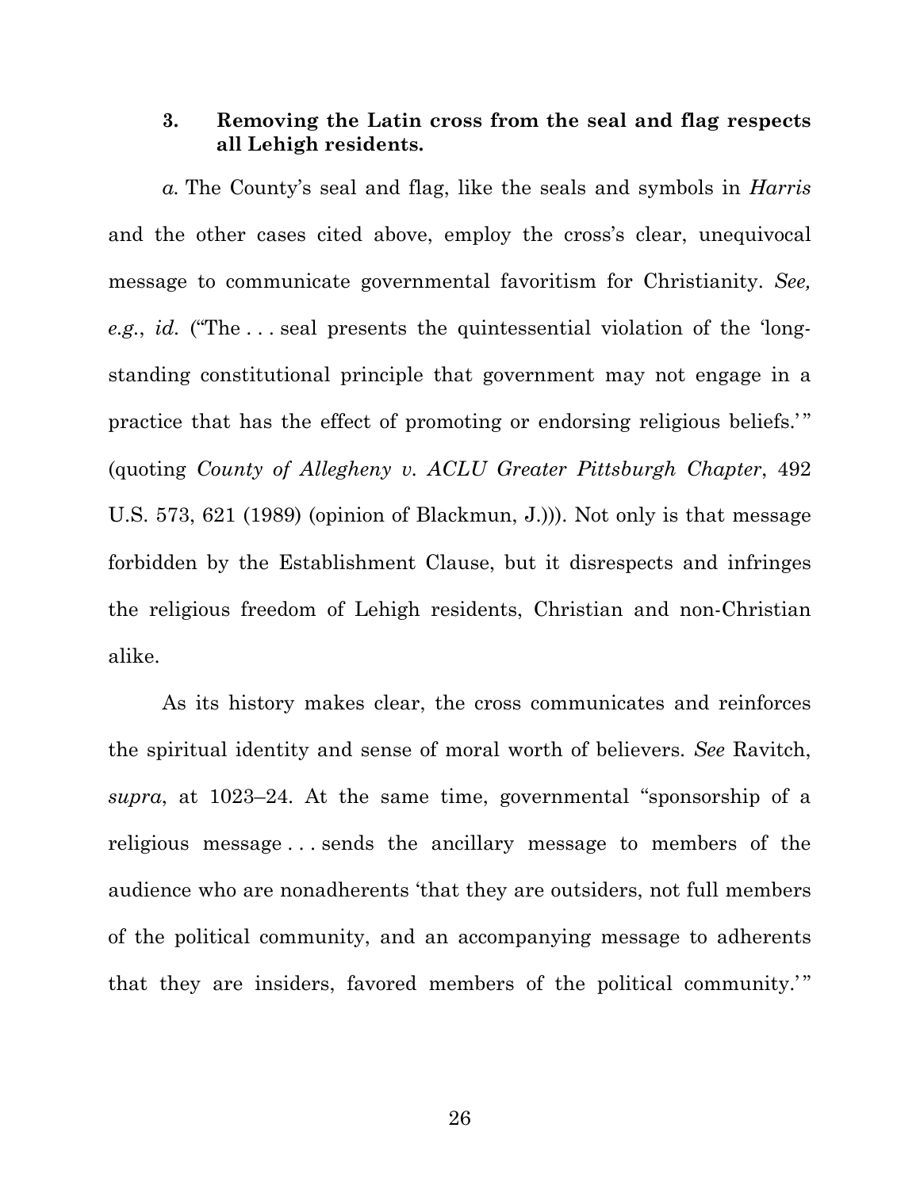### 3. Removing the Latin cross from the seal and flag respects all Lehigh residents.

*a.* The County's seal and flag, like the seals and symbols in *Harris* and the other cases cited above, employ the cross's clear, unequivocal message to communicate governmental favoritism for Christianity. *See, e.g.*, *id.* ("The . . . seal presents the quintessential violation of the 'long-standing constitutional principle that government may not engage in a practice that has the effect of promoting or endorsing religious beliefs.'" (quoting *County of Allegheny v. ACLU Greater Pittsburgh Chapter*, 492 U.S. 573, 621 (1989) (opinion of Blackmun, J.))). Not only is that message forbidden by the Establishment Clause, but it disrespects and infringes the religious freedom of Lehigh residents, Christian and non-Christian alike.

As its history makes clear, the cross communicates and reinforces the spiritual identity and sense of moral worth of believers. *See* Ravitch, *supra*, at 1023–24. At the same time, governmental "sponsorship of a religious message . . . sends the ancillary message to members of the audience who are nonadherents 'that they are outsiders, not full members of the political community, and an accompanying message to adherents that they are insiders, favored members of the political community.'"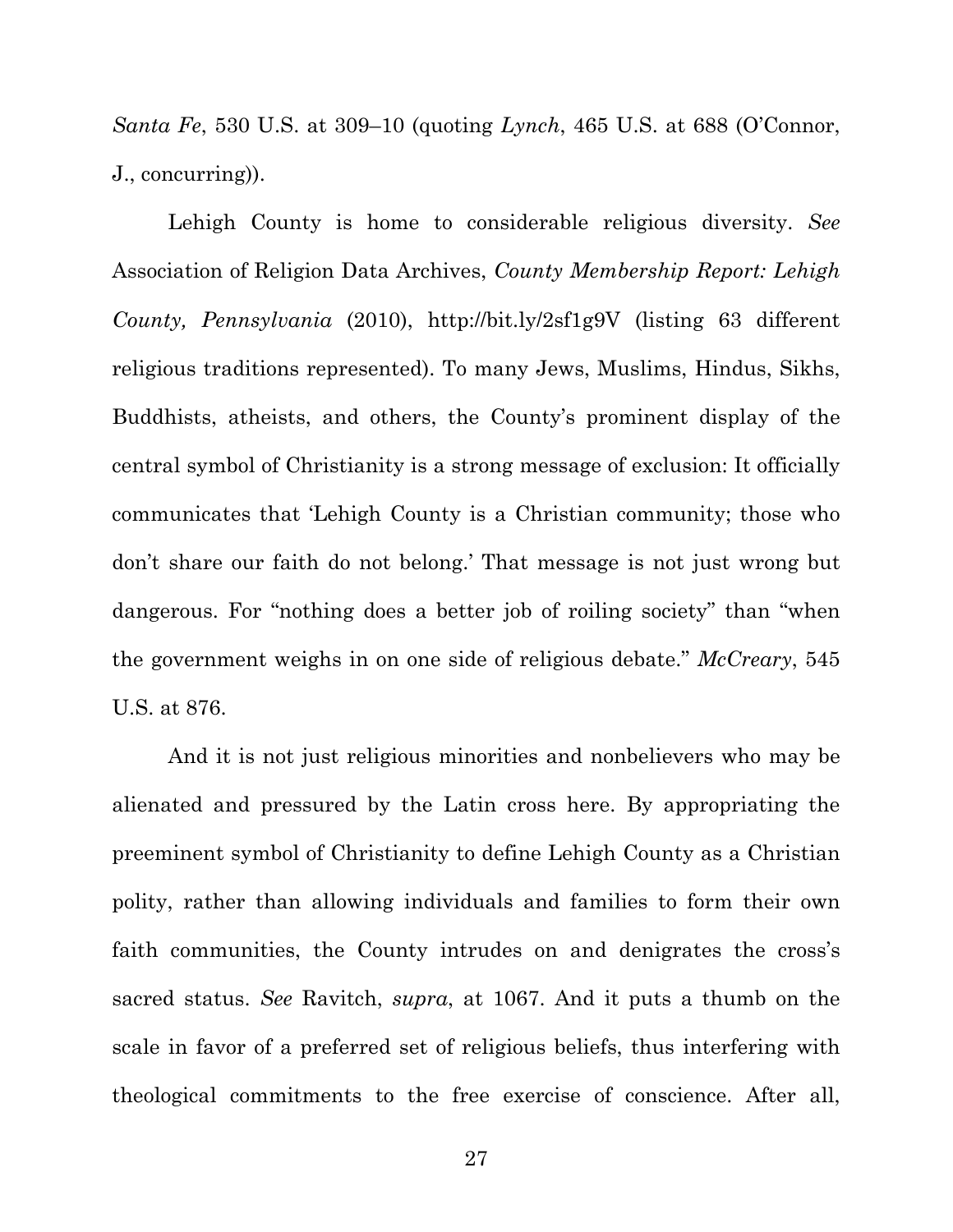*Santa Fe*, 530 U.S. at 309–10 (quoting *Lynch*, 465 U.S. at 688 (O'Connor, J., concurring)).

Lehigh County is home to considerable religious diversity. *See* Association of Religion Data Archives, *County Membership Report: Lehigh County, Pennsylvania* (2010), http://bit.ly/2sf1g9V (listing 63 different religious traditions represented). To many Jews, Muslims, Hindus, Sikhs, Buddhists, atheists, and others, the County's prominent display of the central symbol of Christianity is a strong message of exclusion: It officially communicates that 'Lehigh County is a Christian community; those who don't share our faith do not belong.' That message is not just wrong but dangerous. For "nothing does a better job of roiling society" than "when the government weighs in on one side of religious debate." *McCreary*, 545 U.S. at 876.

And it is not just religious minorities and nonbelievers who may be alienated and pressured by the Latin cross here. By appropriating the preeminent symbol of Christianity to define Lehigh County as a Christian polity, rather than allowing individuals and families to form their own faith communities, the County intrudes on and denigrates the cross's sacred status. *See* Ravitch, *supra*, at 1067. And it puts a thumb on the scale in favor of a preferred set of religious beliefs, thus interfering with theological commitments to the free exercise of conscience. After all,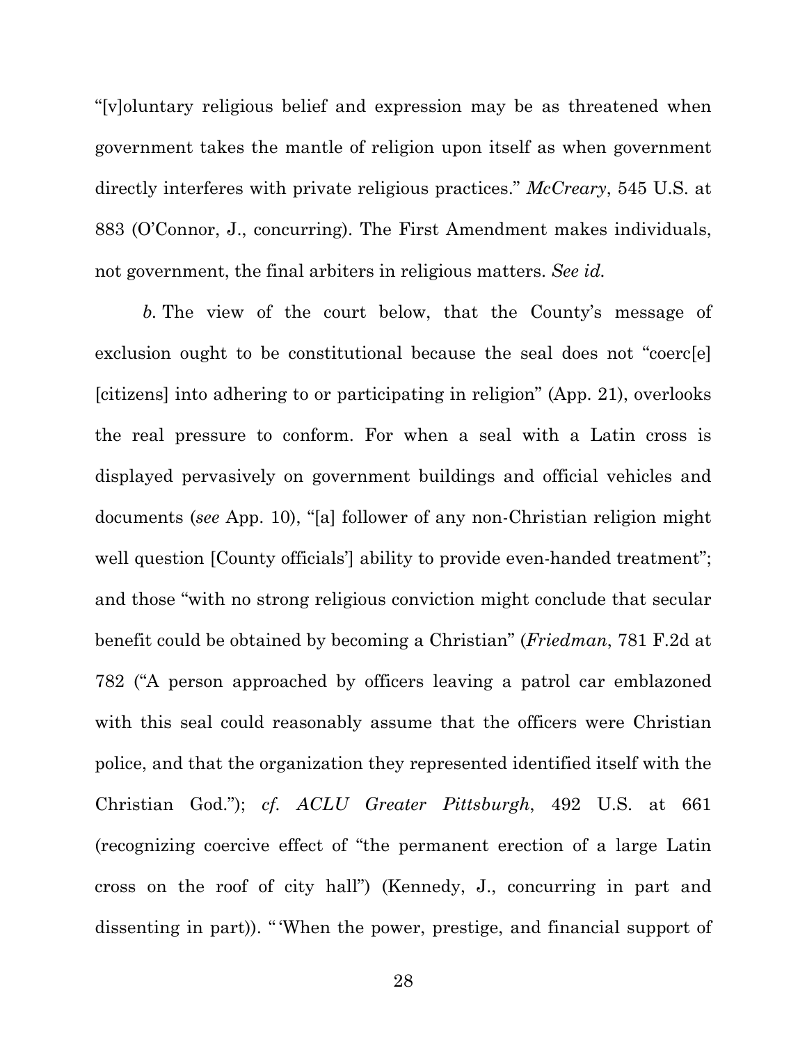"[v]oluntary religious belief and expression may be as threatened when government takes the mantle of religion upon itself as when government directly interferes with private religious practices." *McCreary*, 545 U.S. at 883 (O'Connor, J., concurring). The First Amendment makes individuals, not government, the final arbiters in religious matters. *See id.*

*b.* The view of the court below, that the County's message of exclusion ought to be constitutional because the seal does not "coerc[e] [citizens] into adhering to or participating in religion" (App. 21), overlooks the real pressure to conform. For when a seal with a Latin cross is displayed pervasively on government buildings and official vehicles and documents (*see* App. 10), "[a] follower of any non-Christian religion might well question [County officials'] ability to provide even-handed treatment"; and those "with no strong religious conviction might conclude that secular benefit could be obtained by becoming a Christian" (*Friedman*, 781 F.2d at 782 ("A person approached by officers leaving a patrol car emblazoned with this seal could reasonably assume that the officers were Christian police, and that the organization they represented identified itself with the Christian God."); *cf. ACLU Greater Pittsburgh*, 492 U.S. at 661 (recognizing coercive effect of "the permanent erection of a large Latin cross on the roof of city hall") (Kennedy, J., concurring in part and dissenting in part)). "'When the power, prestige, and financial support of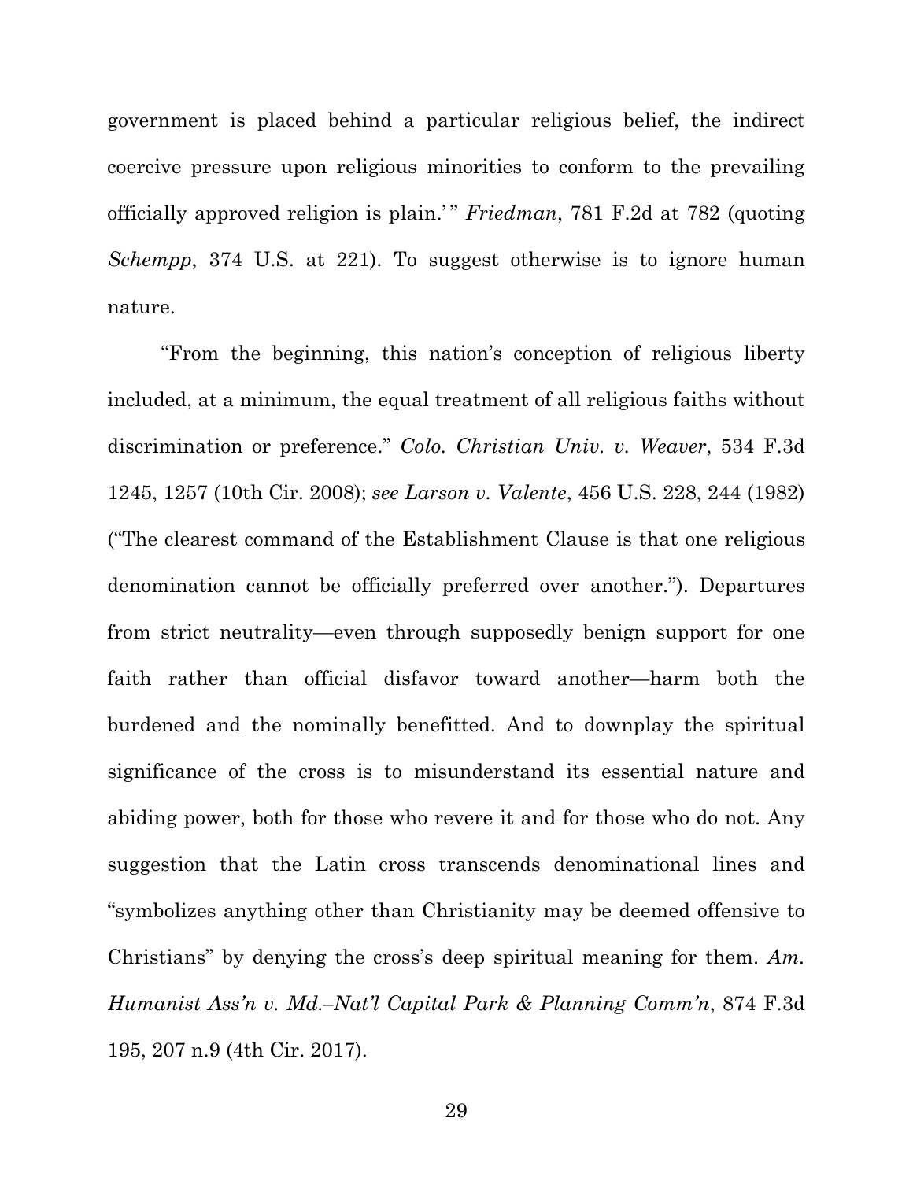government is placed behind a particular religious belief, the indirect coercive pressure upon religious minorities to conform to the prevailing officially approved religion is plain.'" *Friedman*, 781 F.2d at 782 (quoting *Schempp*, 374 U.S. at 221). To suggest otherwise is to ignore human nature.

"From the beginning, this nation's conception of religious liberty included, at a minimum, the equal treatment of all religious faiths without discrimination or preference." *Colo. Christian Univ. v. Weaver*, 534 F.3d 1245, 1257 (10th Cir. 2008); *see Larson v. Valente*, 456 U.S. 228, 244 (1982) ("The clearest command of the Establishment Clause is that one religious denomination cannot be officially preferred over another."). Departures from strict neutrality—even through supposedly benign support for one faith rather than official disfavor toward another—harm both the burdened and the nominally benefitted. And to downplay the spiritual significance of the cross is to misunderstand its essential nature and abiding power, both for those who revere it and for those who do not. Any suggestion that the Latin cross transcends denominational lines and "symbolizes anything other than Christianity may be deemed offensive to Christians" by denying the cross's deep spiritual meaning for them. *Am. Humanist Ass'n v. Md.–Nat'l Capital Park & Planning Comm'n*, 874 F.3d 195, 207 n.9 (4th Cir. 2017).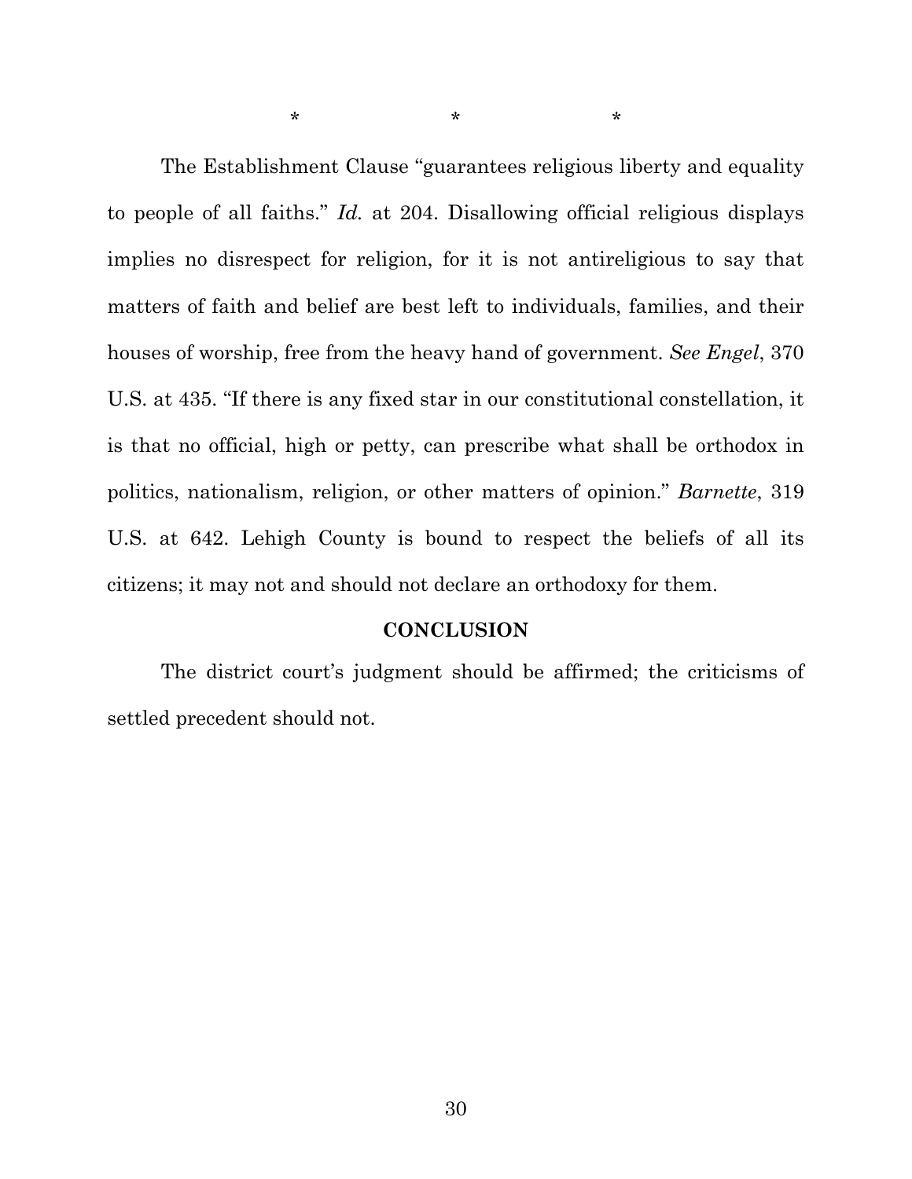\*  \*  \*

The Establishment Clause "guarantees religious liberty and equality to people of all faiths." *Id.* at 204. Disallowing official religious displays implies no disrespect for religion, for it is not antireligious to say that matters of faith and belief are best left to individuals, families, and their houses of worship, free from the heavy hand of government. *See Engel*, 370 U.S. at 435. "If there is any fixed star in our constitutional constellation, it is that no official, high or petty, can prescribe what shall be orthodox in politics, nationalism, religion, or other matters of opinion." *Barnette*, 319 U.S. at 642. Lehigh County is bound to respect the beliefs of all its citizens; it may not and should not declare an orthodoxy for them.

## CONCLUSION

The district court's judgment should be affirmed; the criticisms of settled precedent should not.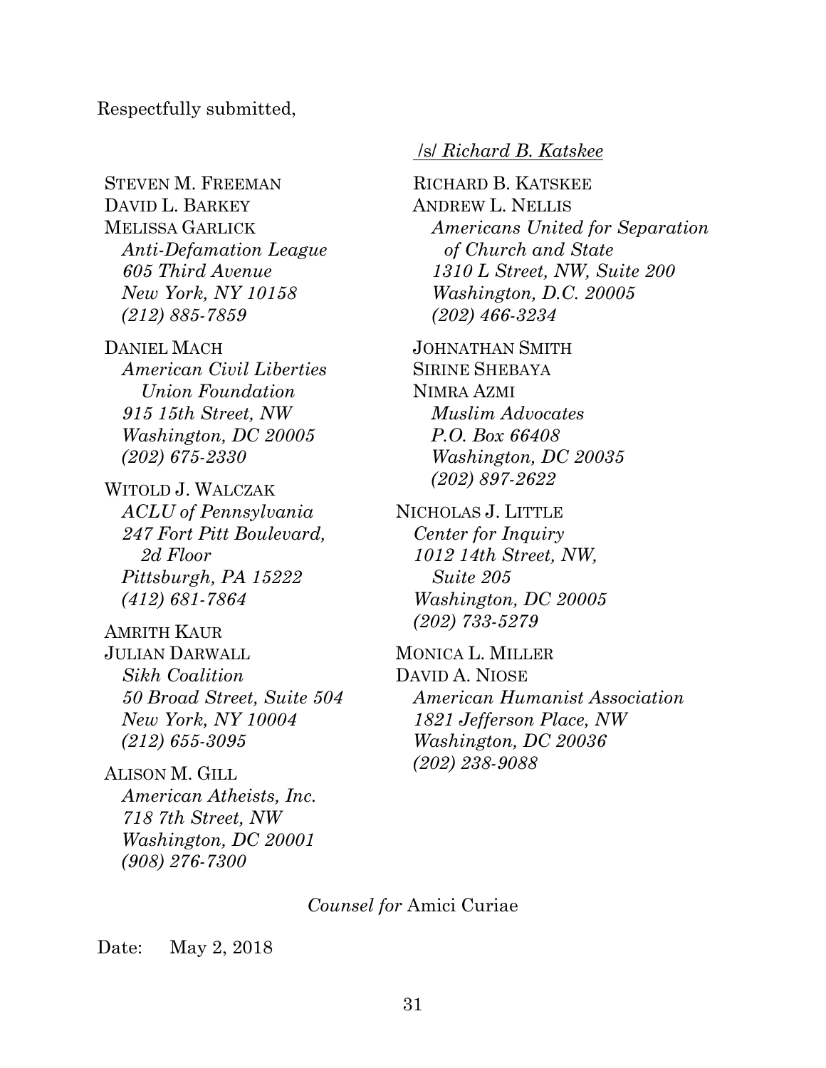Respectfully submitted,

/s/ *Richard B. Katskee*

RICHARD B. KATSKEE
ANDREW L. NELLIS
*Americans United for Separation of Church and State*
*1310 L Street, NW, Suite 200*
*Washington, D.C. 20005*
*(202) 466-3234*

JOHNATHAN SMITH
SIRINE SHEBAYA
NIMRA AZMI
*Muslim Advocates*
*P.O. Box 66408*
*Washington, DC 20035*
*(202) 897-2622*

NICHOLAS J. LITTLE
*Center for Inquiry*
*1012 14th Street, NW, Suite 205*
*Washington, DC 20005*
*(202) 733-5279*

MONICA L. MILLER
DAVID A. NIOSE
*American Humanist Association*
*1821 Jefferson Place, NW*
*Washington, DC 20036*
*(202) 238-9088*

STEVEN M. FREEMAN
DAVID L. BARKEY
MELISSA GARLICK
*Anti-Defamation League*
*605 Third Avenue*
*New York, NY 10158*
*(212) 885-7859*

DANIEL MACH
*American Civil Liberties Union Foundation*
*915 15th Street, NW*
*Washington, DC 20005*
*(202) 675-2330*

WITOLD J. WALCZAK
*ACLU of Pennsylvania*
*247 Fort Pitt Boulevard, 2d Floor*
*Pittsburgh, PA 15222*
*(412) 681-7864*

AMRITH KAUR
JULIAN DARWALL
*Sikh Coalition*
*50 Broad Street, Suite 504*
*New York, NY 10004*
*(212) 655-3095*

ALISON M. GILL
*American Atheists, Inc.*
*718 7th Street, NW*
*Washington, DC 20001*
*(908) 276-7300*

*Counsel for* Amici Curiae

Date: May 2, 2018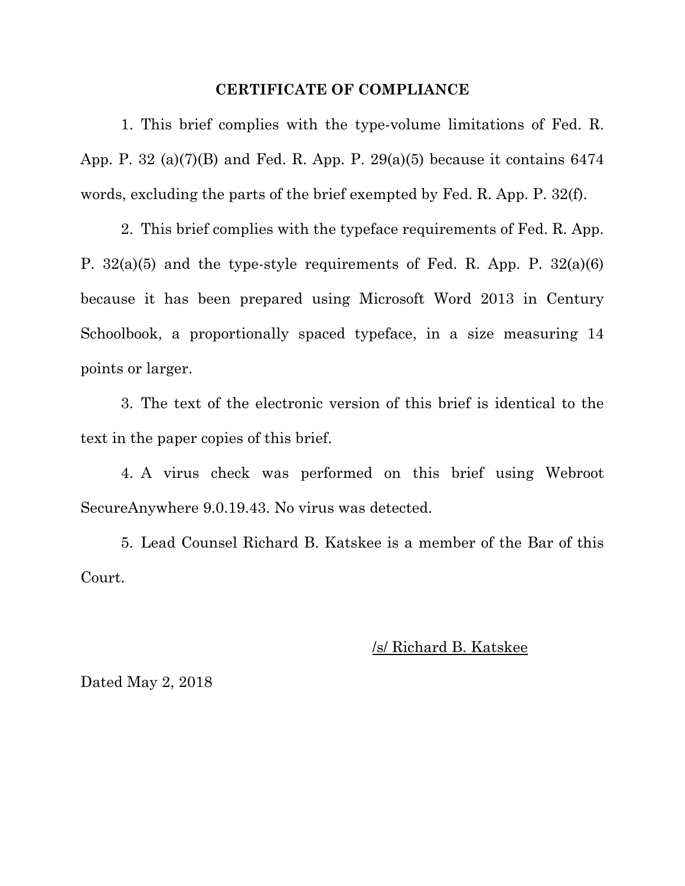## CERTIFICATE OF COMPLIANCE

1. This brief complies with the type-volume limitations of Fed. R. App. P. 32 (a)(7)(B) and Fed. R. App. P. 29(a)(5) because it contains 6474 words, excluding the parts of the brief exempted by Fed. R. App. P. 32(f).

2. This brief complies with the typeface requirements of Fed. R. App. P. 32(a)(5) and the type-style requirements of Fed. R. App. P. 32(a)(6) because it has been prepared using Microsoft Word 2013 in Century Schoolbook, a proportionally spaced typeface, in a size measuring 14 points or larger.

3. The text of the electronic version of this brief is identical to the text in the paper copies of this brief.

4. A virus check was performed on this brief using Webroot SecureAnywhere 9.0.19.43. No virus was detected.

5. Lead Counsel Richard B. Katskee is a member of the Bar of this Court.

/s/ Richard B. Katskee

Dated May 2, 2018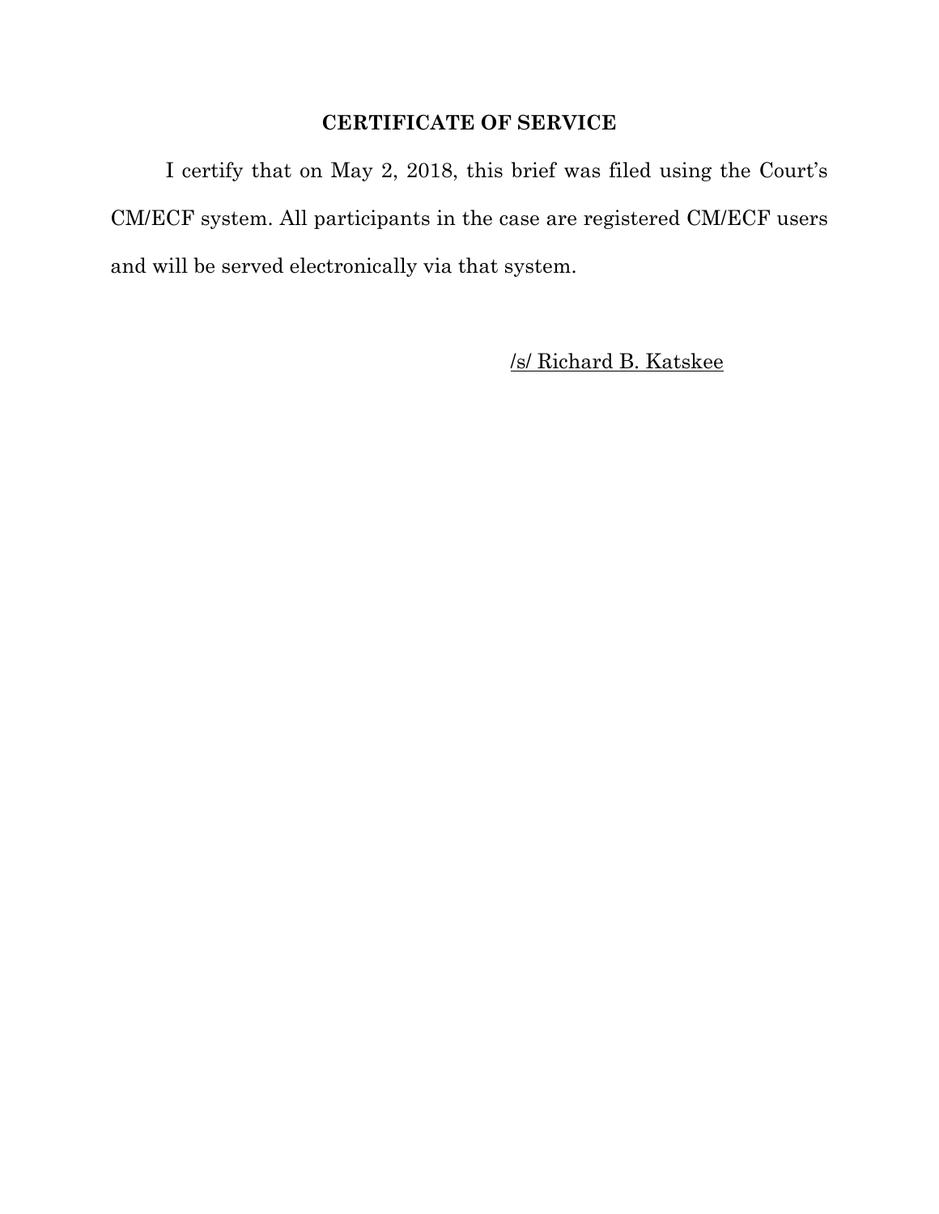## CERTIFICATE OF SERVICE

I certify that on May 2, 2018, this brief was filed using the Court's CM/ECF system. All participants in the case are registered CM/ECF users and will be served electronically via that system.

/s/ Richard B. Katskee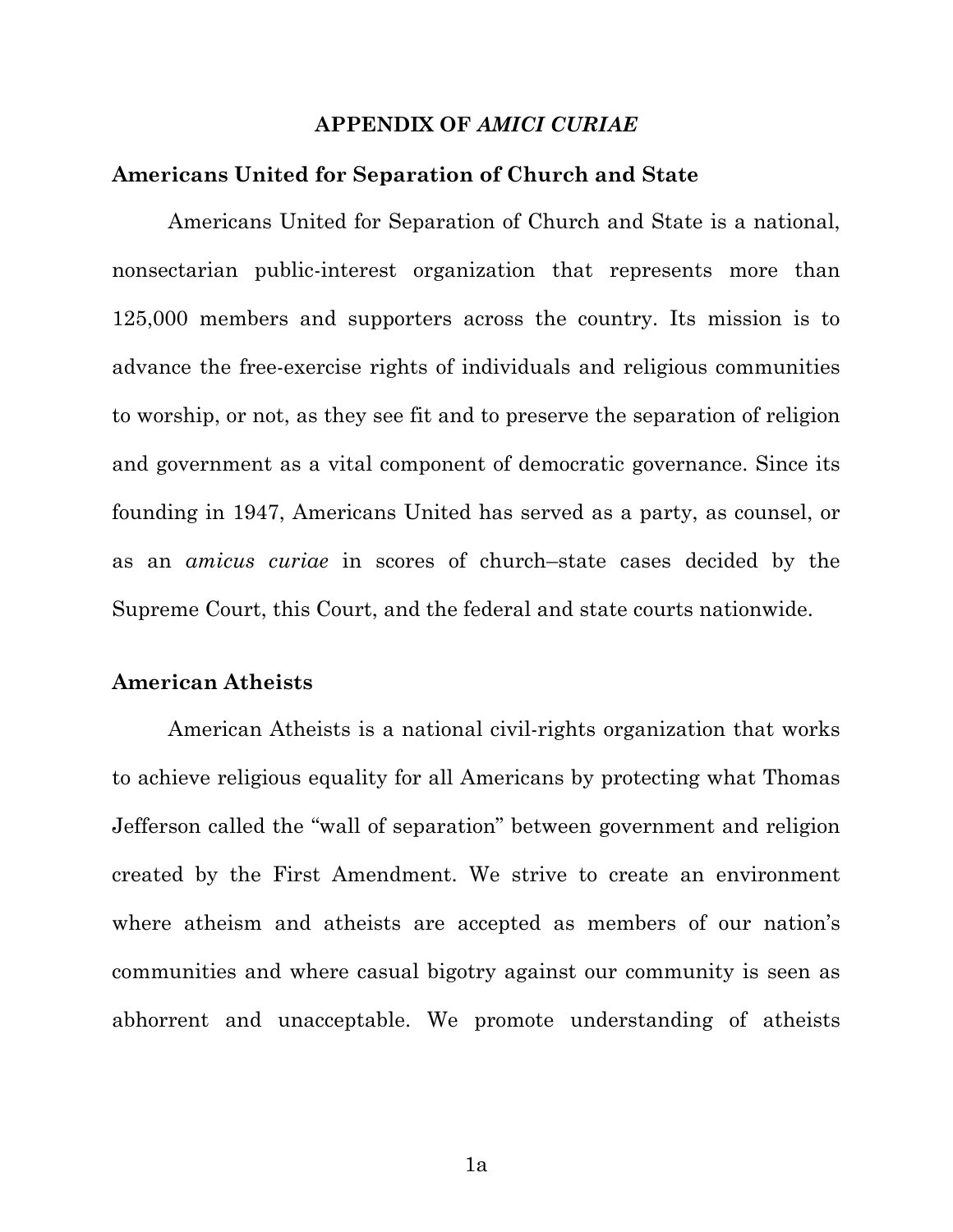## APPENDIX OF *AMICI CURIAE*

### Americans United for Separation of Church and State

Americans United for Separation of Church and State is a national, nonsectarian public-interest organization that represents more than 125,000 members and supporters across the country. Its mission is to advance the free-exercise rights of individuals and religious communities to worship, or not, as they see fit and to preserve the separation of religion and government as a vital component of democratic governance. Since its founding in 1947, Americans United has served as a party, as counsel, or as an *amicus curiae* in scores of church–state cases decided by the Supreme Court, this Court, and the federal and state courts nationwide.

### American Atheists

American Atheists is a national civil-rights organization that works to achieve religious equality for all Americans by protecting what Thomas Jefferson called the "wall of separation" between government and religion created by the First Amendment. We strive to create an environment where atheism and atheists are accepted as members of our nation's communities and where casual bigotry against our community is seen as abhorrent and unacceptable. We promote understanding of atheists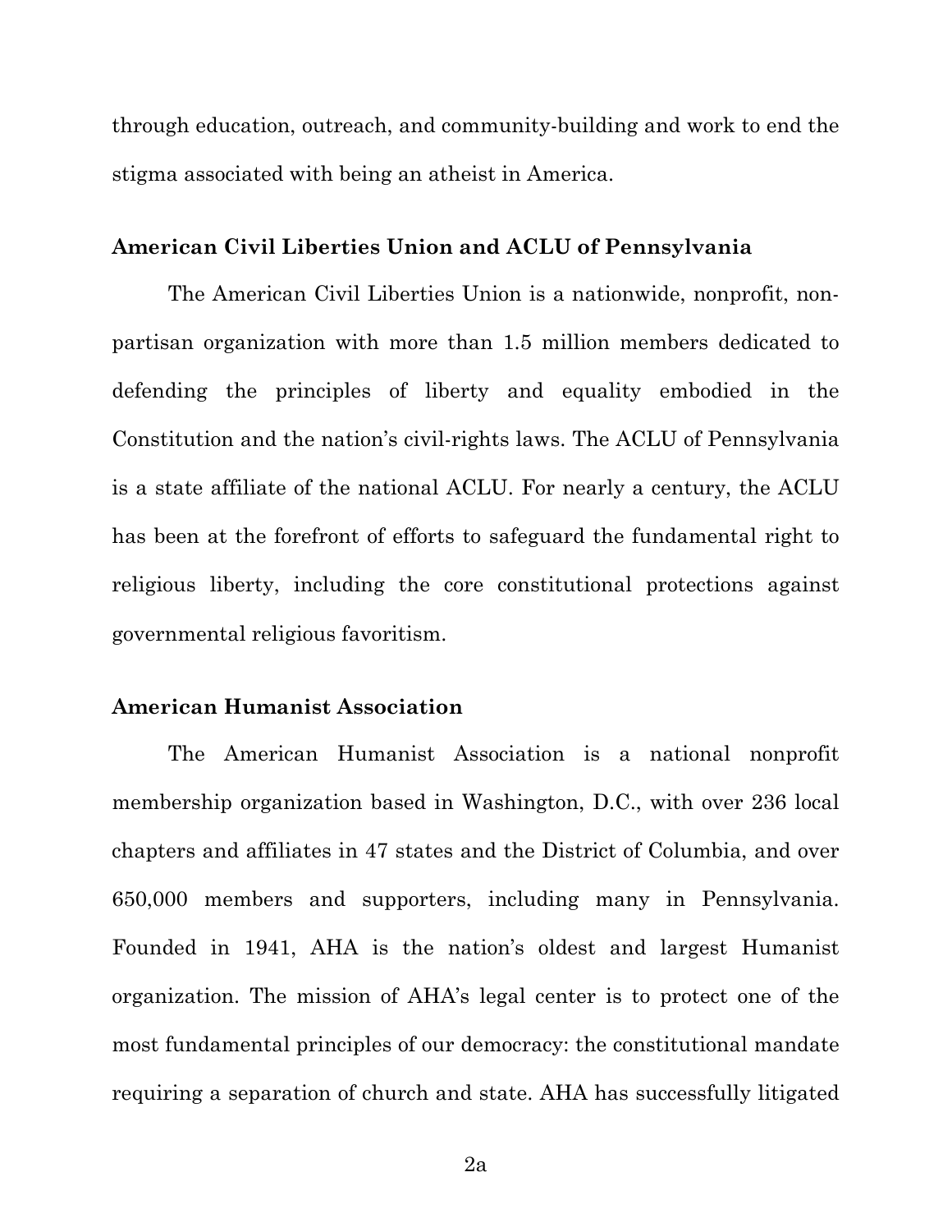through education, outreach, and community-building and work to end the stigma associated with being an atheist in America.

**American Civil Liberties Union and ACLU of Pennsylvania**

The American Civil Liberties Union is a nationwide, nonprofit, non-partisan organization with more than 1.5 million members dedicated to defending the principles of liberty and equality embodied in the Constitution and the nation's civil-rights laws. The ACLU of Pennsylvania is a state affiliate of the national ACLU. For nearly a century, the ACLU has been at the forefront of efforts to safeguard the fundamental right to religious liberty, including the core constitutional protections against governmental religious favoritism.

**American Humanist Association**

The American Humanist Association is a national nonprofit membership organization based in Washington, D.C., with over 236 local chapters and affiliates in 47 states and the District of Columbia, and over 650,000 members and supporters, including many in Pennsylvania. Founded in 1941, AHA is the nation's oldest and largest Humanist organization. The mission of AHA's legal center is to protect one of the most fundamental principles of our democracy: the constitutional mandate requiring a separation of church and state. AHA has successfully litigated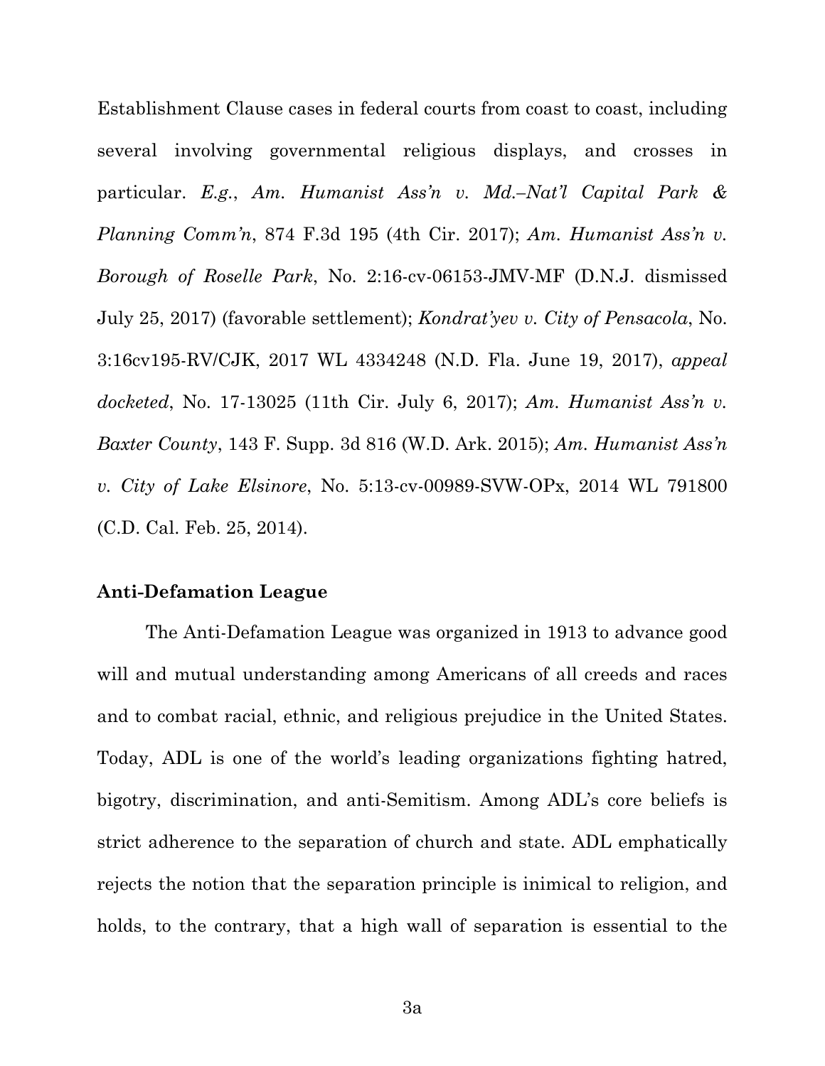Establishment Clause cases in federal courts from coast to coast, including several involving governmental religious displays, and crosses in particular. *E.g.*, *Am. Humanist Ass'n v. Md.–Nat'l Capital Park & Planning Comm'n*, 874 F.3d 195 (4th Cir. 2017); *Am. Humanist Ass'n v. Borough of Roselle Park*, No. 2:16-cv-06153-JMV-MF (D.N.J. dismissed July 25, 2017) (favorable settlement); *Kondrat'yev v. City of Pensacola*, No. 3:16cv195-RV/CJK, 2017 WL 4334248 (N.D. Fla. June 19, 2017), *appeal docketed*, No. 17-13025 (11th Cir. July 6, 2017); *Am. Humanist Ass'n v. Baxter County*, 143 F. Supp. 3d 816 (W.D. Ark. 2015); *Am. Humanist Ass'n v. City of Lake Elsinore*, No. 5:13-cv-00989-SVW-OPx, 2014 WL 791800 (C.D. Cal. Feb. 25, 2014).

**Anti-Defamation League**

The Anti-Defamation League was organized in 1913 to advance good will and mutual understanding among Americans of all creeds and races and to combat racial, ethnic, and religious prejudice in the United States. Today, ADL is one of the world's leading organizations fighting hatred, bigotry, discrimination, and anti-Semitism. Among ADL's core beliefs is strict adherence to the separation of church and state. ADL emphatically rejects the notion that the separation principle is inimical to religion, and holds, to the contrary, that a high wall of separation is essential to the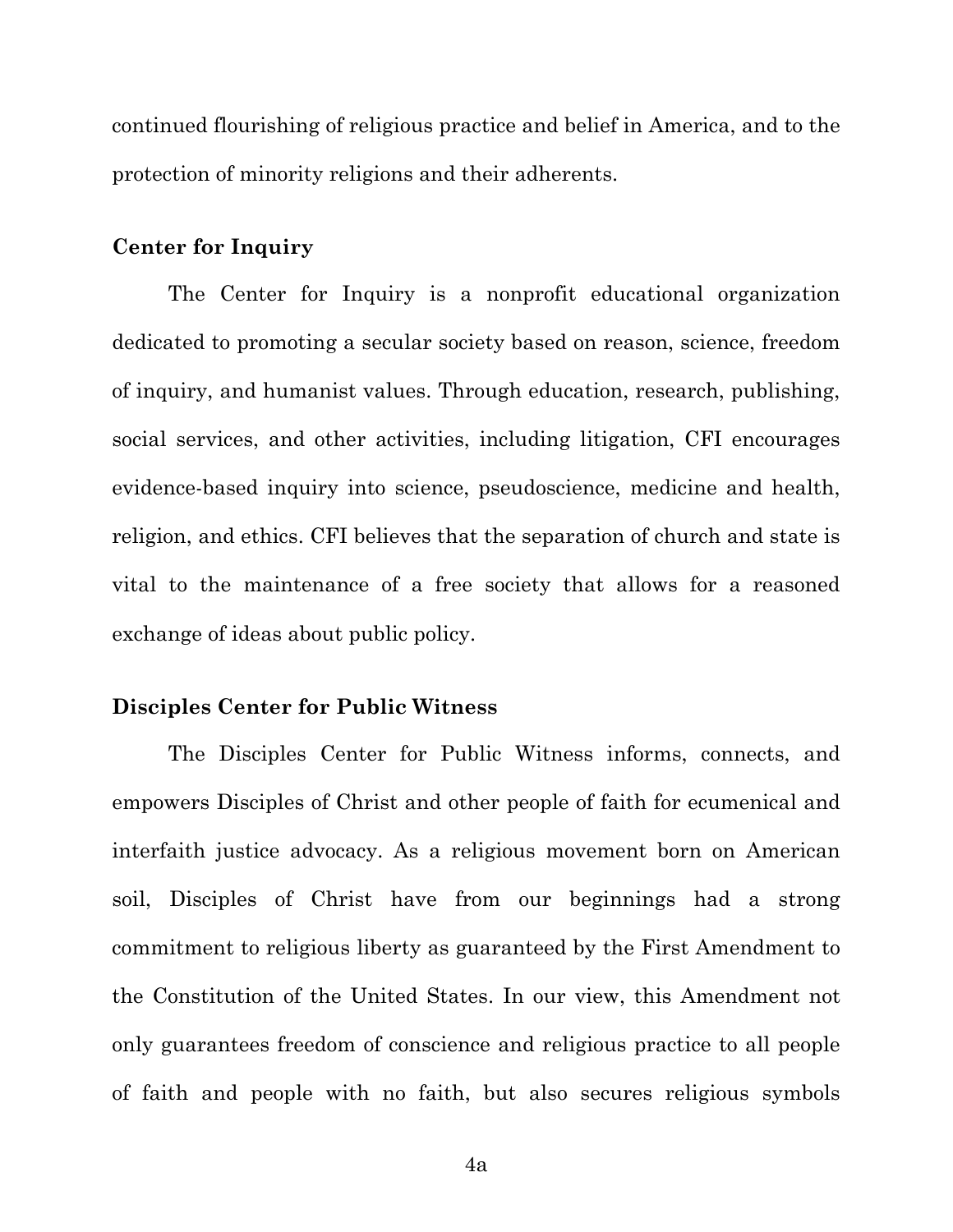continued flourishing of religious practice and belief in America, and to the protection of minority religions and their adherents.

**Center for Inquiry**

The Center for Inquiry is a nonprofit educational organization dedicated to promoting a secular society based on reason, science, freedom of inquiry, and humanist values. Through education, research, publishing, social services, and other activities, including litigation, CFI encourages evidence-based inquiry into science, pseudoscience, medicine and health, religion, and ethics. CFI believes that the separation of church and state is vital to the maintenance of a free society that allows for a reasoned exchange of ideas about public policy.

**Disciples Center for Public Witness**

The Disciples Center for Public Witness informs, connects, and empowers Disciples of Christ and other people of faith for ecumenical and interfaith justice advocacy. As a religious movement born on American soil, Disciples of Christ have from our beginnings had a strong commitment to religious liberty as guaranteed by the First Amendment to the Constitution of the United States. In our view, this Amendment not only guarantees freedom of conscience and religious practice to all people of faith and people with no faith, but also secures religious symbols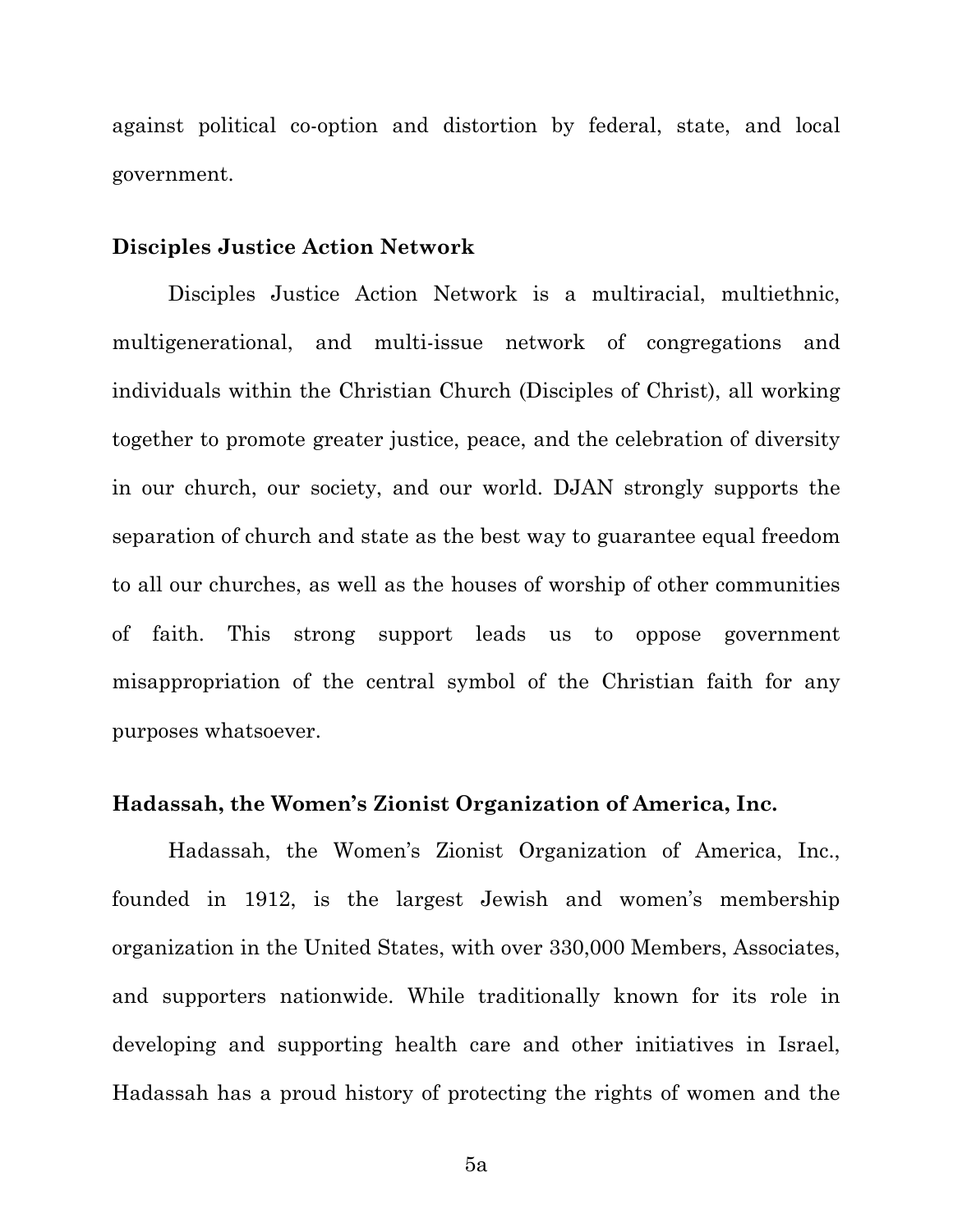against political co-option and distortion by federal, state, and local government.

**Disciples Justice Action Network**

Disciples Justice Action Network is a multiracial, multiethnic, multigenerational, and multi-issue network of congregations and individuals within the Christian Church (Disciples of Christ), all working together to promote greater justice, peace, and the celebration of diversity in our church, our society, and our world. DJAN strongly supports the separation of church and state as the best way to guarantee equal freedom to all our churches, as well as the houses of worship of other communities of faith. This strong support leads us to oppose government misappropriation of the central symbol of the Christian faith for any purposes whatsoever.

**Hadassah, the Women's Zionist Organization of America, Inc.**

Hadassah, the Women's Zionist Organization of America, Inc., founded in 1912, is the largest Jewish and women's membership organization in the United States, with over 330,000 Members, Associates, and supporters nationwide. While traditionally known for its role in developing and supporting health care and other initiatives in Israel, Hadassah has a proud history of protecting the rights of women and the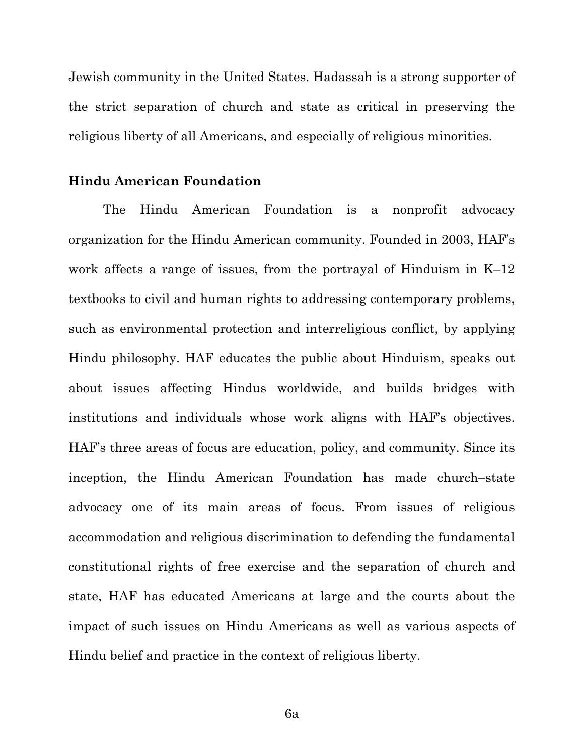Jewish community in the United States. Hadassah is a strong supporter of the strict separation of church and state as critical in preserving the religious liberty of all Americans, and especially of religious minorities.

**Hindu American Foundation**

The Hindu American Foundation is a nonprofit advocacy organization for the Hindu American community. Founded in 2003, HAF's work affects a range of issues, from the portrayal of Hinduism in K–12 textbooks to civil and human rights to addressing contemporary problems, such as environmental protection and interreligious conflict, by applying Hindu philosophy. HAF educates the public about Hinduism, speaks out about issues affecting Hindus worldwide, and builds bridges with institutions and individuals whose work aligns with HAF's objectives. HAF's three areas of focus are education, policy, and community. Since its inception, the Hindu American Foundation has made church–state advocacy one of its main areas of focus. From issues of religious accommodation and religious discrimination to defending the fundamental constitutional rights of free exercise and the separation of church and state, HAF has educated Americans at large and the courts about the impact of such issues on Hindu Americans as well as various aspects of Hindu belief and practice in the context of religious liberty.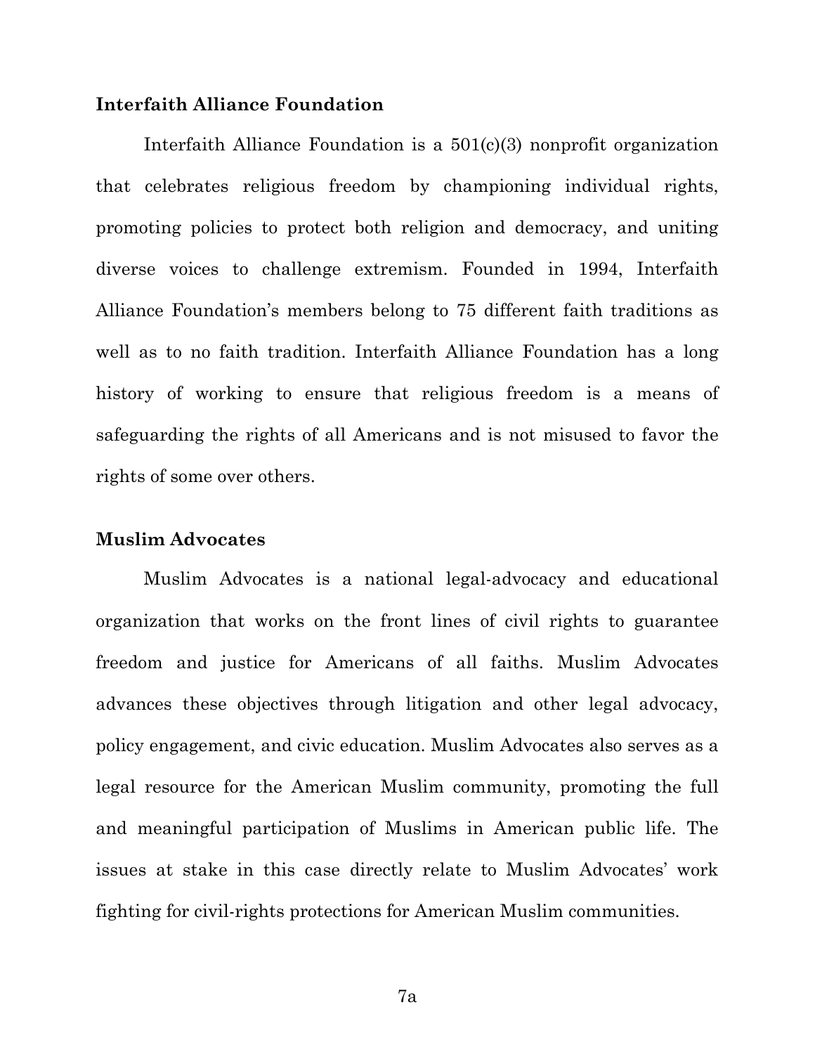**Interfaith Alliance Foundation**

Interfaith Alliance Foundation is a 501(c)(3) nonprofit organization that celebrates religious freedom by championing individual rights, promoting policies to protect both religion and democracy, and uniting diverse voices to challenge extremism. Founded in 1994, Interfaith Alliance Foundation's members belong to 75 different faith traditions as well as to no faith tradition. Interfaith Alliance Foundation has a long history of working to ensure that religious freedom is a means of safeguarding the rights of all Americans and is not misused to favor the rights of some over others.

**Muslim Advocates**

Muslim Advocates is a national legal-advocacy and educational organization that works on the front lines of civil rights to guarantee freedom and justice for Americans of all faiths. Muslim Advocates advances these objectives through litigation and other legal advocacy, policy engagement, and civic education. Muslim Advocates also serves as a legal resource for the American Muslim community, promoting the full and meaningful participation of Muslims in American public life. The issues at stake in this case directly relate to Muslim Advocates' work fighting for civil-rights protections for American Muslim communities.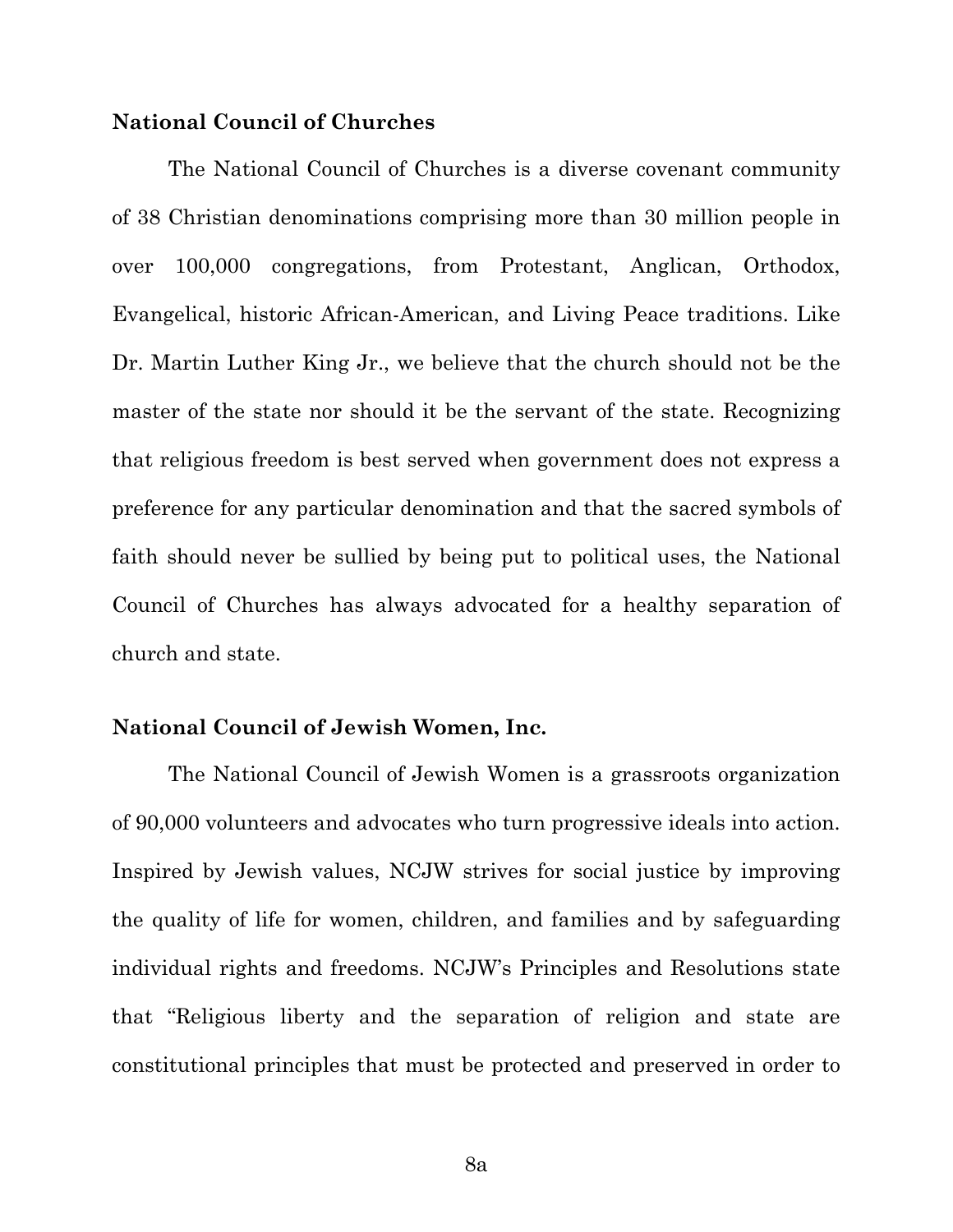**National Council of Churches**

The National Council of Churches is a diverse covenant community of 38 Christian denominations comprising more than 30 million people in over 100,000 congregations, from Protestant, Anglican, Orthodox, Evangelical, historic African-American, and Living Peace traditions. Like Dr. Martin Luther King Jr., we believe that the church should not be the master of the state nor should it be the servant of the state. Recognizing that religious freedom is best served when government does not express a preference for any particular denomination and that the sacred symbols of faith should never be sullied by being put to political uses, the National Council of Churches has always advocated for a healthy separation of church and state.

**National Council of Jewish Women, Inc.**

The National Council of Jewish Women is a grassroots organization of 90,000 volunteers and advocates who turn progressive ideals into action. Inspired by Jewish values, NCJW strives for social justice by improving the quality of life for women, children, and families and by safeguarding individual rights and freedoms. NCJW's Principles and Resolutions state that "Religious liberty and the separation of religion and state are constitutional principles that must be protected and preserved in order to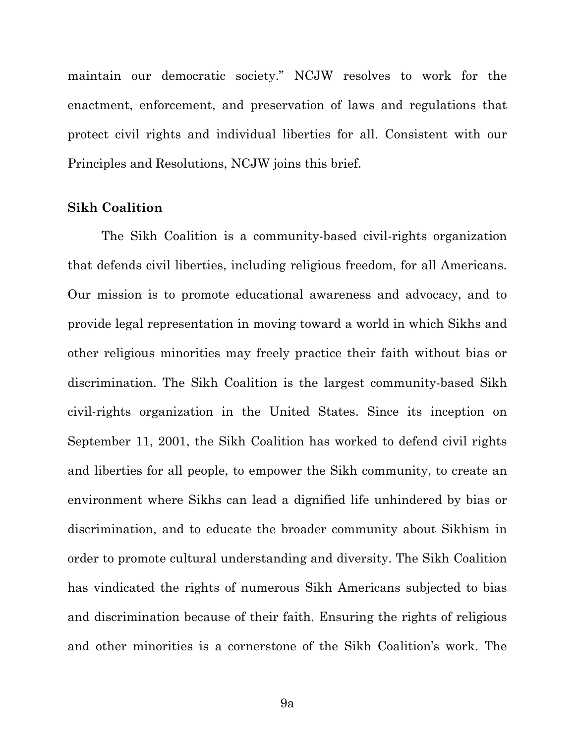maintain our democratic society." NCJW resolves to work for the enactment, enforcement, and preservation of laws and regulations that protect civil rights and individual liberties for all. Consistent with our Principles and Resolutions, NCJW joins this brief.

**Sikh Coalition**

The Sikh Coalition is a community-based civil-rights organization that defends civil liberties, including religious freedom, for all Americans. Our mission is to promote educational awareness and advocacy, and to provide legal representation in moving toward a world in which Sikhs and other religious minorities may freely practice their faith without bias or discrimination. The Sikh Coalition is the largest community-based Sikh civil-rights organization in the United States. Since its inception on September 11, 2001, the Sikh Coalition has worked to defend civil rights and liberties for all people, to empower the Sikh community, to create an environment where Sikhs can lead a dignified life unhindered by bias or discrimination, and to educate the broader community about Sikhism in order to promote cultural understanding and diversity. The Sikh Coalition has vindicated the rights of numerous Sikh Americans subjected to bias and discrimination because of their faith. Ensuring the rights of religious and other minorities is a cornerstone of the Sikh Coalition's work. The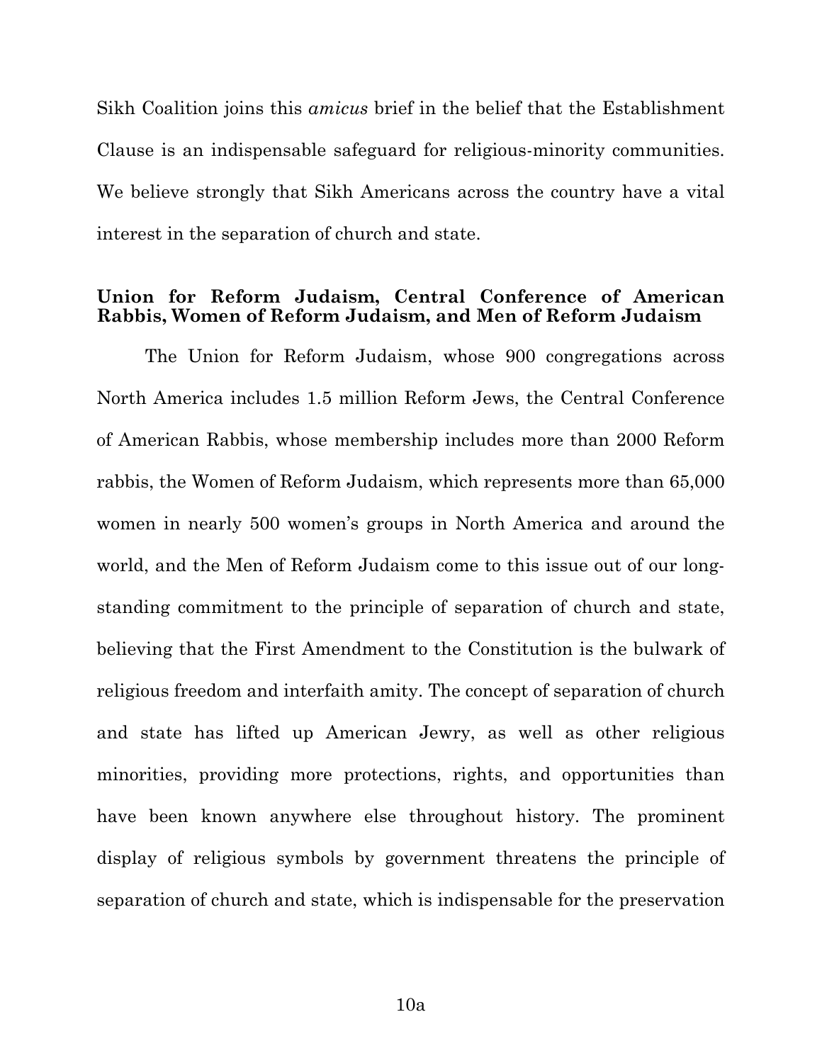Sikh Coalition joins this *amicus* brief in the belief that the Establishment Clause is an indispensable safeguard for religious-minority communities. We believe strongly that Sikh Americans across the country have a vital interest in the separation of church and state.

**Union for Reform Judaism, Central Conference of American Rabbis, Women of Reform Judaism, and Men of Reform Judaism**

The Union for Reform Judaism, whose 900 congregations across North America includes 1.5 million Reform Jews, the Central Conference of American Rabbis, whose membership includes more than 2000 Reform rabbis, the Women of Reform Judaism, which represents more than 65,000 women in nearly 500 women's groups in North America and around the world, and the Men of Reform Judaism come to this issue out of our long-standing commitment to the principle of separation of church and state, believing that the First Amendment to the Constitution is the bulwark of religious freedom and interfaith amity. The concept of separation of church and state has lifted up American Jewry, as well as other religious minorities, providing more protections, rights, and opportunities than have been known anywhere else throughout history. The prominent display of religious symbols by government threatens the principle of separation of church and state, which is indispensable for the preservation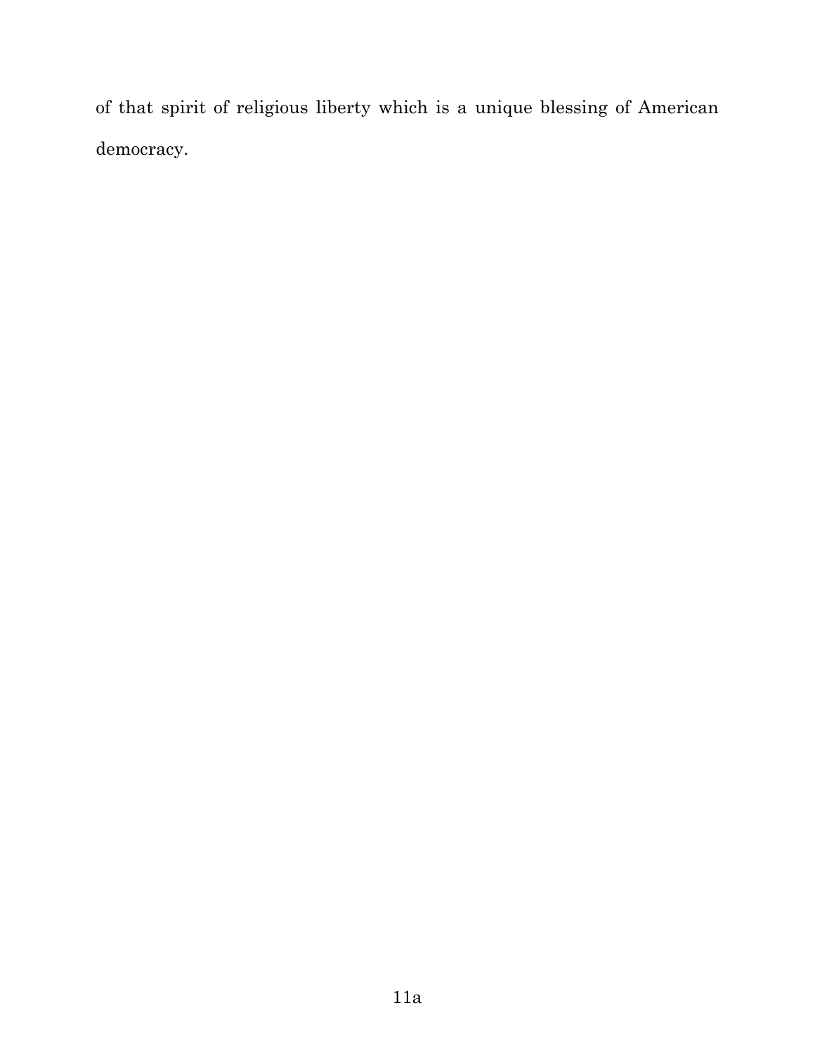of that spirit of religious liberty which is a unique blessing of American democracy.